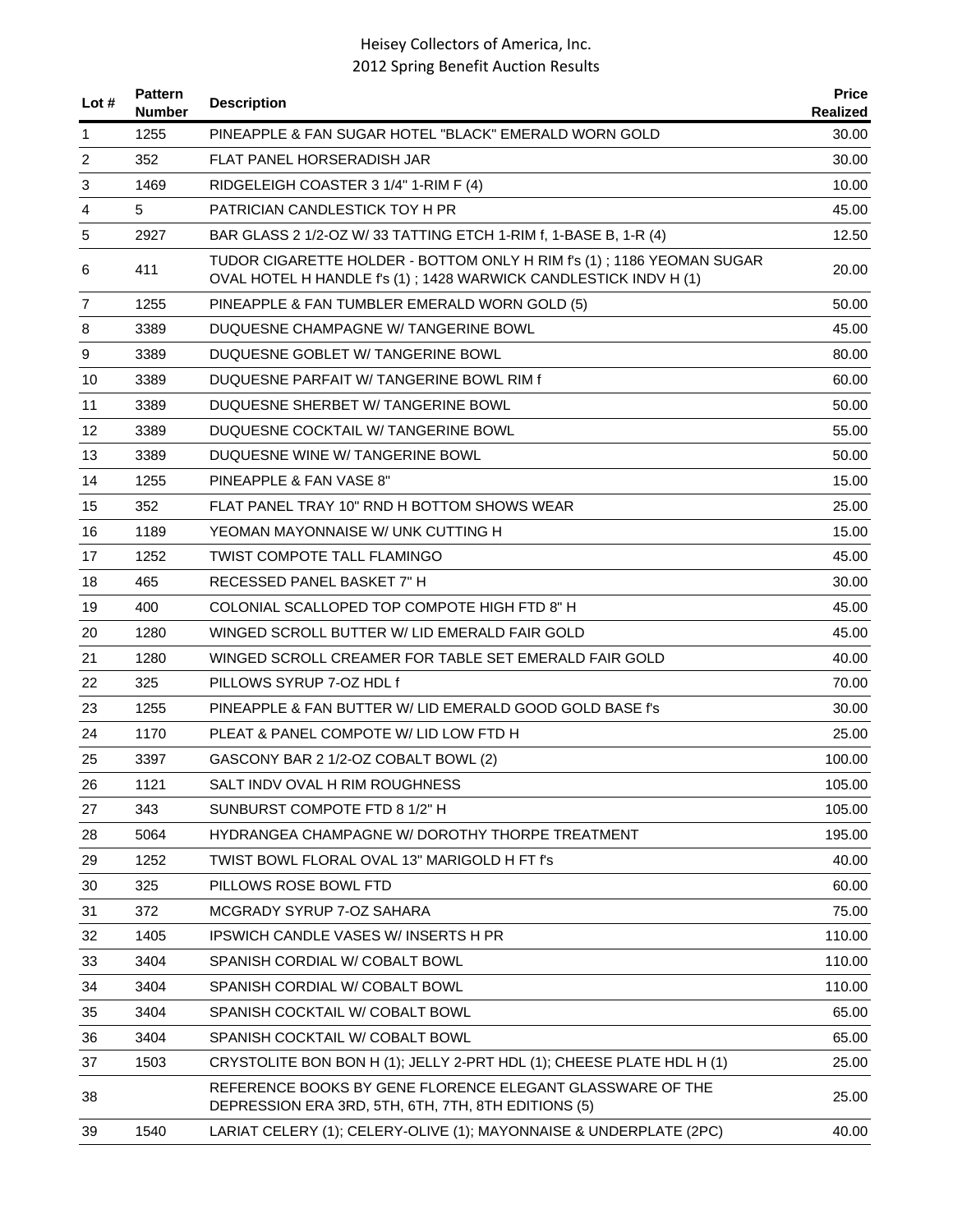# Heisey Collectors of America, Inc.
## 2012 Spring Benefit Auction Results

| Lot # | Pattern Number | Description | Price Realized |
|---|---|---|---|
| 1 | 1255 | PINEAPPLE & FAN SUGAR HOTEL "BLACK" EMERALD WORN GOLD | 30.00 |
| 2 | 352 | FLAT PANEL HORSERADISH JAR | 30.00 |
| 3 | 1469 | RIDGELEIGH COASTER 3 1/4" 1-RIM F (4) | 10.00 |
| 4 | 5 | PATRICIAN CANDLESTICK TOY H PR | 45.00 |
| 5 | 2927 | BAR GLASS 2 1/2-OZ W/ 33 TATTING ETCH 1-RIM f, 1-BASE B, 1-R (4) | 12.50 |
| 6 | 411 | TUDOR CIGARETTE HOLDER - BOTTOM ONLY H RIM f's (1) ; 1186 YEOMAN SUGAR OVAL HOTEL H HANDLE f's (1) ; 1428 WARWICK CANDLESTICK INDV H (1) | 20.00 |
| 7 | 1255 | PINEAPPLE & FAN TUMBLER EMERALD WORN GOLD (5) | 50.00 |
| 8 | 3389 | DUQUESNE CHAMPAGNE W/ TANGERINE BOWL | 45.00 |
| 9 | 3389 | DUQUESNE GOBLET W/ TANGERINE BOWL | 80.00 |
| 10 | 3389 | DUQUESNE PARFAIT W/ TANGERINE BOWL RIM f | 60.00 |
| 11 | 3389 | DUQUESNE SHERBET W/ TANGERINE BOWL | 50.00 |
| 12 | 3389 | DUQUESNE COCKTAIL W/ TANGERINE BOWL | 55.00 |
| 13 | 3389 | DUQUESNE WINE W/ TANGERINE BOWL | 50.00 |
| 14 | 1255 | PINEAPPLE & FAN VASE 8" | 15.00 |
| 15 | 352 | FLAT PANEL TRAY 10" RND H BOTTOM SHOWS WEAR | 25.00 |
| 16 | 1189 | YEOMAN MAYONNAISE W/ UNK CUTTING H | 15.00 |
| 17 | 1252 | TWIST COMPOTE TALL FLAMINGO | 45.00 |
| 18 | 465 | RECESSED PANEL BASKET 7" H | 30.00 |
| 19 | 400 | COLONIAL SCALLOPED TOP COMPOTE HIGH FTD 8" H | 45.00 |
| 20 | 1280 | WINGED SCROLL BUTTER W/ LID EMERALD FAIR GOLD | 45.00 |
| 21 | 1280 | WINGED SCROLL CREAMER FOR TABLE SET EMERALD FAIR GOLD | 40.00 |
| 22 | 325 | PILLOWS SYRUP 7-OZ HDL f | 70.00 |
| 23 | 1255 | PINEAPPLE & FAN BUTTER W/ LID EMERALD GOOD GOLD BASE f's | 30.00 |
| 24 | 1170 | PLEAT & PANEL COMPOTE W/ LID LOW FTD H | 25.00 |
| 25 | 3397 | GASCONY BAR 2 1/2-OZ COBALT BOWL (2) | 100.00 |
| 26 | 1121 | SALT INDV OVAL H RIM ROUGHNESS | 105.00 |
| 27 | 343 | SUNBURST COMPOTE FTD 8 1/2" H | 105.00 |
| 28 | 5064 | HYDRANGEA CHAMPAGNE W/ DOROTHY THORPE TREATMENT | 195.00 |
| 29 | 1252 | TWIST BOWL FLORAL OVAL 13" MARIGOLD H FT f's | 40.00 |
| 30 | 325 | PILLOWS ROSE BOWL FTD | 60.00 |
| 31 | 372 | MCGRADY SYRUP 7-OZ SAHARA | 75.00 |
| 32 | 1405 | IPSWICH CANDLE VASES W/ INSERTS H PR | 110.00 |
| 33 | 3404 | SPANISH CORDIAL W/ COBALT BOWL | 110.00 |
| 34 | 3404 | SPANISH CORDIAL W/ COBALT BOWL | 110.00 |
| 35 | 3404 | SPANISH COCKTAIL W/ COBALT BOWL | 65.00 |
| 36 | 3404 | SPANISH COCKTAIL W/ COBALT BOWL | 65.00 |
| 37 | 1503 | CRYSTOLITE BON BON H (1); JELLY 2-PRT HDL (1); CHEESE PLATE HDL H (1) | 25.00 |
| 38 | | REFERENCE BOOKS BY GENE FLORENCE ELEGANT GLASSWARE OF THE DEPRESSION ERA 3RD, 5TH, 6TH, 7TH, 8TH EDITIONS (5) | 25.00 |
| 39 | 1540 | LARIAT CELERY (1); CELERY-OLIVE (1); MAYONNAISE & UNDERPLATE (2PC) | 40.00 |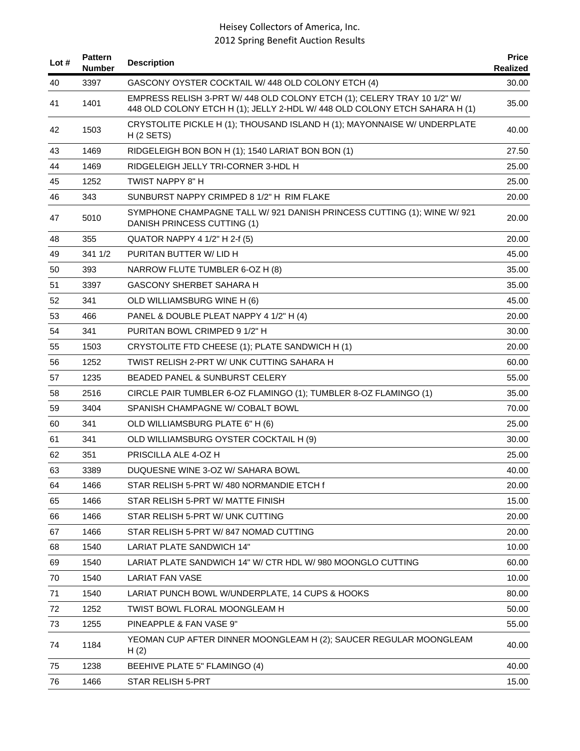| Lot # | Pattern Number | Description | Price Realized |
|---|---|---|---|
| 40 | 3397 | GASCONY OYSTER COCKTAIL W/ 448 OLD COLONY ETCH (4) | 30.00 |
| 41 | 1401 | EMPRESS RELISH 3-PRT W/ 448 OLD COLONY ETCH (1); CELERY TRAY 10 1/2" W/ 448 OLD COLONY ETCH H (1); JELLY 2-HDL W/ 448 OLD COLONY ETCH SAHARA H (1) | 35.00 |
| 42 | 1503 | CRYSTOLITE PICKLE H (1); THOUSAND ISLAND H (1); MAYONNAISE W/ UNDERPLATE H (2 SETS) | 40.00 |
| 43 | 1469 | RIDGELEIGH BON BON H (1); 1540 LARIAT BON BON (1) | 27.50 |
| 44 | 1469 | RIDGELEIGH JELLY TRI-CORNER 3-HDL H | 25.00 |
| 45 | 1252 | TWIST NAPPY 8" H | 25.00 |
| 46 | 343 | SUNBURST NAPPY CRIMPED 8 1/2" H RIM FLAKE | 20.00 |
| 47 | 5010 | SYMPHONE CHAMPAGNE TALL W/ 921 DANISH PRINCESS CUTTING (1); WINE W/ 921 DANISH PRINCESS CUTTING (1) | 20.00 |
| 48 | 355 | QUATOR NAPPY 4 1/2" H 2-f (5) | 20.00 |
| 49 | 341 1/2 | PURITAN BUTTER W/ LID H | 45.00 |
| 50 | 393 | NARROW FLUTE TUMBLER 6-OZ H (8) | 35.00 |
| 51 | 3397 | GASCONY SHERBET SAHARA H | 35.00 |
| 52 | 341 | OLD WILLIAMSBURG WINE H (6) | 45.00 |
| 53 | 466 | PANEL & DOUBLE PLEAT NAPPY 4 1/2" H (4) | 20.00 |
| 54 | 341 | PURITAN BOWL CRIMPED 9 1/2" H | 30.00 |
| 55 | 1503 | CRYSTOLITE FTD CHEESE (1); PLATE SANDWICH H (1) | 20.00 |
| 56 | 1252 | TWIST RELISH 2-PRT W/ UNK CUTTING SAHARA H | 60.00 |
| 57 | 1235 | BEADED PANEL & SUNBURST CELERY | 55.00 |
| 58 | 2516 | CIRCLE PAIR TUMBLER 6-OZ FLAMINGO (1); TUMBLER 8-OZ FLAMINGO (1) | 35.00 |
| 59 | 3404 | SPANISH CHAMPAGNE W/ COBALT BOWL | 70.00 |
| 60 | 341 | OLD WILLIAMSBURG PLATE 6" H (6) | 25.00 |
| 61 | 341 | OLD WILLIAMSBURG OYSTER COCKTAIL H (9) | 30.00 |
| 62 | 351 | PRISCILLA ALE 4-OZ H | 25.00 |
| 63 | 3389 | DUQUESNE WINE 3-OZ W/ SAHARA BOWL | 40.00 |
| 64 | 1466 | STAR RELISH 5-PRT W/ 480 NORMANDIE ETCH f | 20.00 |
| 65 | 1466 | STAR RELISH 5-PRT W/ MATTE FINISH | 15.00 |
| 66 | 1466 | STAR RELISH 5-PRT W/ UNK CUTTING | 20.00 |
| 67 | 1466 | STAR RELISH 5-PRT W/ 847 NOMAD CUTTING | 20.00 |
| 68 | 1540 | LARIAT PLATE SANDWICH 14" | 10.00 |
| 69 | 1540 | LARIAT PLATE SANDWICH 14" W/ CTR HDL W/ 980 MOONGLO CUTTING | 60.00 |
| 70 | 1540 | LARIAT FAN VASE | 10.00 |
| 71 | 1540 | LARIAT PUNCH BOWL W/UNDERPLATE, 14 CUPS & HOOKS | 80.00 |
| 72 | 1252 | TWIST BOWL FLORAL MOONGLEAM H | 50.00 |
| 73 | 1255 | PINEAPPLE & FAN VASE 9" | 55.00 |
| 74 | 1184 | YEOMAN CUP AFTER DINNER MOONGLEAM H (2); SAUCER REGULAR MOONGLEAM H (2) | 40.00 |
| 75 | 1238 | BEEHIVE PLATE 5" FLAMINGO (4) | 40.00 |
| 76 | 1466 | STAR RELISH 5-PRT | 15.00 |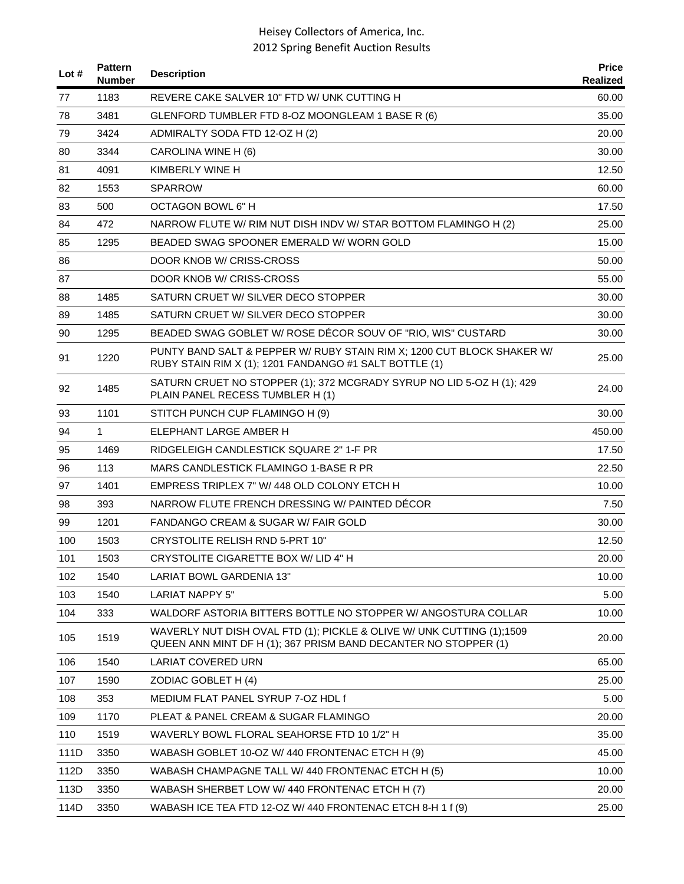| Lot # | Pattern Number | Description | Price Realized |
|---|---|---|---|
| 77 | 1183 | REVERE CAKE SALVER 10" FTD W/ UNK CUTTING H | 60.00 |
| 78 | 3481 | GLENFORD TUMBLER FTD 8-OZ MOONGLEAM 1 BASE R (6) | 35.00 |
| 79 | 3424 | ADMIRALTY SODA FTD 12-OZ H (2) | 20.00 |
| 80 | 3344 | CAROLINA WINE H (6) | 30.00 |
| 81 | 4091 | KIMBERLY WINE H | 12.50 |
| 82 | 1553 | SPARROW | 60.00 |
| 83 | 500 | OCTAGON BOWL 6" H | 17.50 |
| 84 | 472 | NARROW FLUTE W/ RIM NUT DISH INDV W/ STAR BOTTOM FLAMINGO H (2) | 25.00 |
| 85 | 1295 | BEADED SWAG SPOONER EMERALD W/ WORN GOLD | 15.00 |
| 86 | | DOOR KNOB W/ CRISS-CROSS | 50.00 |
| 87 | | DOOR KNOB W/ CRISS-CROSS | 55.00 |
| 88 | 1485 | SATURN CRUET W/ SILVER DECO STOPPER | 30.00 |
| 89 | 1485 | SATURN CRUET W/ SILVER DECO STOPPER | 30.00 |
| 90 | 1295 | BEADED SWAG GOBLET W/ ROSE DÉCOR SOUV OF "RIO, WIS" CUSTARD | 30.00 |
| 91 | 1220 | PUNTY BAND SALT & PEPPER W/ RUBY STAIN RIM X; 1200 CUT BLOCK SHAKER W/ RUBY STAIN RIM X (1); 1201 FANDANGO #1 SALT BOTTLE (1) | 25.00 |
| 92 | 1485 | SATURN CRUET NO STOPPER (1); 372 MCGRADY SYRUP NO LID 5-OZ H (1); 429 PLAIN PANEL RECESS TUMBLER H (1) | 24.00 |
| 93 | 1101 | STITCH PUNCH CUP FLAMINGO H (9) | 30.00 |
| 94 | 1 | ELEPHANT LARGE AMBER H | 450.00 |
| 95 | 1469 | RIDGELEIGH CANDLESTICK SQUARE 2" 1-F PR | 17.50 |
| 96 | 113 | MARS CANDLESTICK FLAMINGO 1-BASE R PR | 22.50 |
| 97 | 1401 | EMPRESS TRIPLEX 7" W/ 448 OLD COLONY ETCH H | 10.00 |
| 98 | 393 | NARROW FLUTE FRENCH DRESSING W/ PAINTED DÉCOR | 7.50 |
| 99 | 1201 | FANDANGO CREAM & SUGAR W/ FAIR GOLD | 30.00 |
| 100 | 1503 | CRYSTOLITE RELISH RND 5-PRT 10" | 12.50 |
| 101 | 1503 | CRYSTOLITE CIGARETTE BOX W/ LID 4" H | 20.00 |
| 102 | 1540 | LARIAT BOWL GARDENIA 13" | 10.00 |
| 103 | 1540 | LARIAT NAPPY 5" | 5.00 |
| 104 | 333 | WALDORF ASTORIA BITTERS BOTTLE NO STOPPER W/ ANGOSTURA COLLAR | 10.00 |
| 105 | 1519 | WAVERLY NUT DISH OVAL FTD (1); PICKLE & OLIVE W/ UNK CUTTING (1);1509 QUEEN ANN MINT DF H (1); 367 PRISM BAND DECANTER NO STOPPER (1) | 20.00 |
| 106 | 1540 | LARIAT COVERED URN | 65.00 |
| 107 | 1590 | ZODIAC GOBLET H (4) | 25.00 |
| 108 | 353 | MEDIUM FLAT PANEL SYRUP 7-OZ HDL f | 5.00 |
| 109 | 1170 | PLEAT & PANEL CREAM & SUGAR FLAMINGO | 20.00 |
| 110 | 1519 | WAVERLY BOWL FLORAL SEAHORSE FTD 10 1/2" H | 35.00 |
| 111D | 3350 | WABASH GOBLET 10-OZ W/ 440 FRONTENAC ETCH H (9) | 45.00 |
| 112D | 3350 | WABASH CHAMPAGNE TALL W/ 440 FRONTENAC ETCH H (5) | 10.00 |
| 113D | 3350 | WABASH SHERBET LOW W/ 440 FRONTENAC ETCH H (7) | 20.00 |
| 114D | 3350 | WABASH ICE TEA FTD 12-OZ W/ 440 FRONTENAC ETCH 8-H 1 f (9) | 25.00 |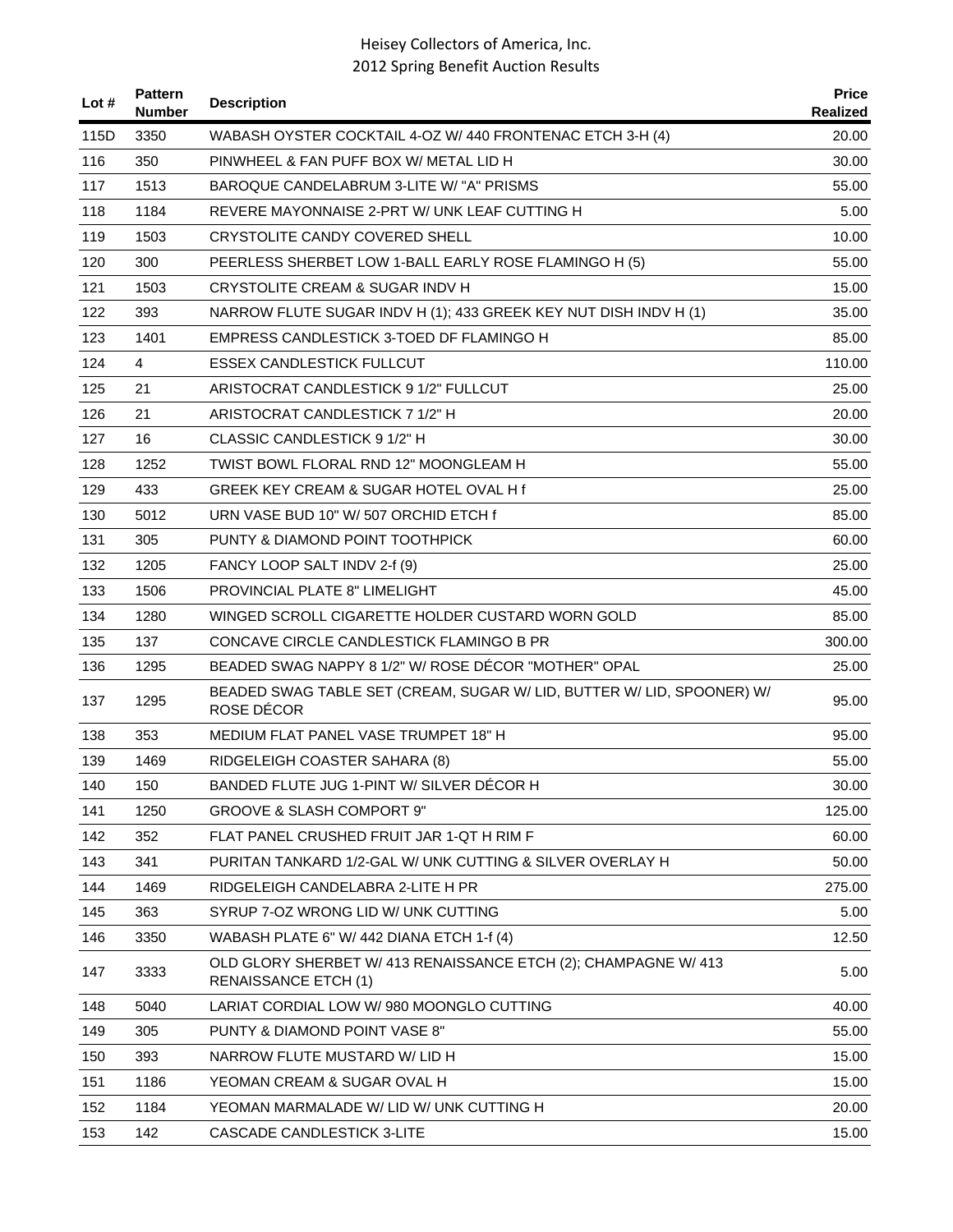| Lot # | Pattern Number | Description | Price Realized |
|---|---|---|---|
| 115D | 3350 | WABASH OYSTER COCKTAIL 4-OZ W/ 440 FRONTENAC ETCH 3-H (4) | 20.00 |
| 116 | 350 | PINWHEEL & FAN PUFF BOX W/ METAL LID H | 30.00 |
| 117 | 1513 | BAROQUE CANDELABRUM 3-LITE W/ "A" PRISMS | 55.00 |
| 118 | 1184 | REVERE MAYONNAISE 2-PRT W/ UNK LEAF CUTTING H | 5.00 |
| 119 | 1503 | CRYSTOLITE CANDY COVERED SHELL | 10.00 |
| 120 | 300 | PEERLESS SHERBET LOW 1-BALL EARLY ROSE FLAMINGO H (5) | 55.00 |
| 121 | 1503 | CRYSTOLITE CREAM & SUGAR INDV H | 15.00 |
| 122 | 393 | NARROW FLUTE SUGAR INDV H (1); 433 GREEK KEY NUT DISH INDV H (1) | 35.00 |
| 123 | 1401 | EMPRESS CANDLESTICK 3-TOED DF FLAMINGO H | 85.00 |
| 124 | 4 | ESSEX CANDLESTICK FULLCUT | 110.00 |
| 125 | 21 | ARISTOCRAT CANDLESTICK 9 1/2" FULLCUT | 25.00 |
| 126 | 21 | ARISTOCRAT CANDLESTICK 7 1/2" H | 20.00 |
| 127 | 16 | CLASSIC CANDLESTICK 9 1/2" H | 30.00 |
| 128 | 1252 | TWIST BOWL FLORAL RND 12" MOONGLEAM H | 55.00 |
| 129 | 433 | GREEK KEY CREAM & SUGAR HOTEL OVAL H f | 25.00 |
| 130 | 5012 | URN VASE BUD 10" W/ 507 ORCHID ETCH f | 85.00 |
| 131 | 305 | PUNTY & DIAMOND POINT TOOTHPICK | 60.00 |
| 132 | 1205 | FANCY LOOP SALT INDV 2-f (9) | 25.00 |
| 133 | 1506 | PROVINCIAL PLATE 8" LIMELIGHT | 45.00 |
| 134 | 1280 | WINGED SCROLL CIGARETTE HOLDER CUSTARD WORN GOLD | 85.00 |
| 135 | 137 | CONCAVE CIRCLE CANDLESTICK FLAMINGO B PR | 300.00 |
| 136 | 1295 | BEADED SWAG NAPPY 8 1/2" W/ ROSE DÉCOR "MOTHER" OPAL | 25.00 |
| 137 | 1295 | BEADED SWAG TABLE SET (CREAM, SUGAR W/ LID, BUTTER W/ LID, SPOONER) W/ ROSE DÉCOR | 95.00 |
| 138 | 353 | MEDIUM FLAT PANEL VASE TRUMPET 18" H | 95.00 |
| 139 | 1469 | RIDGELEIGH COASTER SAHARA (8) | 55.00 |
| 140 | 150 | BANDED FLUTE JUG 1-PINT W/ SILVER DÉCOR H | 30.00 |
| 141 | 1250 | GROOVE & SLASH COMPORT 9" | 125.00 |
| 142 | 352 | FLAT PANEL CRUSHED FRUIT JAR 1-QT H RIM F | 60.00 |
| 143 | 341 | PURITAN TANKARD 1/2-GAL W/ UNK CUTTING & SILVER OVERLAY H | 50.00 |
| 144 | 1469 | RIDGELEIGH CANDELABRA 2-LITE H PR | 275.00 |
| 145 | 363 | SYRUP 7-OZ WRONG LID W/ UNK CUTTING | 5.00 |
| 146 | 3350 | WABASH PLATE 6" W/ 442 DIANA ETCH 1-f (4) | 12.50 |
| 147 | 3333 | OLD GLORY SHERBET W/ 413 RENAISSANCE ETCH (2); CHAMPAGNE W/ 413 RENAISSANCE ETCH (1) | 5.00 |
| 148 | 5040 | LARIAT CORDIAL LOW W/ 980 MOONGLO CUTTING | 40.00 |
| 149 | 305 | PUNTY & DIAMOND POINT VASE 8" | 55.00 |
| 150 | 393 | NARROW FLUTE MUSTARD W/ LID H | 15.00 |
| 151 | 1186 | YEOMAN CREAM & SUGAR OVAL H | 15.00 |
| 152 | 1184 | YEOMAN MARMALADE W/ LID W/ UNK CUTTING H | 20.00 |
| 153 | 142 | CASCADE CANDLESTICK 3-LITE | 15.00 |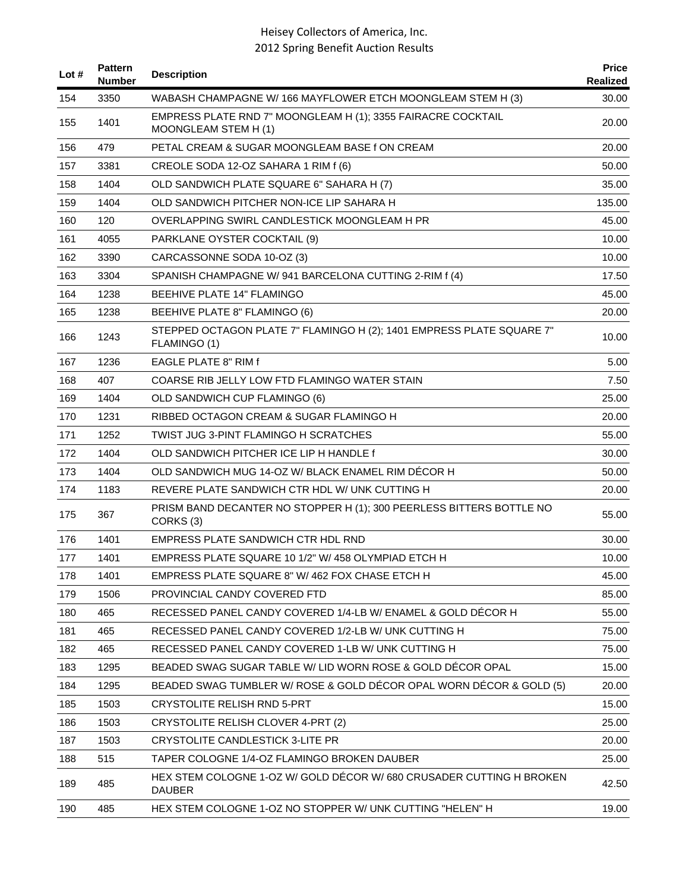| Lot # | Pattern Number | Description | Price Realized |
|---|---|---|---|
| 154 | 3350 | WABASH CHAMPAGNE W/ 166 MAYFLOWER ETCH MOONGLEAM STEM H (3) | 30.00 |
| 155 | 1401 | EMPRESS PLATE RND 7" MOONGLEAM H (1); 3355 FAIRACRE COCKTAIL MOONGLEAM STEM H (1) | 20.00 |
| 156 | 479 | PETAL CREAM & SUGAR MOONGLEAM BASE f ON CREAM | 20.00 |
| 157 | 3381 | CREOLE SODA 12-OZ SAHARA 1 RIM f (6) | 50.00 |
| 158 | 1404 | OLD SANDWICH PLATE SQUARE 6" SAHARA H (7) | 35.00 |
| 159 | 1404 | OLD SANDWICH PITCHER NON-ICE LIP SAHARA H | 135.00 |
| 160 | 120 | OVERLAPPING SWIRL CANDLESTICK MOONGLEAM H PR | 45.00 |
| 161 | 4055 | PARKLANE OYSTER COCKTAIL (9) | 10.00 |
| 162 | 3390 | CARCASSONNE SODA 10-OZ (3) | 10.00 |
| 163 | 3304 | SPANISH CHAMPAGNE W/ 941 BARCELONA CUTTING 2-RIM f (4) | 17.50 |
| 164 | 1238 | BEEHIVE PLATE 14" FLAMINGO | 45.00 |
| 165 | 1238 | BEEHIVE PLATE 8" FLAMINGO (6) | 20.00 |
| 166 | 1243 | STEPPED OCTAGON PLATE 7" FLAMINGO H (2); 1401 EMPRESS PLATE SQUARE 7" FLAMINGO (1) | 10.00 |
| 167 | 1236 | EAGLE PLATE 8" RIM f | 5.00 |
| 168 | 407 | COARSE RIB JELLY LOW FTD FLAMINGO WATER STAIN | 7.50 |
| 169 | 1404 | OLD SANDWICH CUP FLAMINGO (6) | 25.00 |
| 170 | 1231 | RIBBED OCTAGON CREAM & SUGAR FLAMINGO H | 20.00 |
| 171 | 1252 | TWIST JUG 3-PINT FLAMINGO H SCRATCHES | 55.00 |
| 172 | 1404 | OLD SANDWICH PITCHER ICE LIP H HANDLE f | 30.00 |
| 173 | 1404 | OLD SANDWICH MUG 14-OZ W/ BLACK ENAMEL RIM DÉCOR H | 50.00 |
| 174 | 1183 | REVERE PLATE SANDWICH CTR HDL W/ UNK CUTTING H | 20.00 |
| 175 | 367 | PRISM BAND DECANTER NO STOPPER H (1); 300 PEERLESS BITTERS BOTTLE NO CORKS (3) | 55.00 |
| 176 | 1401 | EMPRESS PLATE SANDWICH CTR HDL RND | 30.00 |
| 177 | 1401 | EMPRESS PLATE SQUARE 10 1/2" W/ 458 OLYMPIAD ETCH H | 10.00 |
| 178 | 1401 | EMPRESS PLATE SQUARE 8" W/ 462 FOX CHASE ETCH H | 45.00 |
| 179 | 1506 | PROVINCIAL CANDY COVERED FTD | 85.00 |
| 180 | 465 | RECESSED PANEL CANDY COVERED 1/4-LB W/ ENAMEL & GOLD DÉCOR H | 55.00 |
| 181 | 465 | RECESSED PANEL CANDY COVERED 1/2-LB W/ UNK CUTTING H | 75.00 |
| 182 | 465 | RECESSED PANEL CANDY COVERED 1-LB W/ UNK CUTTING H | 75.00 |
| 183 | 1295 | BEADED SWAG SUGAR TABLE W/ LID WORN ROSE & GOLD DÉCOR OPAL | 15.00 |
| 184 | 1295 | BEADED SWAG TUMBLER W/ ROSE & GOLD DÉCOR OPAL WORN DÉCOR & GOLD (5) | 20.00 |
| 185 | 1503 | CRYSTOLITE RELISH RND 5-PRT | 15.00 |
| 186 | 1503 | CRYSTOLITE RELISH CLOVER 4-PRT (2) | 25.00 |
| 187 | 1503 | CRYSTOLITE CANDLESTICK 3-LITE PR | 20.00 |
| 188 | 515 | TAPER COLOGNE 1/4-OZ FLAMINGO BROKEN DAUBER | 25.00 |
| 189 | 485 | HEX STEM COLOGNE 1-OZ W/ GOLD DÉCOR W/ 680 CRUSADER CUTTING H BROKEN DAUBER | 42.50 |
| 190 | 485 | HEX STEM COLOGNE 1-OZ NO STOPPER W/ UNK CUTTING "HELEN" H | 19.00 |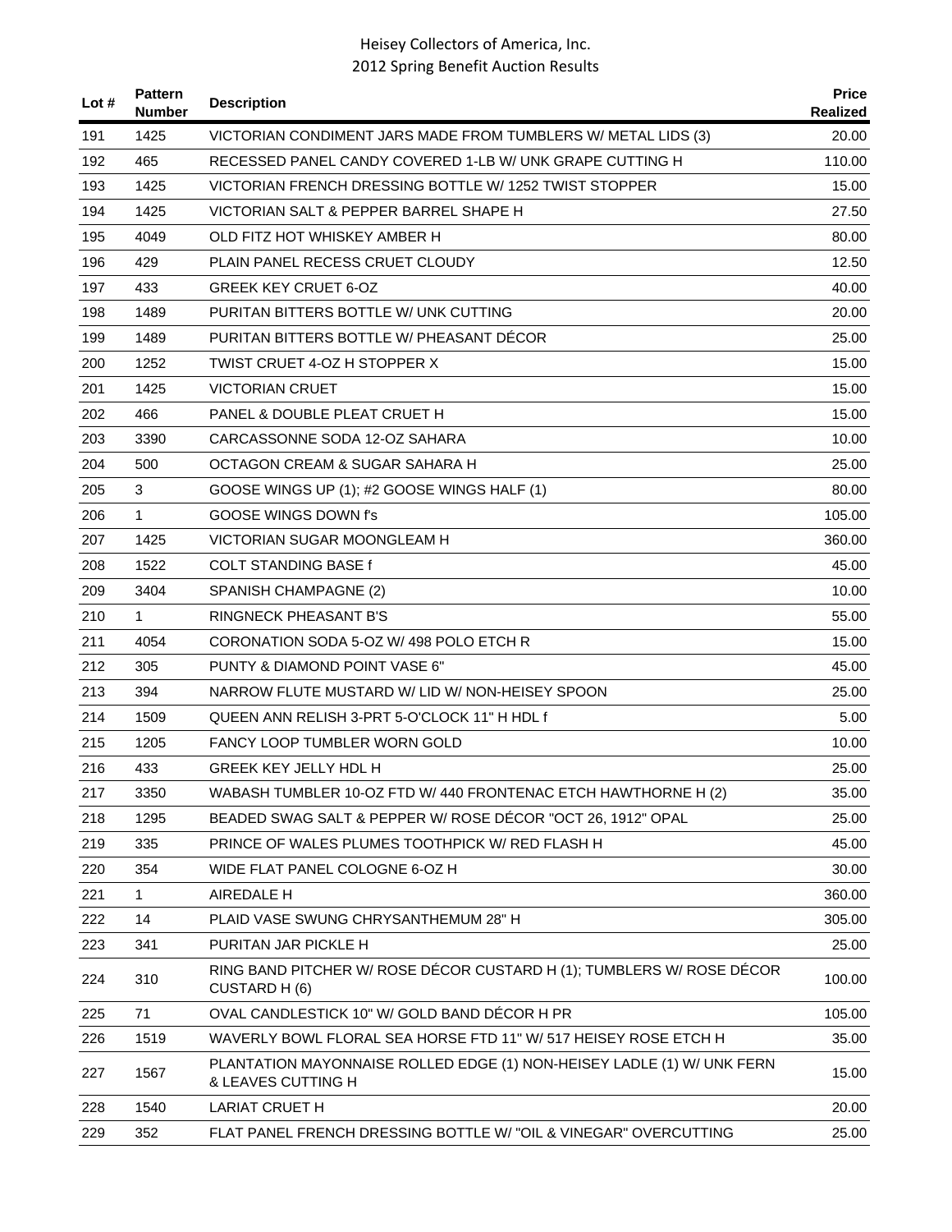| Lot # | Pattern Number | Description | Price Realized |
|---|---|---|---|
| 191 | 1425 | VICTORIAN CONDIMENT JARS MADE FROM TUMBLERS W/ METAL LIDS (3) | 20.00 |
| 192 | 465 | RECESSED PANEL CANDY COVERED 1-LB W/ UNK GRAPE CUTTING H | 110.00 |
| 193 | 1425 | VICTORIAN FRENCH DRESSING BOTTLE W/ 1252 TWIST STOPPER | 15.00 |
| 194 | 1425 | VICTORIAN SALT & PEPPER BARREL SHAPE H | 27.50 |
| 195 | 4049 | OLD FITZ HOT WHISKEY AMBER H | 80.00 |
| 196 | 429 | PLAIN PANEL RECESS CRUET CLOUDY | 12.50 |
| 197 | 433 | GREEK KEY CRUET 6-OZ | 40.00 |
| 198 | 1489 | PURITAN BITTERS BOTTLE W/ UNK CUTTING | 20.00 |
| 199 | 1489 | PURITAN BITTERS BOTTLE W/ PHEASANT DÉCOR | 25.00 |
| 200 | 1252 | TWIST CRUET 4-OZ H STOPPER X | 15.00 |
| 201 | 1425 | VICTORIAN CRUET | 15.00 |
| 202 | 466 | PANEL & DOUBLE PLEAT CRUET H | 15.00 |
| 203 | 3390 | CARCASSONNE SODA 12-OZ SAHARA | 10.00 |
| 204 | 500 | OCTAGON CREAM & SUGAR SAHARA H | 25.00 |
| 205 | 3 | GOOSE WINGS UP (1); #2 GOOSE WINGS HALF (1) | 80.00 |
| 206 | 1 | GOOSE WINGS DOWN f's | 105.00 |
| 207 | 1425 | VICTORIAN SUGAR MOONGLEAM H | 360.00 |
| 208 | 1522 | COLT STANDING BASE f | 45.00 |
| 209 | 3404 | SPANISH CHAMPAGNE (2) | 10.00 |
| 210 | 1 | RINGNECK PHEASANT B'S | 55.00 |
| 211 | 4054 | CORONATION SODA 5-OZ W/ 498 POLO ETCH R | 15.00 |
| 212 | 305 | PUNTY & DIAMOND POINT VASE 6" | 45.00 |
| 213 | 394 | NARROW FLUTE MUSTARD W/ LID W/ NON-HEISEY SPOON | 25.00 |
| 214 | 1509 | QUEEN ANN RELISH 3-PRT 5-O'CLOCK 11" H HDL f | 5.00 |
| 215 | 1205 | FANCY LOOP TUMBLER WORN GOLD | 10.00 |
| 216 | 433 | GREEK KEY JELLY HDL H | 25.00 |
| 217 | 3350 | WABASH TUMBLER 10-OZ FTD W/ 440 FRONTENAC ETCH HAWTHORNE H (2) | 35.00 |
| 218 | 1295 | BEADED SWAG SALT & PEPPER W/ ROSE DÉCOR "OCT 26, 1912" OPAL | 25.00 |
| 219 | 335 | PRINCE OF WALES PLUMES TOOTHPICK W/ RED FLASH H | 45.00 |
| 220 | 354 | WIDE FLAT PANEL COLOGNE 6-OZ H | 30.00 |
| 221 | 1 | AIREDALE H | 360.00 |
| 222 | 14 | PLAID VASE SWUNG CHRYSANTHEMUM 28" H | 305.00 |
| 223 | 341 | PURITAN JAR PICKLE H | 25.00 |
| 224 | 310 | RING BAND PITCHER W/ ROSE DÉCOR CUSTARD H (1); TUMBLERS W/ ROSE DÉCOR CUSTARD H (6) | 100.00 |
| 225 | 71 | OVAL CANDLESTICK 10" W/ GOLD BAND DÉCOR H PR | 105.00 |
| 226 | 1519 | WAVERLY BOWL FLORAL SEA HORSE FTD 11" W/ 517 HEISEY ROSE ETCH H | 35.00 |
| 227 | 1567 | PLANTATION MAYONNAISE ROLLED EDGE (1) NON-HEISEY LADLE (1) W/ UNK FERN & LEAVES CUTTING H | 15.00 |
| 228 | 1540 | LARIAT CRUET H | 20.00 |
| 229 | 352 | FLAT PANEL FRENCH DRESSING BOTTLE W/ "OIL & VINEGAR" OVERCUTTING | 25.00 |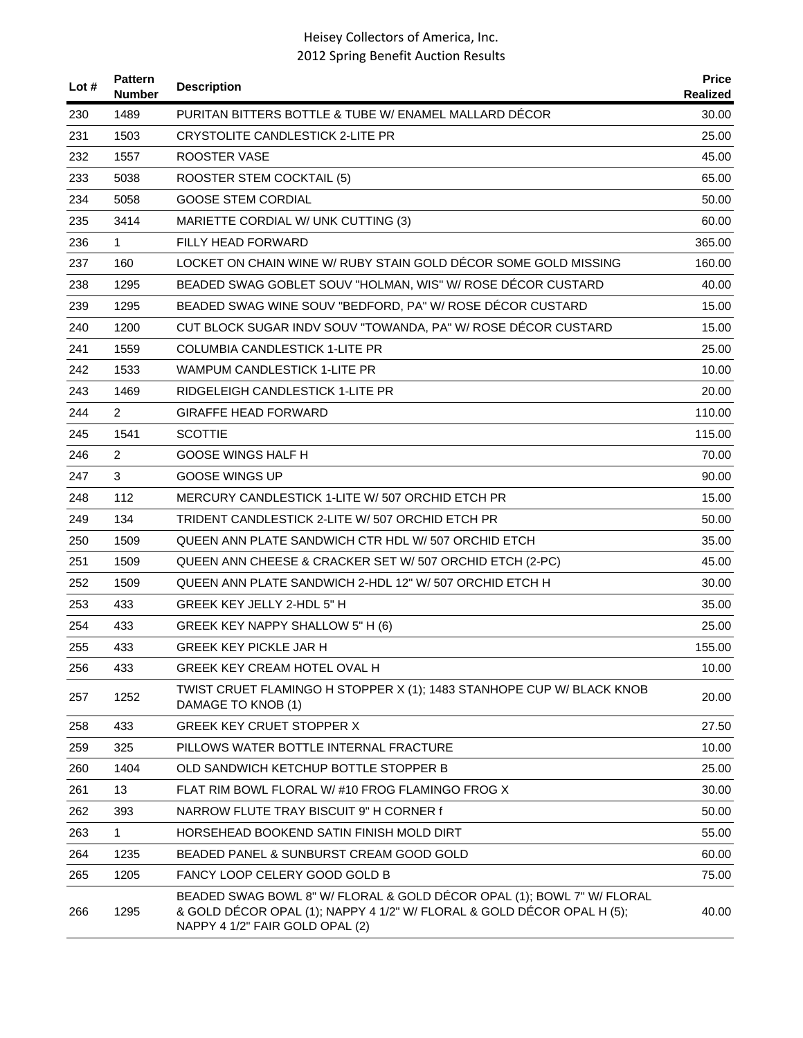| Lot # | Pattern Number | Description | Price Realized |
|---|---|---|---|
| 230 | 1489 | PURITAN BITTERS BOTTLE & TUBE W/ ENAMEL MALLARD DÉCOR | 30.00 |
| 231 | 1503 | CRYSTOLITE CANDLESTICK 2-LITE PR | 25.00 |
| 232 | 1557 | ROOSTER VASE | 45.00 |
| 233 | 5038 | ROOSTER STEM COCKTAIL (5) | 65.00 |
| 234 | 5058 | GOOSE STEM CORDIAL | 50.00 |
| 235 | 3414 | MARIETTE CORDIAL W/ UNK CUTTING (3) | 60.00 |
| 236 | 1 | FILLY HEAD FORWARD | 365.00 |
| 237 | 160 | LOCKET ON CHAIN WINE W/ RUBY STAIN GOLD DÉCOR SOME GOLD MISSING | 160.00 |
| 238 | 1295 | BEADED SWAG GOBLET SOUV "HOLMAN, WIS" W/ ROSE DÉCOR CUSTARD | 40.00 |
| 239 | 1295 | BEADED SWAG WINE SOUV "BEDFORD, PA" W/ ROSE DÉCOR CUSTARD | 15.00 |
| 240 | 1200 | CUT BLOCK SUGAR INDV SOUV "TOWANDA, PA" W/ ROSE DÉCOR CUSTARD | 15.00 |
| 241 | 1559 | COLUMBIA CANDLESTICK 1-LITE PR | 25.00 |
| 242 | 1533 | WAMPUM CANDLESTICK 1-LITE PR | 10.00 |
| 243 | 1469 | RIDGELEIGH CANDLESTICK 1-LITE PR | 20.00 |
| 244 | 2 | GIRAFFE HEAD FORWARD | 110.00 |
| 245 | 1541 | SCOTTIE | 115.00 |
| 246 | 2 | GOOSE WINGS HALF H | 70.00 |
| 247 | 3 | GOOSE WINGS UP | 90.00 |
| 248 | 112 | MERCURY CANDLESTICK 1-LITE W/ 507 ORCHID ETCH PR | 15.00 |
| 249 | 134 | TRIDENT CANDLESTICK 2-LITE W/ 507 ORCHID ETCH PR | 50.00 |
| 250 | 1509 | QUEEN ANN PLATE SANDWICH CTR HDL W/ 507 ORCHID ETCH | 35.00 |
| 251 | 1509 | QUEEN ANN CHEESE & CRACKER SET W/ 507 ORCHID ETCH (2-PC) | 45.00 |
| 252 | 1509 | QUEEN ANN PLATE SANDWICH 2-HDL 12" W/ 507 ORCHID ETCH H | 30.00 |
| 253 | 433 | GREEK KEY JELLY 2-HDL 5" H | 35.00 |
| 254 | 433 | GREEK KEY NAPPY SHALLOW 5" H (6) | 25.00 |
| 255 | 433 | GREEK KEY PICKLE JAR H | 155.00 |
| 256 | 433 | GREEK KEY CREAM HOTEL OVAL H | 10.00 |
| 257 | 1252 | TWIST CRUET FLAMINGO H STOPPER X (1); 1483 STANHOPE CUP W/ BLACK KNOB DAMAGE TO KNOB (1) | 20.00 |
| 258 | 433 | GREEK KEY CRUET STOPPER X | 27.50 |
| 259 | 325 | PILLOWS WATER BOTTLE INTERNAL FRACTURE | 10.00 |
| 260 | 1404 | OLD SANDWICH KETCHUP BOTTLE STOPPER B | 25.00 |
| 261 | 13 | FLAT RIM BOWL FLORAL W/ #10 FROG FLAMINGO FROG X | 30.00 |
| 262 | 393 | NARROW FLUTE TRAY BISCUIT 9" H CORNER f | 50.00 |
| 263 | 1 | HORSEHEAD BOOKEND SATIN FINISH MOLD DIRT | 55.00 |
| 264 | 1235 | BEADED PANEL & SUNBURST CREAM GOOD GOLD | 60.00 |
| 265 | 1205 | FANCY LOOP CELERY GOOD GOLD B | 75.00 |
| 266 | 1295 | BEADED SWAG BOWL 8" W/ FLORAL & GOLD DÉCOR OPAL (1); BOWL 7" W/ FLORAL & GOLD DÉCOR OPAL (1); NAPPY 4 1/2" W/ FLORAL & GOLD DÉCOR OPAL H (5); NAPPY 4 1/2" FAIR GOLD OPAL (2) | 40.00 |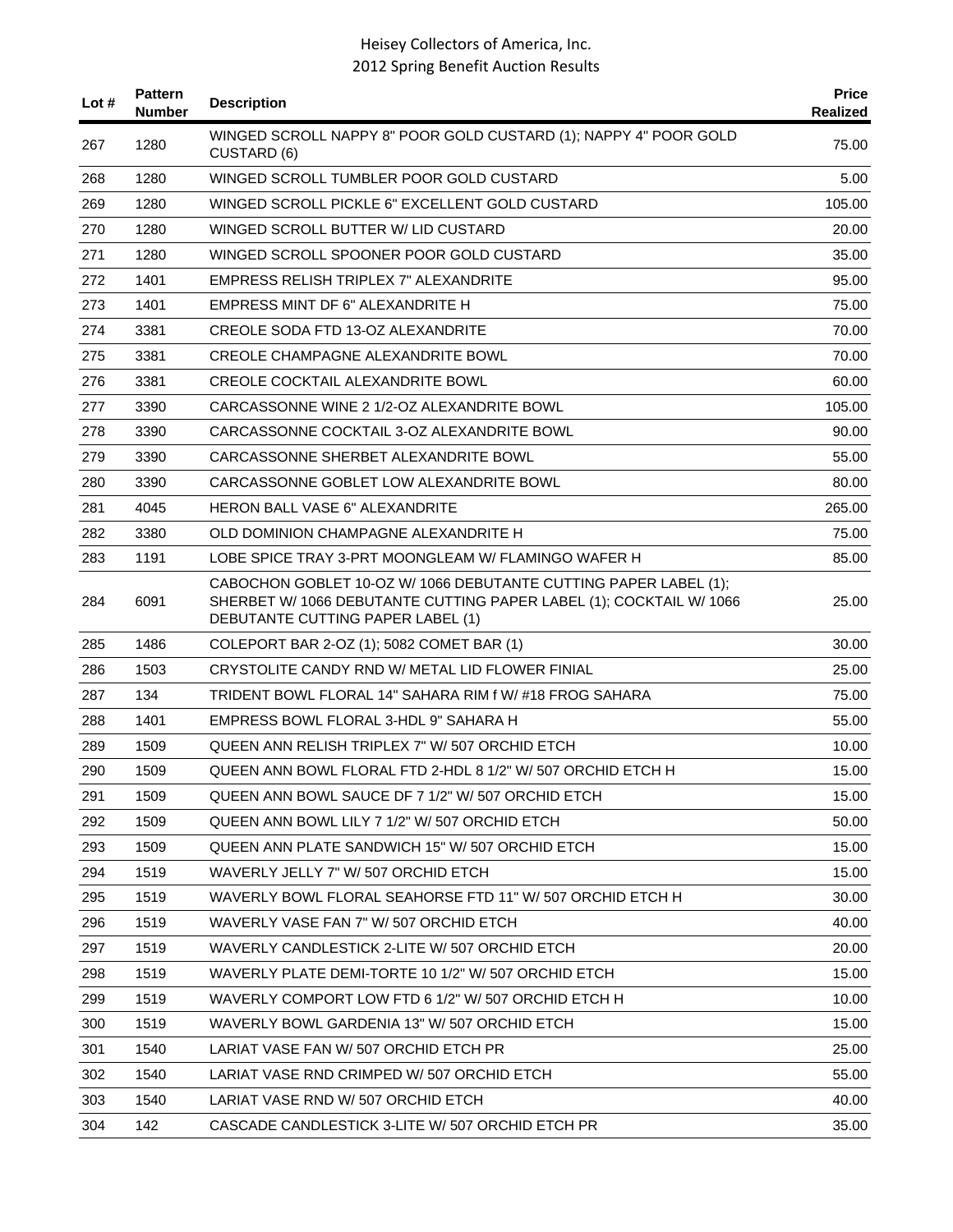| Lot # | Pattern Number | Description | Price Realized |
|---|---|---|---|
| 267 | 1280 | WINGED SCROLL NAPPY 8" POOR GOLD CUSTARD (1); NAPPY 4" POOR GOLD CUSTARD (6) | 75.00 |
| 268 | 1280 | WINGED SCROLL TUMBLER POOR GOLD CUSTARD | 5.00 |
| 269 | 1280 | WINGED SCROLL PICKLE 6" EXCELLENT GOLD CUSTARD | 105.00 |
| 270 | 1280 | WINGED SCROLL BUTTER W/ LID CUSTARD | 20.00 |
| 271 | 1280 | WINGED SCROLL SPOONER POOR GOLD CUSTARD | 35.00 |
| 272 | 1401 | EMPRESS RELISH TRIPLEX 7" ALEXANDRITE | 95.00 |
| 273 | 1401 | EMPRESS MINT DF 6" ALEXANDRITE H | 75.00 |
| 274 | 3381 | CREOLE SODA FTD 13-OZ ALEXANDRITE | 70.00 |
| 275 | 3381 | CREOLE CHAMPAGNE ALEXANDRITE BOWL | 70.00 |
| 276 | 3381 | CREOLE COCKTAIL ALEXANDRITE BOWL | 60.00 |
| 277 | 3390 | CARCASSONNE WINE 2 1/2-OZ ALEXANDRITE BOWL | 105.00 |
| 278 | 3390 | CARCASSONNE COCKTAIL 3-OZ ALEXANDRITE BOWL | 90.00 |
| 279 | 3390 | CARCASSONNE SHERBET ALEXANDRITE BOWL | 55.00 |
| 280 | 3390 | CARCASSONNE GOBLET LOW ALEXANDRITE BOWL | 80.00 |
| 281 | 4045 | HERON BALL VASE 6" ALEXANDRITE | 265.00 |
| 282 | 3380 | OLD DOMINION CHAMPAGNE ALEXANDRITE H | 75.00 |
| 283 | 1191 | LOBE SPICE TRAY 3-PRT MOONGLEAM W/ FLAMINGO WAFER H | 85.00 |
| 284 | 6091 | CABOCHON GOBLET 10-OZ W/ 1066 DEBUTANTE CUTTING PAPER LABEL (1); SHERBET W/ 1066 DEBUTANTE CUTTING PAPER LABEL (1); COCKTAIL W/ 1066 DEBUTANTE CUTTING PAPER LABEL (1) | 25.00 |
| 285 | 1486 | COLEPORT BAR 2-OZ (1); 5082 COMET BAR (1) | 30.00 |
| 286 | 1503 | CRYSTOLITE CANDY RND W/ METAL LID FLOWER FINIAL | 25.00 |
| 287 | 134 | TRIDENT BOWL FLORAL 14" SAHARA RIM f W/ #18 FROG SAHARA | 75.00 |
| 288 | 1401 | EMPRESS BOWL FLORAL 3-HDL 9" SAHARA H | 55.00 |
| 289 | 1509 | QUEEN ANN RELISH TRIPLEX 7" W/ 507 ORCHID ETCH | 10.00 |
| 290 | 1509 | QUEEN ANN BOWL FLORAL FTD 2-HDL 8 1/2" W/ 507 ORCHID ETCH H | 15.00 |
| 291 | 1509 | QUEEN ANN BOWL SAUCE DF 7 1/2" W/ 507 ORCHID ETCH | 15.00 |
| 292 | 1509 | QUEEN ANN BOWL LILY 7 1/2" W/ 507 ORCHID ETCH | 50.00 |
| 293 | 1509 | QUEEN ANN PLATE SANDWICH 15" W/ 507 ORCHID ETCH | 15.00 |
| 294 | 1519 | WAVERLY JELLY 7" W/ 507 ORCHID ETCH | 15.00 |
| 295 | 1519 | WAVERLY BOWL FLORAL SEAHORSE FTD 11" W/ 507 ORCHID ETCH H | 30.00 |
| 296 | 1519 | WAVERLY VASE FAN 7" W/ 507 ORCHID ETCH | 40.00 |
| 297 | 1519 | WAVERLY CANDLESTICK 2-LITE W/ 507 ORCHID ETCH | 20.00 |
| 298 | 1519 | WAVERLY PLATE DEMI-TORTE 10 1/2" W/ 507 ORCHID ETCH | 15.00 |
| 299 | 1519 | WAVERLY COMPORT LOW FTD 6 1/2" W/ 507 ORCHID ETCH H | 10.00 |
| 300 | 1519 | WAVERLY BOWL GARDENIA 13" W/ 507 ORCHID ETCH | 15.00 |
| 301 | 1540 | LARIAT VASE FAN W/ 507 ORCHID ETCH PR | 25.00 |
| 302 | 1540 | LARIAT VASE RND CRIMPED W/ 507 ORCHID ETCH | 55.00 |
| 303 | 1540 | LARIAT VASE RND W/ 507 ORCHID ETCH | 40.00 |
| 304 | 142 | CASCADE CANDLESTICK 3-LITE W/ 507 ORCHID ETCH PR | 35.00 |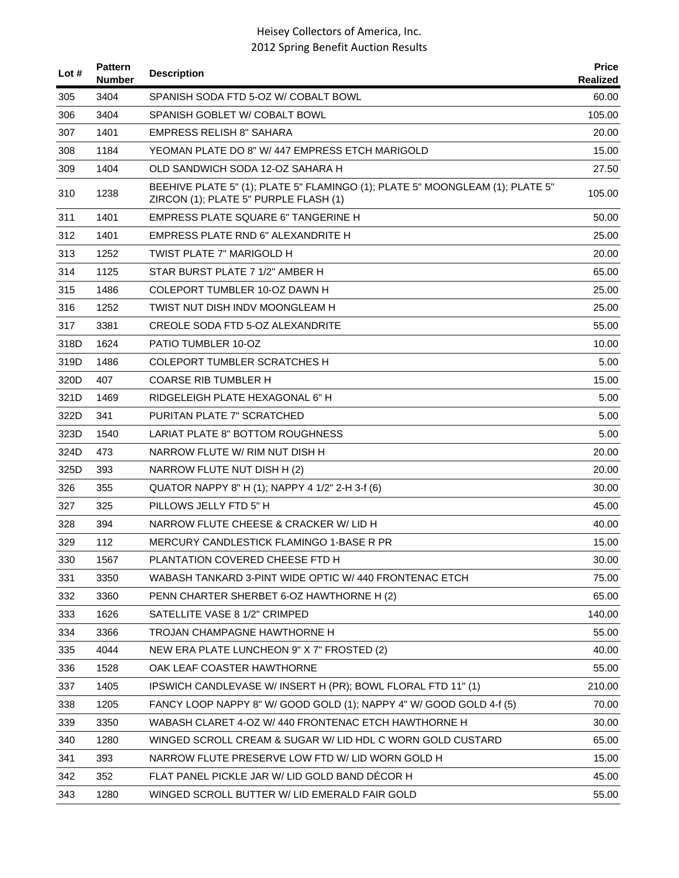| Lot # | Pattern Number | Description | Price Realized |
|---|---|---|---|
| 305 | 3404 | SPANISH SODA FTD 5-OZ W/ COBALT BOWL | 60.00 |
| 306 | 3404 | SPANISH GOBLET W/ COBALT BOWL | 105.00 |
| 307 | 1401 | EMPRESS RELISH 8" SAHARA | 20.00 |
| 308 | 1184 | YEOMAN PLATE DO 8" W/ 447 EMPRESS ETCH MARIGOLD | 15.00 |
| 309 | 1404 | OLD SANDWICH SODA 12-OZ SAHARA H | 27.50 |
| 310 | 1238 | BEEHIVE PLATE 5" (1); PLATE 5" FLAMINGO (1); PLATE 5" MOONGLEAM (1); PLATE 5" ZIRCON (1); PLATE 5" PURPLE FLASH (1) | 105.00 |
| 311 | 1401 | EMPRESS PLATE SQUARE 6" TANGERINE H | 50.00 |
| 312 | 1401 | EMPRESS PLATE RND 6" ALEXANDRITE H | 25.00 |
| 313 | 1252 | TWIST PLATE 7" MARIGOLD H | 20.00 |
| 314 | 1125 | STAR BURST PLATE 7 1/2" AMBER H | 65.00 |
| 315 | 1486 | COLEPORT TUMBLER 10-OZ DAWN H | 25.00 |
| 316 | 1252 | TWIST NUT DISH INDV MOONGLEAM H | 25.00 |
| 317 | 3381 | CREOLE SODA FTD 5-OZ ALEXANDRITE | 55.00 |
| 318D | 1624 | PATIO TUMBLER 10-OZ | 10.00 |
| 319D | 1486 | COLEPORT TUMBLER SCRATCHES H | 5.00 |
| 320D | 407 | COARSE RIB TUMBLER H | 15.00 |
| 321D | 1469 | RIDGELEIGH PLATE HEXAGONAL 6" H | 5.00 |
| 322D | 341 | PURITAN PLATE 7" SCRATCHED | 5.00 |
| 323D | 1540 | LARIAT PLATE 8" BOTTOM ROUGHNESS | 5.00 |
| 324D | 473 | NARROW FLUTE W/ RIM NUT DISH H | 20.00 |
| 325D | 393 | NARROW FLUTE NUT DISH H (2) | 20.00 |
| 326 | 355 | QUATOR NAPPY 8" H (1); NAPPY 4 1/2" 2-H 3-f (6) | 30.00 |
| 327 | 325 | PILLOWS JELLY FTD 5" H | 45.00 |
| 328 | 394 | NARROW FLUTE CHEESE & CRACKER W/ LID H | 40.00 |
| 329 | 112 | MERCURY CANDLESTICK FLAMINGO 1-BASE R PR | 15.00 |
| 330 | 1567 | PLANTATION COVERED CHEESE FTD H | 30.00 |
| 331 | 3350 | WABASH TANKARD 3-PINT WIDE OPTIC W/ 440 FRONTENAC ETCH | 75.00 |
| 332 | 3360 | PENN CHARTER SHERBET 6-OZ HAWTHORNE H (2) | 65.00 |
| 333 | 1626 | SATELLITE VASE 8 1/2" CRIMPED | 140.00 |
| 334 | 3366 | TROJAN CHAMPAGNE HAWTHORNE H | 55.00 |
| 335 | 4044 | NEW ERA PLATE LUNCHEON 9" X 7" FROSTED (2) | 40.00 |
| 336 | 1528 | OAK LEAF COASTER HAWTHORNE | 55.00 |
| 337 | 1405 | IPSWICH CANDLEVASE W/ INSERT H (PR); BOWL FLORAL FTD 11" (1) | 210.00 |
| 338 | 1205 | FANCY LOOP NAPPY 8" W/ GOOD GOLD (1); NAPPY 4" W/ GOOD GOLD 4-f (5) | 70.00 |
| 339 | 3350 | WABASH CLARET 4-OZ W/ 440 FRONTENAC ETCH HAWTHORNE H | 30.00 |
| 340 | 1280 | WINGED SCROLL CREAM & SUGAR W/ LID HDL C WORN GOLD CUSTARD | 65.00 |
| 341 | 393 | NARROW FLUTE PRESERVE LOW FTD W/ LID WORN GOLD H | 15.00 |
| 342 | 352 | FLAT PANEL PICKLE JAR W/ LID GOLD BAND DÉCOR H | 45.00 |
| 343 | 1280 | WINGED SCROLL BUTTER W/ LID EMERALD FAIR GOLD | 55.00 |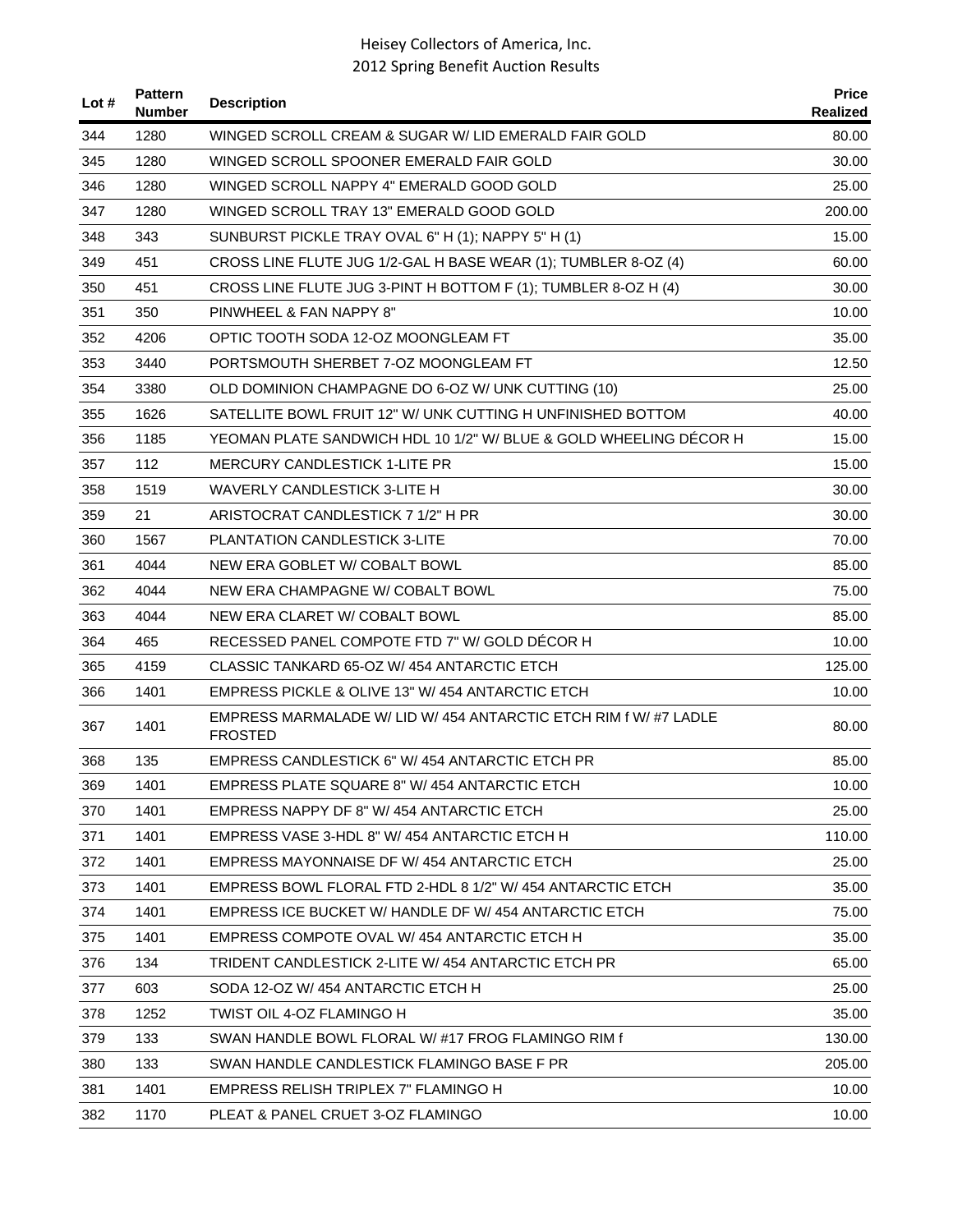# Heisey Collectors of America, Inc.
## 2012 Spring Benefit Auction Results

| Lot # | Pattern Number | Description | Price Realized |
|---|---|---|---|
| 344 | 1280 | WINGED SCROLL CREAM & SUGAR W/ LID EMERALD FAIR GOLD | 80.00 |
| 345 | 1280 | WINGED SCROLL SPOONER EMERALD FAIR GOLD | 30.00 |
| 346 | 1280 | WINGED SCROLL NAPPY 4" EMERALD GOOD GOLD | 25.00 |
| 347 | 1280 | WINGED SCROLL TRAY 13" EMERALD GOOD GOLD | 200.00 |
| 348 | 343 | SUNBURST PICKLE TRAY OVAL 6" H (1); NAPPY 5" H (1) | 15.00 |
| 349 | 451 | CROSS LINE FLUTE JUG 1/2-GAL H BASE WEAR (1); TUMBLER 8-OZ (4) | 60.00 |
| 350 | 451 | CROSS LINE FLUTE JUG 3-PINT H BOTTOM F (1); TUMBLER 8-OZ H (4) | 30.00 |
| 351 | 350 | PINWHEEL & FAN NAPPY 8" | 10.00 |
| 352 | 4206 | OPTIC TOOTH SODA 12-OZ MOONGLEAM FT | 35.00 |
| 353 | 3440 | PORTSMOUTH SHERBET 7-OZ MOONGLEAM FT | 12.50 |
| 354 | 3380 | OLD DOMINION CHAMPAGNE DO 6-OZ W/ UNK CUTTING (10) | 25.00 |
| 355 | 1626 | SATELLITE BOWL FRUIT 12" W/ UNK CUTTING H UNFINISHED BOTTOM | 40.00 |
| 356 | 1185 | YEOMAN PLATE SANDWICH HDL 10 1/2" W/ BLUE & GOLD WHEELING DÉCOR H | 15.00 |
| 357 | 112 | MERCURY CANDLESTICK 1-LITE PR | 15.00 |
| 358 | 1519 | WAVERLY CANDLESTICK 3-LITE H | 30.00 |
| 359 | 21 | ARISTOCRAT CANDLESTICK 7 1/2" H PR | 30.00 |
| 360 | 1567 | PLANTATION CANDLESTICK 3-LITE | 70.00 |
| 361 | 4044 | NEW ERA GOBLET W/ COBALT BOWL | 85.00 |
| 362 | 4044 | NEW ERA CHAMPAGNE W/ COBALT BOWL | 75.00 |
| 363 | 4044 | NEW ERA CLARET W/ COBALT BOWL | 85.00 |
| 364 | 465 | RECESSED PANEL COMPOTE FTD 7" W/ GOLD DÉCOR H | 10.00 |
| 365 | 4159 | CLASSIC TANKARD 65-OZ W/ 454 ANTARCTIC ETCH | 125.00 |
| 366 | 1401 | EMPRESS PICKLE & OLIVE 13" W/ 454 ANTARCTIC ETCH | 10.00 |
| 367 | 1401 | EMPRESS MARMALADE W/ LID W/ 454 ANTARCTIC ETCH RIM f W/ #7 LADLE FROSTED | 80.00 |
| 368 | 135 | EMPRESS CANDLESTICK 6" W/ 454 ANTARCTIC ETCH PR | 85.00 |
| 369 | 1401 | EMPRESS PLATE SQUARE 8" W/ 454 ANTARCTIC ETCH | 10.00 |
| 370 | 1401 | EMPRESS NAPPY DF 8" W/ 454 ANTARCTIC ETCH | 25.00 |
| 371 | 1401 | EMPRESS VASE 3-HDL 8" W/ 454 ANTARCTIC ETCH H | 110.00 |
| 372 | 1401 | EMPRESS MAYONNAISE DF W/ 454 ANTARCTIC ETCH | 25.00 |
| 373 | 1401 | EMPRESS BOWL FLORAL FTD 2-HDL 8 1/2" W/ 454 ANTARCTIC ETCH | 35.00 |
| 374 | 1401 | EMPRESS ICE BUCKET W/ HANDLE DF W/ 454 ANTARCTIC ETCH | 75.00 |
| 375 | 1401 | EMPRESS COMPOTE OVAL W/ 454 ANTARCTIC ETCH H | 35.00 |
| 376 | 134 | TRIDENT CANDLESTICK 2-LITE W/ 454 ANTARCTIC ETCH PR | 65.00 |
| 377 | 603 | SODA 12-OZ W/ 454 ANTARCTIC ETCH H | 25.00 |
| 378 | 1252 | TWIST OIL 4-OZ FLAMINGO H | 35.00 |
| 379 | 133 | SWAN HANDLE BOWL FLORAL W/ #17 FROG FLAMINGO RIM f | 130.00 |
| 380 | 133 | SWAN HANDLE CANDLESTICK FLAMINGO BASE F PR | 205.00 |
| 381 | 1401 | EMPRESS RELISH TRIPLEX 7" FLAMINGO H | 10.00 |
| 382 | 1170 | PLEAT & PANEL CRUET 3-OZ FLAMINGO | 10.00 |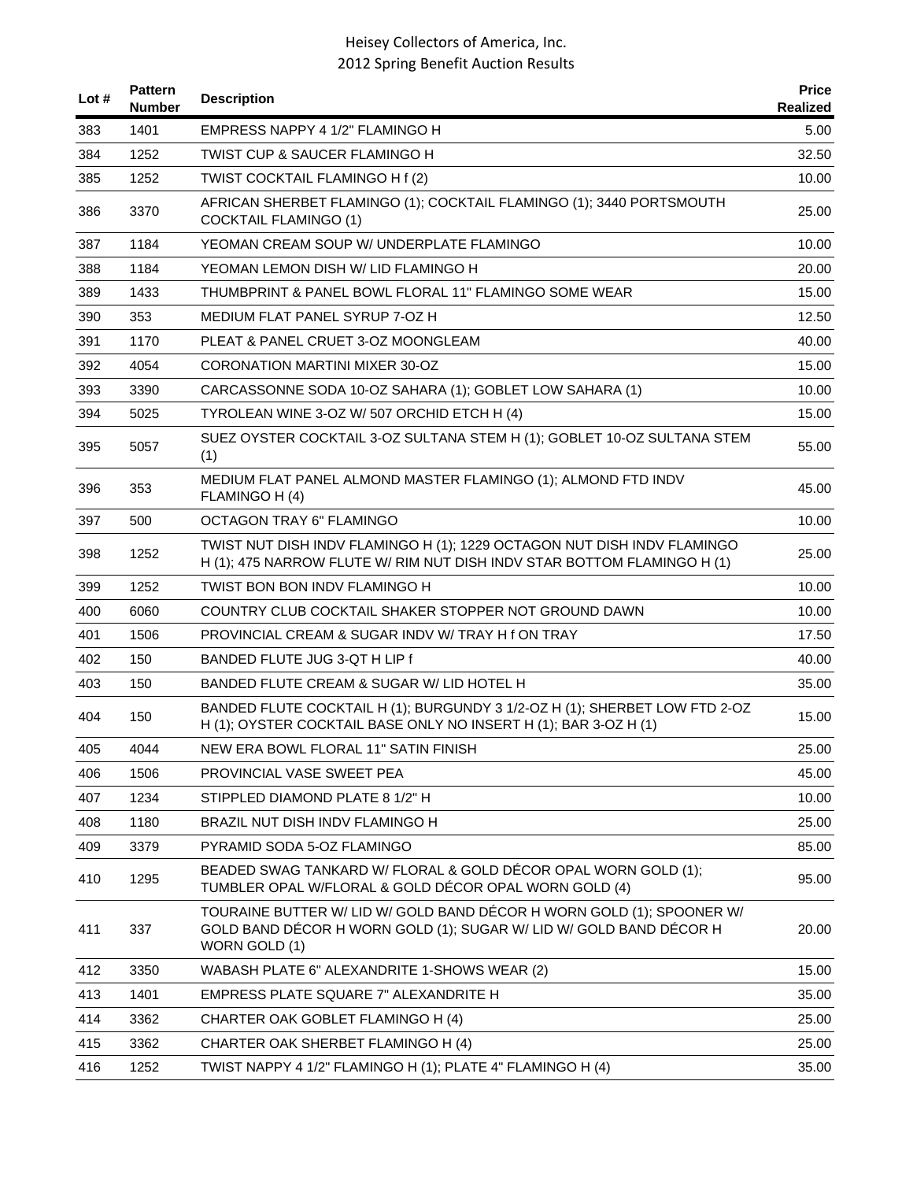| Lot # | Pattern Number | Description | Price Realized |
|---|---|---|---|
| 383 | 1401 | EMPRESS NAPPY 4 1/2" FLAMINGO H | 5.00 |
| 384 | 1252 | TWIST CUP & SAUCER FLAMINGO H | 32.50 |
| 385 | 1252 | TWIST COCKTAIL FLAMINGO H f (2) | 10.00 |
| 386 | 3370 | AFRICAN SHERBET FLAMINGO (1); COCKTAIL FLAMINGO (1); 3440 PORTSMOUTH COCKTAIL FLAMINGO (1) | 25.00 |
| 387 | 1184 | YEOMAN CREAM SOUP W/ UNDERPLATE FLAMINGO | 10.00 |
| 388 | 1184 | YEOMAN LEMON DISH W/ LID FLAMINGO H | 20.00 |
| 389 | 1433 | THUMBPRINT & PANEL BOWL FLORAL 11" FLAMINGO SOME WEAR | 15.00 |
| 390 | 353 | MEDIUM FLAT PANEL SYRUP 7-OZ H | 12.50 |
| 391 | 1170 | PLEAT & PANEL CRUET 3-OZ MOONGLEAM | 40.00 |
| 392 | 4054 | CORONATION MARTINI MIXER 30-OZ | 15.00 |
| 393 | 3390 | CARCASSONNE SODA 10-OZ SAHARA (1); GOBLET LOW SAHARA (1) | 10.00 |
| 394 | 5025 | TYROLEAN WINE 3-OZ W/ 507 ORCHID ETCH H (4) | 15.00 |
| 395 | 5057 | SUEZ OYSTER COCKTAIL 3-OZ SULTANA STEM H (1); GOBLET 10-OZ SULTANA STEM (1) | 55.00 |
| 396 | 353 | MEDIUM FLAT PANEL ALMOND MASTER FLAMINGO (1); ALMOND FTD INDV FLAMINGO H (4) | 45.00 |
| 397 | 500 | OCTAGON TRAY 6" FLAMINGO | 10.00 |
| 398 | 1252 | TWIST NUT DISH INDV FLAMINGO H (1); 1229 OCTAGON NUT DISH INDV FLAMINGO H (1); 475 NARROW FLUTE W/ RIM NUT DISH INDV STAR BOTTOM FLAMINGO H (1) | 25.00 |
| 399 | 1252 | TWIST BON BON INDV FLAMINGO H | 10.00 |
| 400 | 6060 | COUNTRY CLUB COCKTAIL SHAKER STOPPER NOT GROUND DAWN | 10.00 |
| 401 | 1506 | PROVINCIAL CREAM & SUGAR INDV W/ TRAY H f ON TRAY | 17.50 |
| 402 | 150 | BANDED FLUTE JUG 3-QT H LIP f | 40.00 |
| 403 | 150 | BANDED FLUTE CREAM & SUGAR W/ LID HOTEL H | 35.00 |
| 404 | 150 | BANDED FLUTE COCKTAIL H (1); BURGUNDY 3 1/2-OZ H (1); SHERBET LOW FTD 2-OZ H (1); OYSTER COCKTAIL BASE ONLY NO INSERT H (1); BAR 3-OZ H (1) | 15.00 |
| 405 | 4044 | NEW ERA BOWL FLORAL 11" SATIN FINISH | 25.00 |
| 406 | 1506 | PROVINCIAL VASE SWEET PEA | 45.00 |
| 407 | 1234 | STIPPLED DIAMOND PLATE 8 1/2" H | 10.00 |
| 408 | 1180 | BRAZIL NUT DISH INDV FLAMINGO H | 25.00 |
| 409 | 3379 | PYRAMID SODA 5-OZ FLAMINGO | 85.00 |
| 410 | 1295 | BEADED SWAG TANKARD W/ FLORAL & GOLD DÉCOR OPAL WORN GOLD (1); TUMBLER OPAL W/FLORAL & GOLD DÉCOR OPAL WORN GOLD (4) | 95.00 |
| 411 | 337 | TOURAINE BUTTER W/ LID W/ GOLD BAND DÉCOR H WORN GOLD (1); SPOONER W/ GOLD BAND DÉCOR H WORN GOLD (1); SUGAR W/ LID W/ GOLD BAND DÉCOR H WORN GOLD (1) | 20.00 |
| 412 | 3350 | WABASH PLATE 6" ALEXANDRITE 1-SHOWS WEAR (2) | 15.00 |
| 413 | 1401 | EMPRESS PLATE SQUARE 7" ALEXANDRITE H | 35.00 |
| 414 | 3362 | CHARTER OAK GOBLET FLAMINGO H (4) | 25.00 |
| 415 | 3362 | CHARTER OAK SHERBET FLAMINGO H (4) | 25.00 |
| 416 | 1252 | TWIST NAPPY 4 1/2" FLAMINGO H (1); PLATE 4" FLAMINGO H (4) | 35.00 |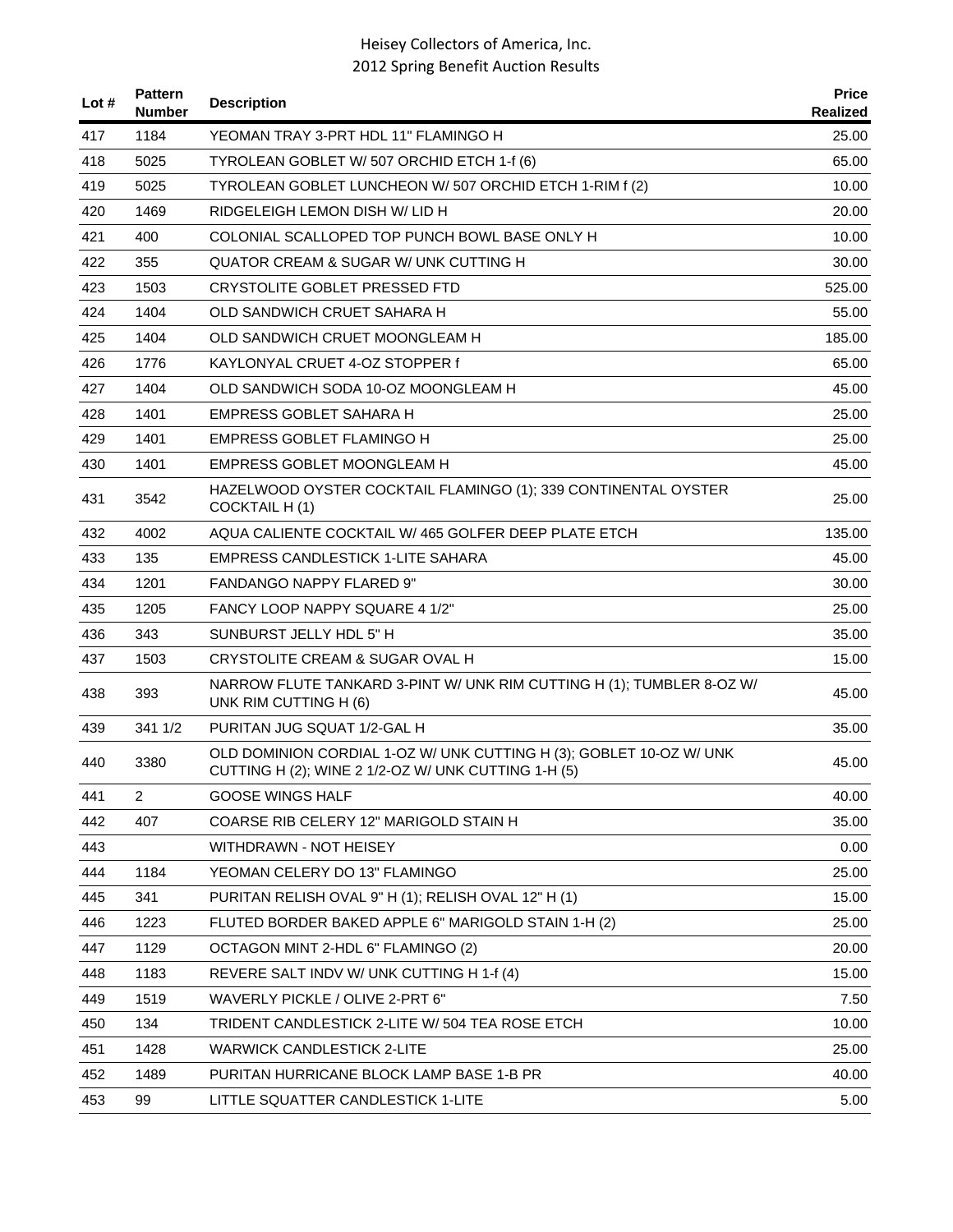Heisey Collectors of America, Inc.
2012 Spring Benefit Auction Results

| Lot # | Pattern Number | Description | Price Realized |
|---|---|---|---|
| 417 | 1184 | YEOMAN TRAY 3-PRT HDL 11" FLAMINGO H | 25.00 |
| 418 | 5025 | TYROLEAN GOBLET W/ 507 ORCHID ETCH 1-f (6) | 65.00 |
| 419 | 5025 | TYROLEAN GOBLET LUNCHEON W/ 507 ORCHID ETCH 1-RIM f (2) | 10.00 |
| 420 | 1469 | RIDGELEIGH LEMON DISH W/ LID H | 20.00 |
| 421 | 400 | COLONIAL SCALLOPED TOP PUNCH BOWL BASE ONLY H | 10.00 |
| 422 | 355 | QUATOR CREAM & SUGAR W/ UNK CUTTING H | 30.00 |
| 423 | 1503 | CRYSTOLITE GOBLET PRESSED FTD | 525.00 |
| 424 | 1404 | OLD SANDWICH CRUET SAHARA H | 55.00 |
| 425 | 1404 | OLD SANDWICH CRUET MOONGLEAM H | 185.00 |
| 426 | 1776 | KAYLONYAL CRUET 4-OZ STOPPER f | 65.00 |
| 427 | 1404 | OLD SANDWICH SODA 10-OZ MOONGLEAM H | 45.00 |
| 428 | 1401 | EMPRESS GOBLET SAHARA H | 25.00 |
| 429 | 1401 | EMPRESS GOBLET FLAMINGO H | 25.00 |
| 430 | 1401 | EMPRESS GOBLET MOONGLEAM H | 45.00 |
| 431 | 3542 | HAZELWOOD OYSTER COCKTAIL FLAMINGO (1); 339 CONTINENTAL OYSTER COCKTAIL H (1) | 25.00 |
| 432 | 4002 | AQUA CALIENTE COCKTAIL W/ 465 GOLFER DEEP PLATE ETCH | 135.00 |
| 433 | 135 | EMPRESS CANDLESTICK 1-LITE SAHARA | 45.00 |
| 434 | 1201 | FANDANGO NAPPY FLARED 9" | 30.00 |
| 435 | 1205 | FANCY LOOP NAPPY SQUARE 4 1/2" | 25.00 |
| 436 | 343 | SUNBURST JELLY HDL 5" H | 35.00 |
| 437 | 1503 | CRYSTOLITE CREAM & SUGAR OVAL H | 15.00 |
| 438 | 393 | NARROW FLUTE TANKARD 3-PINT W/ UNK RIM CUTTING H (1); TUMBLER 8-OZ W/ UNK RIM CUTTING H (6) | 45.00 |
| 439 | 341 1/2 | PURITAN JUG SQUAT 1/2-GAL H | 35.00 |
| 440 | 3380 | OLD DOMINION CORDIAL 1-OZ W/ UNK CUTTING H (3); GOBLET 10-OZ W/ UNK CUTTING H (2); WINE 2 1/2-OZ W/ UNK CUTTING 1-H (5) | 45.00 |
| 441 | 2 | GOOSE WINGS HALF | 40.00 |
| 442 | 407 | COARSE RIB CELERY 12" MARIGOLD STAIN H | 35.00 |
| 443 | | WITHDRAWN - NOT HEISEY | 0.00 |
| 444 | 1184 | YEOMAN CELERY DO 13" FLAMINGO | 25.00 |
| 445 | 341 | PURITAN RELISH OVAL 9" H (1); RELISH OVAL 12" H (1) | 15.00 |
| 446 | 1223 | FLUTED BORDER BAKED APPLE 6" MARIGOLD STAIN 1-H (2) | 25.00 |
| 447 | 1129 | OCTAGON MINT 2-HDL 6" FLAMINGO (2) | 20.00 |
| 448 | 1183 | REVERE SALT INDV W/ UNK CUTTING H 1-f (4) | 15.00 |
| 449 | 1519 | WAVERLY PICKLE / OLIVE 2-PRT 6" | 7.50 |
| 450 | 134 | TRIDENT CANDLESTICK 2-LITE W/ 504 TEA ROSE ETCH | 10.00 |
| 451 | 1428 | WARWICK CANDLESTICK 2-LITE | 25.00 |
| 452 | 1489 | PURITAN HURRICANE BLOCK LAMP BASE 1-B PR | 40.00 |
| 453 | 99 | LITTLE SQUATTER CANDLESTICK 1-LITE | 5.00 |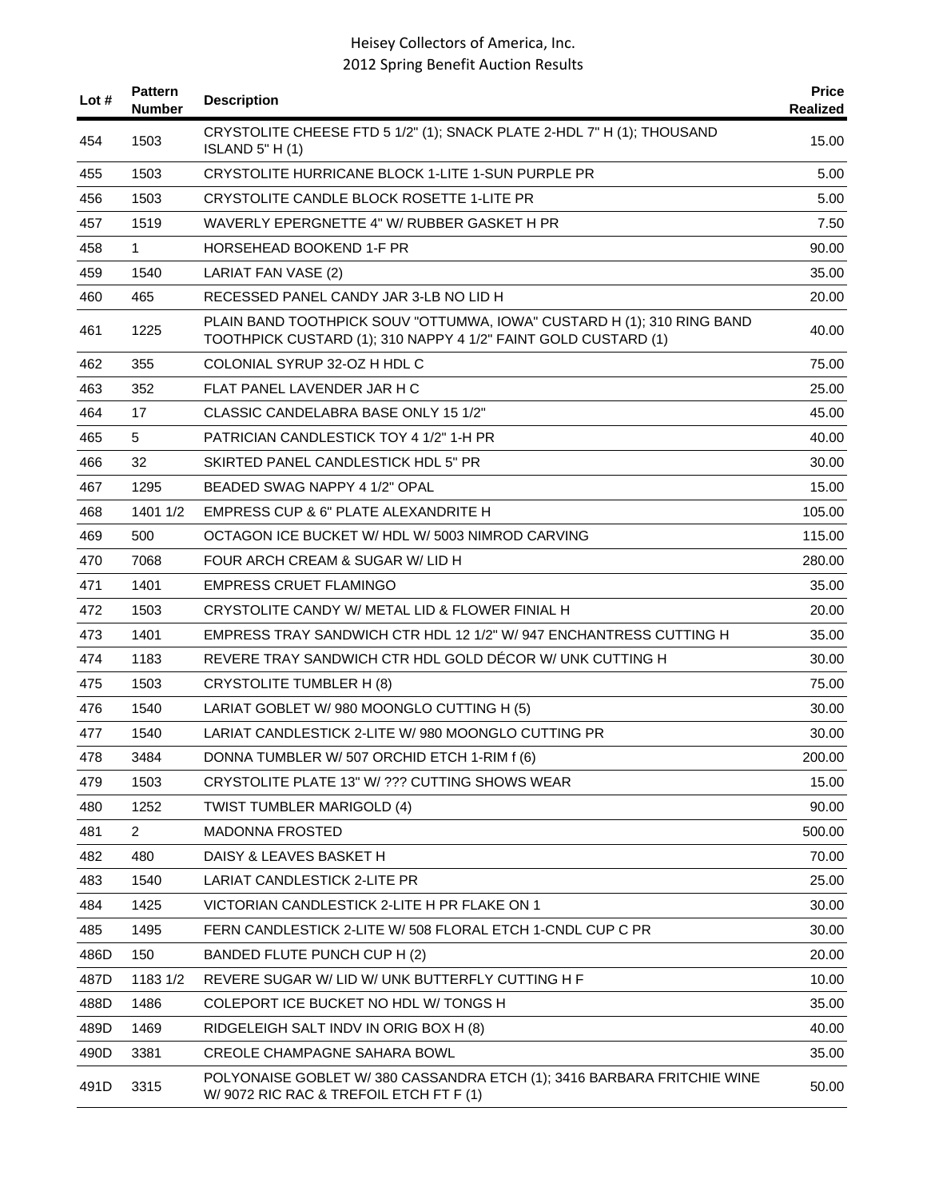| Lot # | Pattern Number | Description | Price Realized |
|---|---|---|---|
| 454 | 1503 | CRYSTOLITE CHEESE FTD 5 1/2" (1); SNACK PLATE 2-HDL 7" H (1); THOUSAND ISLAND 5" H (1) | 15.00 |
| 455 | 1503 | CRYSTOLITE HURRICANE BLOCK 1-LITE 1-SUN PURPLE PR | 5.00 |
| 456 | 1503 | CRYSTOLITE CANDLE BLOCK ROSETTE 1-LITE PR | 5.00 |
| 457 | 1519 | WAVERLY EPERGNETTE 4" W/ RUBBER GASKET H PR | 7.50 |
| 458 | 1 | HORSEHEAD BOOKEND 1-F PR | 90.00 |
| 459 | 1540 | LARIAT FAN VASE (2) | 35.00 |
| 460 | 465 | RECESSED PANEL CANDY JAR 3-LB NO LID H | 20.00 |
| 461 | 1225 | PLAIN BAND TOOTHPICK SOUV "OTTUMWA, IOWA" CUSTARD H (1); 310 RING BAND TOOTHPICK CUSTARD (1); 310 NAPPY 4 1/2" FAINT GOLD CUSTARD (1) | 40.00 |
| 462 | 355 | COLONIAL SYRUP 32-OZ H HDL C | 75.00 |
| 463 | 352 | FLAT PANEL LAVENDER JAR H C | 25.00 |
| 464 | 17 | CLASSIC CANDELABRA BASE ONLY 15 1/2" | 45.00 |
| 465 | 5 | PATRICIAN CANDLESTICK TOY 4 1/2" 1-H PR | 40.00 |
| 466 | 32 | SKIRTED PANEL CANDLESTICK HDL 5" PR | 30.00 |
| 467 | 1295 | BEADED SWAG NAPPY 4 1/2" OPAL | 15.00 |
| 468 | 1401 1/2 | EMPRESS CUP & 6" PLATE ALEXANDRITE H | 105.00 |
| 469 | 500 | OCTAGON ICE BUCKET W/ HDL W/ 5003 NIMROD CARVING | 115.00 |
| 470 | 7068 | FOUR ARCH CREAM & SUGAR W/ LID H | 280.00 |
| 471 | 1401 | EMPRESS CRUET FLAMINGO | 35.00 |
| 472 | 1503 | CRYSTOLITE CANDY W/ METAL LID & FLOWER FINIAL H | 20.00 |
| 473 | 1401 | EMPRESS TRAY SANDWICH CTR HDL 12 1/2" W/ 947 ENCHANTRESS CUTTING H | 35.00 |
| 474 | 1183 | REVERE TRAY SANDWICH CTR HDL GOLD DÉCOR W/ UNK CUTTING H | 30.00 |
| 475 | 1503 | CRYSTOLITE TUMBLER H (8) | 75.00 |
| 476 | 1540 | LARIAT GOBLET W/ 980 MOONGLO CUTTING H (5) | 30.00 |
| 477 | 1540 | LARIAT CANDLESTICK 2-LITE W/ 980 MOONGLO CUTTING PR | 30.00 |
| 478 | 3484 | DONNA TUMBLER W/ 507 ORCHID ETCH 1-RIM f (6) | 200.00 |
| 479 | 1503 | CRYSTOLITE PLATE 13" W/ ??? CUTTING SHOWS WEAR | 15.00 |
| 480 | 1252 | TWIST TUMBLER MARIGOLD (4) | 90.00 |
| 481 | 2 | MADONNA FROSTED | 500.00 |
| 482 | 480 | DAISY & LEAVES BASKET H | 70.00 |
| 483 | 1540 | LARIAT CANDLESTICK 2-LITE PR | 25.00 |
| 484 | 1425 | VICTORIAN CANDLESTICK 2-LITE H PR FLAKE ON 1 | 30.00 |
| 485 | 1495 | FERN CANDLESTICK 2-LITE W/ 508 FLORAL ETCH 1-CNDL CUP C PR | 30.00 |
| 486D | 150 | BANDED FLUTE PUNCH CUP H (2) | 20.00 |
| 487D | 1183 1/2 | REVERE SUGAR W/ LID W/ UNK BUTTERFLY CUTTING H F | 10.00 |
| 488D | 1486 | COLEPORT ICE BUCKET NO HDL W/ TONGS H | 35.00 |
| 489D | 1469 | RIDGELEIGH SALT INDV IN ORIG BOX H (8) | 40.00 |
| 490D | 3381 | CREOLE CHAMPAGNE SAHARA BOWL | 35.00 |
| 491D | 3315 | POLYONAISE GOBLET W/ 380 CASSANDRA ETCH (1); 3416 BARBARA FRITCHIE WINE W/ 9072 RIC RAC & TREFOIL ETCH FT F (1) | 50.00 |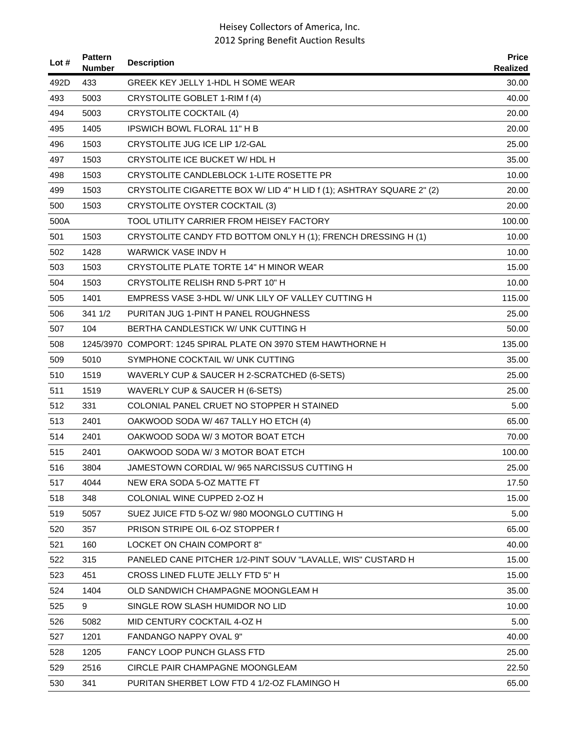| Lot # | Pattern Number | Description | Price Realized |
|---|---|---|---|
| 492D | 433 | GREEK KEY JELLY 1-HDL H SOME WEAR | 30.00 |
| 493 | 5003 | CRYSTOLITE GOBLET 1-RIM f (4) | 40.00 |
| 494 | 5003 | CRYSTOLITE COCKTAIL (4) | 20.00 |
| 495 | 1405 | IPSWICH BOWL FLORAL 11" H B | 20.00 |
| 496 | 1503 | CRYSTOLITE JUG ICE LIP 1/2-GAL | 25.00 |
| 497 | 1503 | CRYSTOLITE ICE BUCKET W/ HDL H | 35.00 |
| 498 | 1503 | CRYSTOLITE CANDLEBLOCK 1-LITE ROSETTE PR | 10.00 |
| 499 | 1503 | CRYSTOLITE CIGARETTE BOX W/ LID 4" H LID f (1); ASHTRAY SQUARE 2" (2) | 20.00 |
| 500 | 1503 | CRYSTOLITE OYSTER COCKTAIL (3) | 20.00 |
| 500A | | TOOL UTILITY CARRIER FROM HEISEY FACTORY | 100.00 |
| 501 | 1503 | CRYSTOLITE CANDY FTD BOTTOM ONLY H (1); FRENCH DRESSING H (1) | 10.00 |
| 502 | 1428 | WARWICK VASE INDV H | 10.00 |
| 503 | 1503 | CRYSTOLITE PLATE TORTE 14" H MINOR WEAR | 15.00 |
| 504 | 1503 | CRYSTOLITE RELISH RND 5-PRT 10" H | 10.00 |
| 505 | 1401 | EMPRESS VASE 3-HDL W/ UNK LILY OF VALLEY CUTTING H | 115.00 |
| 506 | 341 1/2 | PURITAN JUG 1-PINT H PANEL ROUGHNESS | 25.00 |
| 507 | 104 | BERTHA CANDLESTICK W/ UNK CUTTING H | 50.00 |
| 508 | 1245/3970 | COMPORT: 1245 SPIRAL PLATE ON 3970 STEM HAWTHORNE H | 135.00 |
| 509 | 5010 | SYMPHONE COCKTAIL W/ UNK CUTTING | 35.00 |
| 510 | 1519 | WAVERLY CUP & SAUCER H 2-SCRATCHED (6-SETS) | 25.00 |
| 511 | 1519 | WAVERLY CUP & SAUCER H (6-SETS) | 25.00 |
| 512 | 331 | COLONIAL PANEL CRUET NO STOPPER H STAINED | 5.00 |
| 513 | 2401 | OAKWOOD SODA W/ 467 TALLY HO ETCH (4) | 65.00 |
| 514 | 2401 | OAKWOOD SODA W/ 3 MOTOR BOAT ETCH | 70.00 |
| 515 | 2401 | OAKWOOD SODA W/ 3 MOTOR BOAT ETCH | 100.00 |
| 516 | 3804 | JAMESTOWN CORDIAL W/ 965 NARCISSUS CUTTING H | 25.00 |
| 517 | 4044 | NEW ERA SODA 5-OZ MATTE FT | 17.50 |
| 518 | 348 | COLONIAL WINE CUPPED 2-OZ H | 15.00 |
| 519 | 5057 | SUEZ JUICE FTD 5-OZ W/ 980 MOONGLO CUTTING H | 5.00 |
| 520 | 357 | PRISON STRIPE OIL 6-OZ STOPPER f | 65.00 |
| 521 | 160 | LOCKET ON CHAIN COMPORT 8" | 40.00 |
| 522 | 315 | PANELED CANE PITCHER 1/2-PINT SOUV "LAVALLE, WIS" CUSTARD H | 15.00 |
| 523 | 451 | CROSS LINED FLUTE JELLY FTD 5" H | 15.00 |
| 524 | 1404 | OLD SANDWICH CHAMPAGNE MOONGLEAM H | 35.00 |
| 525 | 9 | SINGLE ROW SLASH HUMIDOR NO LID | 10.00 |
| 526 | 5082 | MID CENTURY COCKTAIL 4-OZ H | 5.00 |
| 527 | 1201 | FANDANGO NAPPY OVAL 9" | 40.00 |
| 528 | 1205 | FANCY LOOP PUNCH GLASS FTD | 25.00 |
| 529 | 2516 | CIRCLE PAIR CHAMPAGNE MOONGLEAM | 22.50 |
| 530 | 341 | PURITAN SHERBET LOW FTD 4 1/2-OZ FLAMINGO H | 65.00 |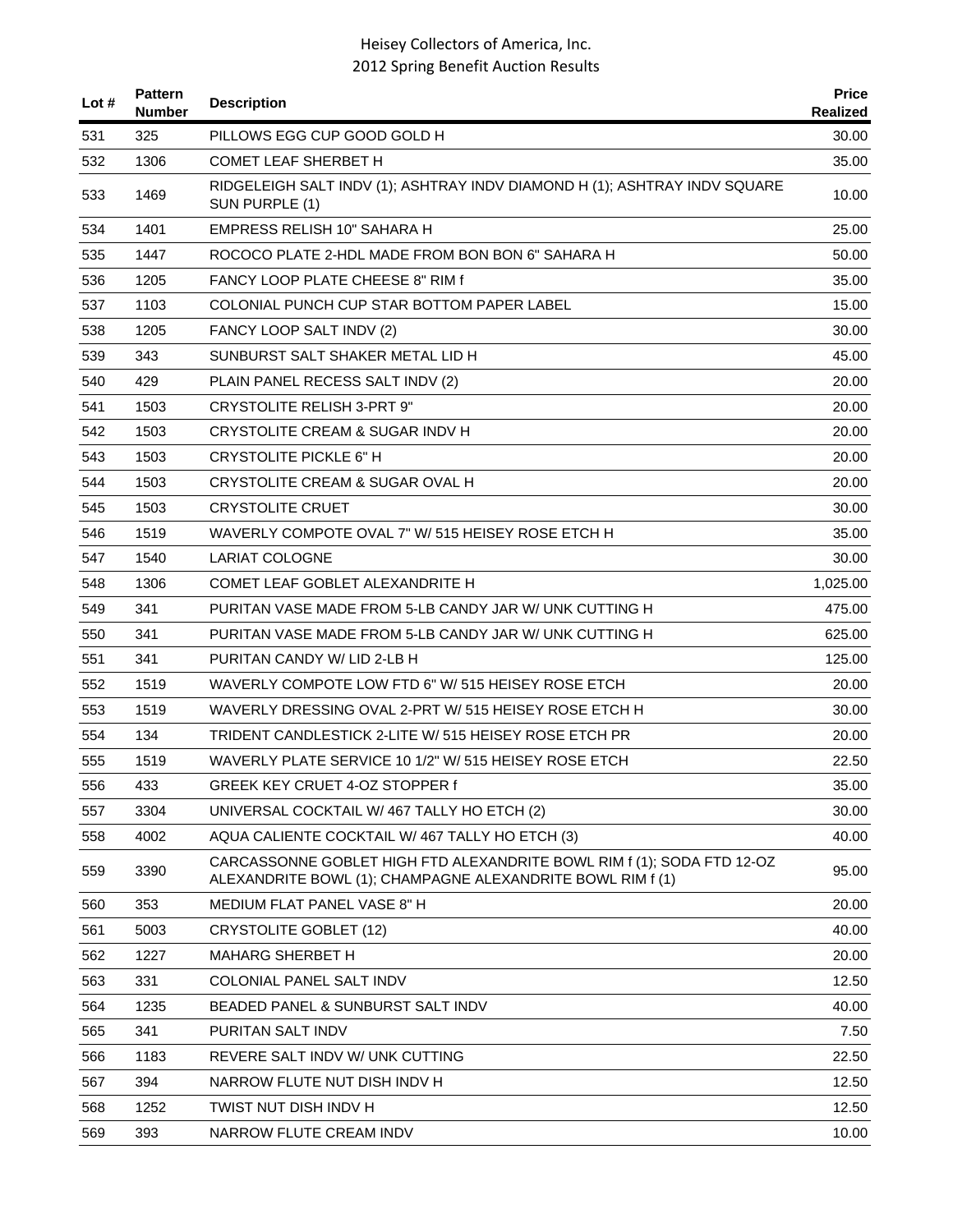| Lot # | Pattern Number | Description | Price Realized |
|---|---|---|---|
| 531 | 325 | PILLOWS EGG CUP GOOD GOLD H | 30.00 |
| 532 | 1306 | COMET LEAF SHERBET H | 35.00 |
| 533 | 1469 | RIDGELEIGH SALT INDV (1); ASHTRAY INDV DIAMOND H (1); ASHTRAY INDV SQUARE SUN PURPLE (1) | 10.00 |
| 534 | 1401 | EMPRESS RELISH 10" SAHARA H | 25.00 |
| 535 | 1447 | ROCOCO PLATE 2-HDL MADE FROM BON BON 6" SAHARA H | 50.00 |
| 536 | 1205 | FANCY LOOP PLATE CHEESE 8" RIM f | 35.00 |
| 537 | 1103 | COLONIAL PUNCH CUP STAR BOTTOM PAPER LABEL | 15.00 |
| 538 | 1205 | FANCY LOOP SALT INDV (2) | 30.00 |
| 539 | 343 | SUNBURST SALT SHAKER METAL LID H | 45.00 |
| 540 | 429 | PLAIN PANEL RECESS SALT INDV (2) | 20.00 |
| 541 | 1503 | CRYSTOLITE RELISH 3-PRT 9" | 20.00 |
| 542 | 1503 | CRYSTOLITE CREAM & SUGAR INDV H | 20.00 |
| 543 | 1503 | CRYSTOLITE PICKLE 6" H | 20.00 |
| 544 | 1503 | CRYSTOLITE CREAM & SUGAR OVAL H | 20.00 |
| 545 | 1503 | CRYSTOLITE CRUET | 30.00 |
| 546 | 1519 | WAVERLY COMPOTE OVAL 7" W/ 515 HEISEY ROSE ETCH H | 35.00 |
| 547 | 1540 | LARIAT COLOGNE | 30.00 |
| 548 | 1306 | COMET LEAF GOBLET ALEXANDRITE H | 1,025.00 |
| 549 | 341 | PURITAN VASE MADE FROM 5-LB CANDY JAR W/ UNK CUTTING H | 475.00 |
| 550 | 341 | PURITAN VASE MADE FROM 5-LB CANDY JAR W/ UNK CUTTING H | 625.00 |
| 551 | 341 | PURITAN CANDY W/ LID 2-LB H | 125.00 |
| 552 | 1519 | WAVERLY COMPOTE LOW FTD 6" W/ 515 HEISEY ROSE ETCH | 20.00 |
| 553 | 1519 | WAVERLY DRESSING OVAL 2-PRT W/ 515 HEISEY ROSE ETCH H | 30.00 |
| 554 | 134 | TRIDENT CANDLESTICK 2-LITE W/ 515 HEISEY ROSE ETCH PR | 20.00 |
| 555 | 1519 | WAVERLY PLATE SERVICE 10 1/2" W/ 515 HEISEY ROSE ETCH | 22.50 |
| 556 | 433 | GREEK KEY CRUET 4-OZ STOPPER f | 35.00 |
| 557 | 3304 | UNIVERSAL COCKTAIL W/ 467 TALLY HO ETCH (2) | 30.00 |
| 558 | 4002 | AQUA CALIENTE COCKTAIL W/ 467 TALLY HO ETCH (3) | 40.00 |
| 559 | 3390 | CARCASSONNE GOBLET HIGH FTD ALEXANDRITE BOWL RIM f (1); SODA FTD 12-OZ ALEXANDRITE BOWL (1); CHAMPAGNE ALEXANDRITE BOWL RIM f (1) | 95.00 |
| 560 | 353 | MEDIUM FLAT PANEL VASE 8" H | 20.00 |
| 561 | 5003 | CRYSTOLITE GOBLET (12) | 40.00 |
| 562 | 1227 | MAHARG SHERBET H | 20.00 |
| 563 | 331 | COLONIAL PANEL SALT INDV | 12.50 |
| 564 | 1235 | BEADED PANEL & SUNBURST SALT INDV | 40.00 |
| 565 | 341 | PURITAN SALT INDV | 7.50 |
| 566 | 1183 | REVERE SALT INDV W/ UNK CUTTING | 22.50 |
| 567 | 394 | NARROW FLUTE NUT DISH INDV H | 12.50 |
| 568 | 1252 | TWIST NUT DISH INDV H | 12.50 |
| 569 | 393 | NARROW FLUTE CREAM INDV | 10.00 |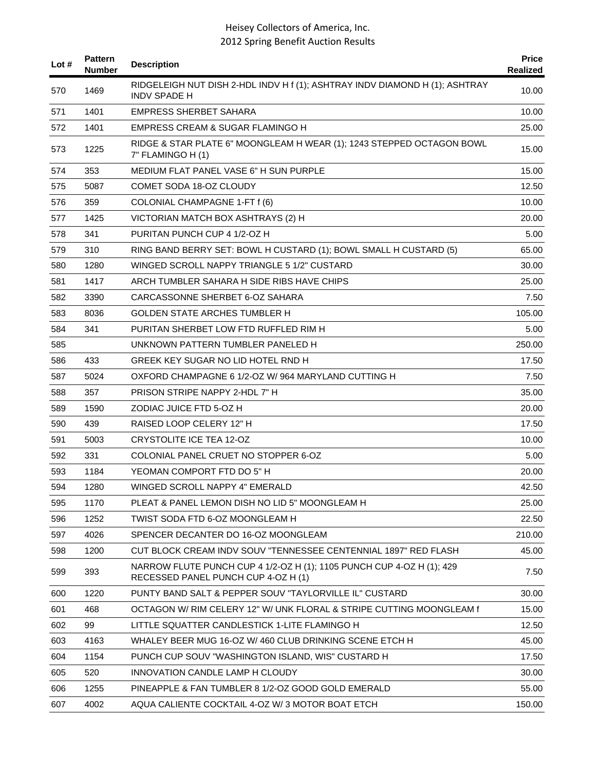| Lot # | Pattern Number | Description | Price Realized |
|---|---|---|---|
| 570 | 1469 | RIDGELEIGH NUT DISH 2-HDL INDV H f (1); ASHTRAY INDV DIAMOND H (1); ASHTRAY INDV SPADE H | 10.00 |
| 571 | 1401 | EMPRESS SHERBET SAHARA | 10.00 |
| 572 | 1401 | EMPRESS CREAM & SUGAR FLAMINGO H | 25.00 |
| 573 | 1225 | RIDGE & STAR PLATE 6" MOONGLEAM H WEAR (1); 1243 STEPPED OCTAGON BOWL 7" FLAMINGO H (1) | 15.00 |
| 574 | 353 | MEDIUM FLAT PANEL VASE 6" H SUN PURPLE | 15.00 |
| 575 | 5087 | COMET SODA 18-OZ CLOUDY | 12.50 |
| 576 | 359 | COLONIAL CHAMPAGNE 1-FT f (6) | 10.00 |
| 577 | 1425 | VICTORIAN MATCH BOX ASHTRAYS (2) H | 20.00 |
| 578 | 341 | PURITAN PUNCH CUP 4 1/2-OZ H | 5.00 |
| 579 | 310 | RING BAND BERRY SET: BOWL H CUSTARD (1); BOWL SMALL H CUSTARD (5) | 65.00 |
| 580 | 1280 | WINGED SCROLL NAPPY TRIANGLE 5 1/2" CUSTARD | 30.00 |
| 581 | 1417 | ARCH TUMBLER SAHARA H SIDE RIBS HAVE CHIPS | 25.00 |
| 582 | 3390 | CARCASSONNE SHERBET 6-OZ SAHARA | 7.50 |
| 583 | 8036 | GOLDEN STATE ARCHES TUMBLER H | 105.00 |
| 584 | 341 | PURITAN SHERBET LOW FTD RUFFLED RIM H | 5.00 |
| 585 | | UNKNOWN PATTERN TUMBLER PANELED H | 250.00 |
| 586 | 433 | GREEK KEY SUGAR NO LID HOTEL RND H | 17.50 |
| 587 | 5024 | OXFORD CHAMPAGNE 6 1/2-OZ W/ 964 MARYLAND CUTTING H | 7.50 |
| 588 | 357 | PRISON STRIPE NAPPY 2-HDL 7" H | 35.00 |
| 589 | 1590 | ZODIAC JUICE FTD 5-OZ H | 20.00 |
| 590 | 439 | RAISED LOOP CELERY 12" H | 17.50 |
| 591 | 5003 | CRYSTOLITE ICE TEA 12-OZ | 10.00 |
| 592 | 331 | COLONIAL PANEL CRUET NO STOPPER 6-OZ | 5.00 |
| 593 | 1184 | YEOMAN COMPORT FTD DO 5" H | 20.00 |
| 594 | 1280 | WINGED SCROLL NAPPY 4" EMERALD | 42.50 |
| 595 | 1170 | PLEAT & PANEL LEMON DISH NO LID 5" MOONGLEAM H | 25.00 |
| 596 | 1252 | TWIST SODA FTD 6-OZ MOONGLEAM H | 22.50 |
| 597 | 4026 | SPENCER DECANTER DO 16-OZ MOONGLEAM | 210.00 |
| 598 | 1200 | CUT BLOCK CREAM INDV SOUV "TENNESSEE CENTENNIAL 1897" RED FLASH | 45.00 |
| 599 | 393 | NARROW FLUTE PUNCH CUP 4 1/2-OZ H (1); 1105 PUNCH CUP 4-OZ H (1); 429 RECESSED PANEL PUNCH CUP 4-OZ H (1) | 7.50 |
| 600 | 1220 | PUNTY BAND SALT & PEPPER SOUV "TAYLORVILLE IL" CUSTARD | 30.00 |
| 601 | 468 | OCTAGON W/ RIM CELERY 12" W/ UNK FLORAL & STRIPE CUTTING MOONGLEAM f | 15.00 |
| 602 | 99 | LITTLE SQUATTER CANDLESTICK 1-LITE FLAMINGO H | 12.50 |
| 603 | 4163 | WHALEY BEER MUG 16-OZ W/ 460 CLUB DRINKING SCENE ETCH H | 45.00 |
| 604 | 1154 | PUNCH CUP SOUV "WASHINGTON ISLAND, WIS" CUSTARD H | 17.50 |
| 605 | 520 | INNOVATION CANDLE LAMP H CLOUDY | 30.00 |
| 606 | 1255 | PINEAPPLE & FAN TUMBLER 8 1/2-OZ GOOD GOLD EMERALD | 55.00 |
| 607 | 4002 | AQUA CALIENTE COCKTAIL 4-OZ W/ 3 MOTOR BOAT ETCH | 150.00 |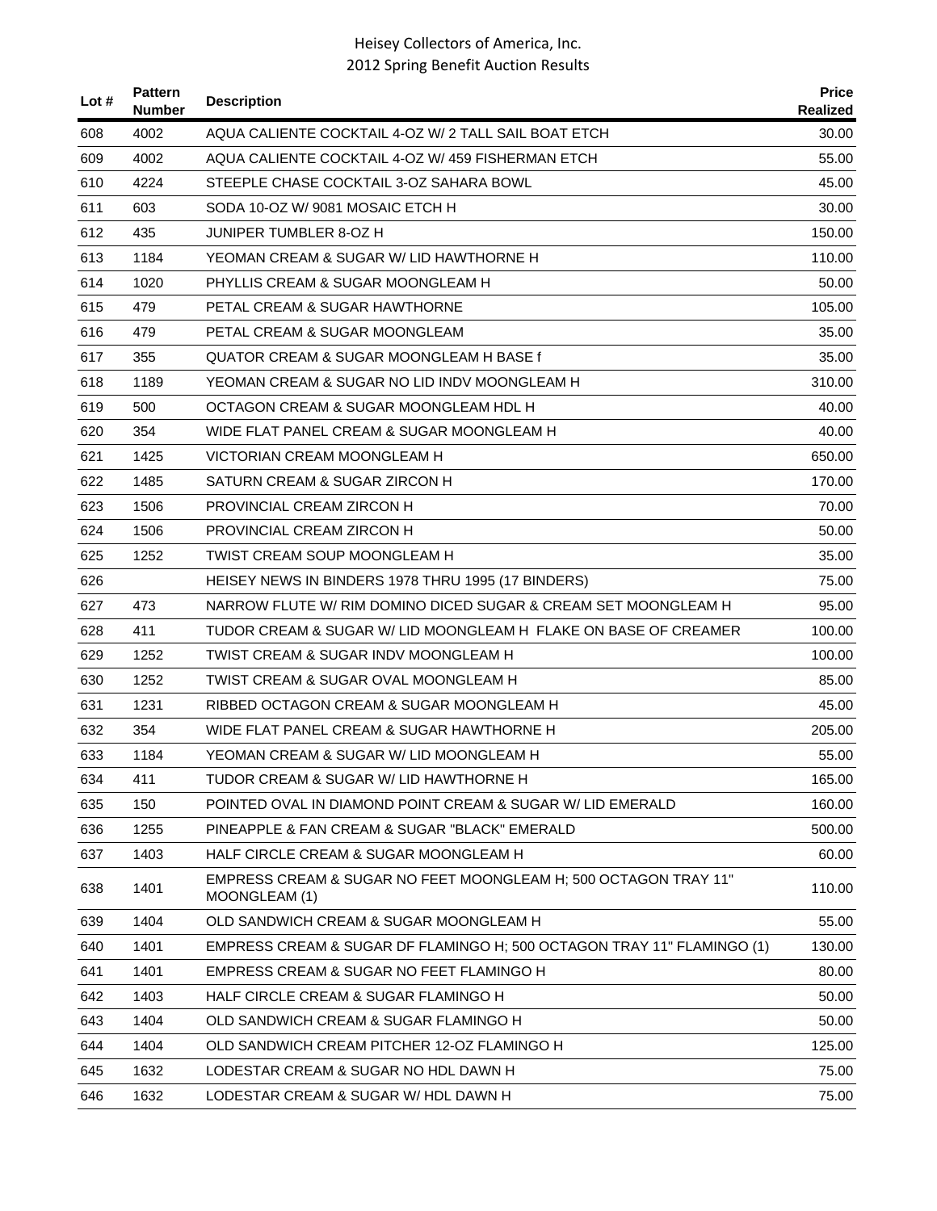| Lot # | Pattern Number | Description | Price Realized |
|---|---|---|---|
| 608 | 4002 | AQUA CALIENTE COCKTAIL 4-OZ W/ 2 TALL SAIL BOAT ETCH | 30.00 |
| 609 | 4002 | AQUA CALIENTE COCKTAIL 4-OZ W/ 459 FISHERMAN ETCH | 55.00 |
| 610 | 4224 | STEEPLE CHASE COCKTAIL 3-OZ SAHARA BOWL | 45.00 |
| 611 | 603 | SODA 10-OZ W/ 9081 MOSAIC ETCH H | 30.00 |
| 612 | 435 | JUNIPER TUMBLER 8-OZ H | 150.00 |
| 613 | 1184 | YEOMAN CREAM & SUGAR W/ LID HAWTHORNE H | 110.00 |
| 614 | 1020 | PHYLLIS CREAM & SUGAR MOONGLEAM H | 50.00 |
| 615 | 479 | PETAL CREAM & SUGAR HAWTHORNE | 105.00 |
| 616 | 479 | PETAL CREAM & SUGAR MOONGLEAM | 35.00 |
| 617 | 355 | QUATOR CREAM & SUGAR MOONGLEAM H BASE f | 35.00 |
| 618 | 1189 | YEOMAN CREAM & SUGAR NO LID INDV MOONGLEAM H | 310.00 |
| 619 | 500 | OCTAGON CREAM & SUGAR MOONGLEAM HDL H | 40.00 |
| 620 | 354 | WIDE FLAT PANEL CREAM & SUGAR MOONGLEAM H | 40.00 |
| 621 | 1425 | VICTORIAN CREAM MOONGLEAM H | 650.00 |
| 622 | 1485 | SATURN CREAM & SUGAR ZIRCON H | 170.00 |
| 623 | 1506 | PROVINCIAL CREAM ZIRCON H | 70.00 |
| 624 | 1506 | PROVINCIAL CREAM ZIRCON H | 50.00 |
| 625 | 1252 | TWIST CREAM SOUP MOONGLEAM H | 35.00 |
| 626 | | HEISEY NEWS IN BINDERS 1978 THRU 1995 (17 BINDERS) | 75.00 |
| 627 | 473 | NARROW FLUTE W/ RIM DOMINO DICED SUGAR & CREAM SET MOONGLEAM H | 95.00 |
| 628 | 411 | TUDOR CREAM & SUGAR W/ LID MOONGLEAM H FLAKE ON BASE OF CREAMER | 100.00 |
| 629 | 1252 | TWIST CREAM & SUGAR INDV MOONGLEAM H | 100.00 |
| 630 | 1252 | TWIST CREAM & SUGAR OVAL MOONGLEAM H | 85.00 |
| 631 | 1231 | RIBBED OCTAGON CREAM & SUGAR MOONGLEAM H | 45.00 |
| 632 | 354 | WIDE FLAT PANEL CREAM & SUGAR HAWTHORNE H | 205.00 |
| 633 | 1184 | YEOMAN CREAM & SUGAR W/ LID MOONGLEAM H | 55.00 |
| 634 | 411 | TUDOR CREAM & SUGAR W/ LID HAWTHORNE H | 165.00 |
| 635 | 150 | POINTED OVAL IN DIAMOND POINT CREAM & SUGAR W/ LID EMERALD | 160.00 |
| 636 | 1255 | PINEAPPLE & FAN CREAM & SUGAR "BLACK" EMERALD | 500.00 |
| 637 | 1403 | HALF CIRCLE CREAM & SUGAR MOONGLEAM H | 60.00 |
| 638 | 1401 | EMPRESS CREAM & SUGAR NO FEET MOONGLEAM H; 500 OCTAGON TRAY 11" MOONGLEAM (1) | 110.00 |
| 639 | 1404 | OLD SANDWICH CREAM & SUGAR MOONGLEAM H | 55.00 |
| 640 | 1401 | EMPRESS CREAM & SUGAR DF FLAMINGO H; 500 OCTAGON TRAY 11" FLAMINGO (1) | 130.00 |
| 641 | 1401 | EMPRESS CREAM & SUGAR NO FEET FLAMINGO H | 80.00 |
| 642 | 1403 | HALF CIRCLE CREAM & SUGAR FLAMINGO H | 50.00 |
| 643 | 1404 | OLD SANDWICH CREAM & SUGAR FLAMINGO H | 50.00 |
| 644 | 1404 | OLD SANDWICH CREAM PITCHER 12-OZ FLAMINGO H | 125.00 |
| 645 | 1632 | LODESTAR CREAM & SUGAR NO HDL DAWN H | 75.00 |
| 646 | 1632 | LODESTAR CREAM & SUGAR W/ HDL DAWN H | 75.00 |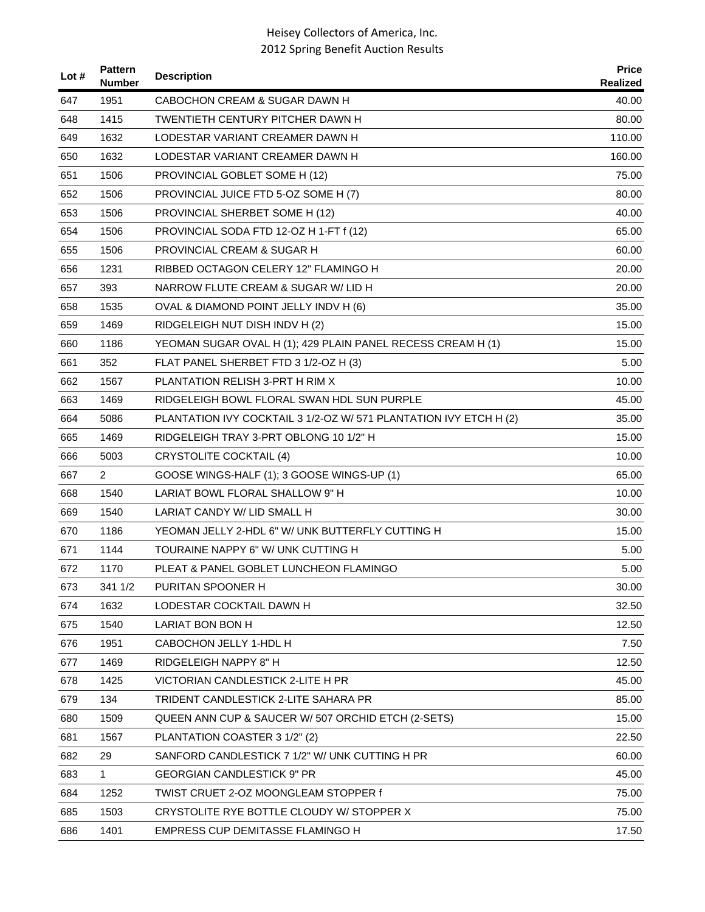# Heisey Collectors of America, Inc.
## 2012 Spring Benefit Auction Results

| Lot # | Pattern Number | Description | Price Realized |
|---|---|---|---|
| 647 | 1951 | CABOCHON CREAM & SUGAR DAWN H | 40.00 |
| 648 | 1415 | TWENTIETH CENTURY PITCHER DAWN H | 80.00 |
| 649 | 1632 | LODESTAR VARIANT CREAMER DAWN H | 110.00 |
| 650 | 1632 | LODESTAR VARIANT CREAMER DAWN H | 160.00 |
| 651 | 1506 | PROVINCIAL GOBLET SOME H (12) | 75.00 |
| 652 | 1506 | PROVINCIAL JUICE FTD 5-OZ SOME H (7) | 80.00 |
| 653 | 1506 | PROVINCIAL SHERBET SOME H (12) | 40.00 |
| 654 | 1506 | PROVINCIAL SODA FTD 12-OZ H 1-FT f (12) | 65.00 |
| 655 | 1506 | PROVINCIAL CREAM & SUGAR H | 60.00 |
| 656 | 1231 | RIBBED OCTAGON CELERY 12" FLAMINGO H | 20.00 |
| 657 | 393 | NARROW FLUTE CREAM & SUGAR W/ LID H | 20.00 |
| 658 | 1535 | OVAL & DIAMOND POINT JELLY INDV H (6) | 35.00 |
| 659 | 1469 | RIDGELEIGH NUT DISH INDV H (2) | 15.00 |
| 660 | 1186 | YEOMAN SUGAR OVAL H (1); 429 PLAIN PANEL RECESS CREAM H (1) | 15.00 |
| 661 | 352 | FLAT PANEL SHERBET FTD 3 1/2-OZ H (3) | 5.00 |
| 662 | 1567 | PLANTATION RELISH 3-PRT H RIM X | 10.00 |
| 663 | 1469 | RIDGELEIGH BOWL FLORAL SWAN HDL SUN PURPLE | 45.00 |
| 664 | 5086 | PLANTATION IVY COCKTAIL 3 1/2-OZ W/ 571 PLANTATION IVY ETCH H (2) | 35.00 |
| 665 | 1469 | RIDGELEIGH TRAY 3-PRT OBLONG 10 1/2" H | 15.00 |
| 666 | 5003 | CRYSTOLITE COCKTAIL (4) | 10.00 |
| 667 | 2 | GOOSE WINGS-HALF (1); 3 GOOSE WINGS-UP (1) | 65.00 |
| 668 | 1540 | LARIAT BOWL FLORAL SHALLOW 9" H | 10.00 |
| 669 | 1540 | LARIAT CANDY W/ LID SMALL H | 30.00 |
| 670 | 1186 | YEOMAN JELLY 2-HDL 6" W/ UNK BUTTERFLY CUTTING H | 15.00 |
| 671 | 1144 | TOURAINE NAPPY 6" W/ UNK CUTTING H | 5.00 |
| 672 | 1170 | PLEAT & PANEL GOBLET LUNCHEON FLAMINGO | 5.00 |
| 673 | 341 1/2 | PURITAN SPOONER H | 30.00 |
| 674 | 1632 | LODESTAR COCKTAIL DAWN H | 32.50 |
| 675 | 1540 | LARIAT BON BON H | 12.50 |
| 676 | 1951 | CABOCHON JELLY 1-HDL H | 7.50 |
| 677 | 1469 | RIDGELEIGH NAPPY 8" H | 12.50 |
| 678 | 1425 | VICTORIAN CANDLESTICK 2-LITE H PR | 45.00 |
| 679 | 134 | TRIDENT CANDLESTICK 2-LITE SAHARA PR | 85.00 |
| 680 | 1509 | QUEEN ANN CUP & SAUCER W/ 507 ORCHID ETCH (2-SETS) | 15.00 |
| 681 | 1567 | PLANTATION COASTER 3 1/2" (2) | 22.50 |
| 682 | 29 | SANFORD CANDLESTICK 7 1/2" W/ UNK CUTTING H PR | 60.00 |
| 683 | 1 | GEORGIAN CANDLESTICK 9" PR | 45.00 |
| 684 | 1252 | TWIST CRUET 2-OZ MOONGLEAM STOPPER f | 75.00 |
| 685 | 1503 | CRYSTOLITE RYE BOTTLE CLOUDY W/ STOPPER X | 75.00 |
| 686 | 1401 | EMPRESS CUP DEMITASSE FLAMINGO H | 17.50 |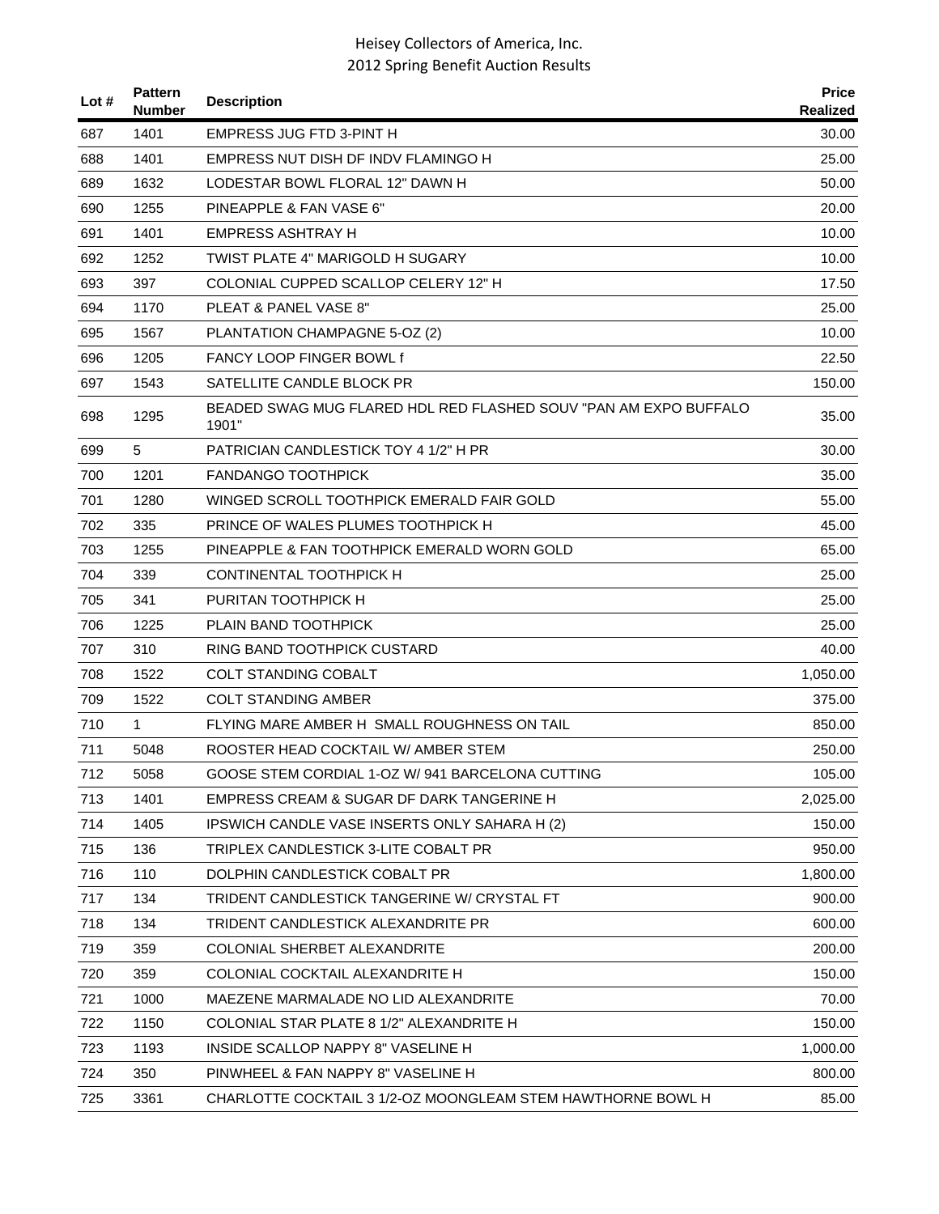| Lot # | Pattern Number | Description | Price Realized |
|---|---|---|---|
| 687 | 1401 | EMPRESS JUG FTD 3-PINT H | 30.00 |
| 688 | 1401 | EMPRESS NUT DISH DF INDV FLAMINGO H | 25.00 |
| 689 | 1632 | LODESTAR BOWL FLORAL 12" DAWN H | 50.00 |
| 690 | 1255 | PINEAPPLE & FAN VASE 6" | 20.00 |
| 691 | 1401 | EMPRESS ASHTRAY H | 10.00 |
| 692 | 1252 | TWIST PLATE 4" MARIGOLD H SUGARY | 10.00 |
| 693 | 397 | COLONIAL CUPPED SCALLOP CELERY 12" H | 17.50 |
| 694 | 1170 | PLEAT & PANEL VASE 8" | 25.00 |
| 695 | 1567 | PLANTATION CHAMPAGNE 5-OZ (2) | 10.00 |
| 696 | 1205 | FANCY LOOP FINGER BOWL f | 22.50 |
| 697 | 1543 | SATELLITE CANDLE BLOCK PR | 150.00 |
| 698 | 1295 | BEADED SWAG MUG FLARED HDL RED FLASHED SOUV "PAN AM EXPO BUFFALO 1901" | 35.00 |
| 699 | 5 | PATRICIAN CANDLESTICK TOY 4 1/2" H PR | 30.00 |
| 700 | 1201 | FANDANGO TOOTHPICK | 35.00 |
| 701 | 1280 | WINGED SCROLL TOOTHPICK EMERALD FAIR GOLD | 55.00 |
| 702 | 335 | PRINCE OF WALES PLUMES TOOTHPICK H | 45.00 |
| 703 | 1255 | PINEAPPLE & FAN TOOTHPICK EMERALD WORN GOLD | 65.00 |
| 704 | 339 | CONTINENTAL TOOTHPICK H | 25.00 |
| 705 | 341 | PURITAN TOOTHPICK H | 25.00 |
| 706 | 1225 | PLAIN BAND TOOTHPICK | 25.00 |
| 707 | 310 | RING BAND TOOTHPICK CUSTARD | 40.00 |
| 708 | 1522 | COLT STANDING COBALT | 1,050.00 |
| 709 | 1522 | COLT STANDING AMBER | 375.00 |
| 710 | 1 | FLYING MARE AMBER H SMALL ROUGHNESS ON TAIL | 850.00 |
| 711 | 5048 | ROOSTER HEAD COCKTAIL W/ AMBER STEM | 250.00 |
| 712 | 5058 | GOOSE STEM CORDIAL 1-OZ W/ 941 BARCELONA CUTTING | 105.00 |
| 713 | 1401 | EMPRESS CREAM & SUGAR DF DARK TANGERINE H | 2,025.00 |
| 714 | 1405 | IPSWICH CANDLE VASE INSERTS ONLY SAHARA H (2) | 150.00 |
| 715 | 136 | TRIPLEX CANDLESTICK 3-LITE COBALT PR | 950.00 |
| 716 | 110 | DOLPHIN CANDLESTICK COBALT PR | 1,800.00 |
| 717 | 134 | TRIDENT CANDLESTICK TANGERINE W/ CRYSTAL FT | 900.00 |
| 718 | 134 | TRIDENT CANDLESTICK ALEXANDRITE PR | 600.00 |
| 719 | 359 | COLONIAL SHERBET ALEXANDRITE | 200.00 |
| 720 | 359 | COLONIAL COCKTAIL ALEXANDRITE H | 150.00 |
| 721 | 1000 | MAEZENE MARMALADE NO LID ALEXANDRITE | 70.00 |
| 722 | 1150 | COLONIAL STAR PLATE 8 1/2" ALEXANDRITE H | 150.00 |
| 723 | 1193 | INSIDE SCALLOP NAPPY 8" VASELINE H | 1,000.00 |
| 724 | 350 | PINWHEEL & FAN NAPPY 8" VASELINE H | 800.00 |
| 725 | 3361 | CHARLOTTE COCKTAIL 3 1/2-OZ MOONGLEAM STEM HAWTHORNE BOWL H | 85.00 |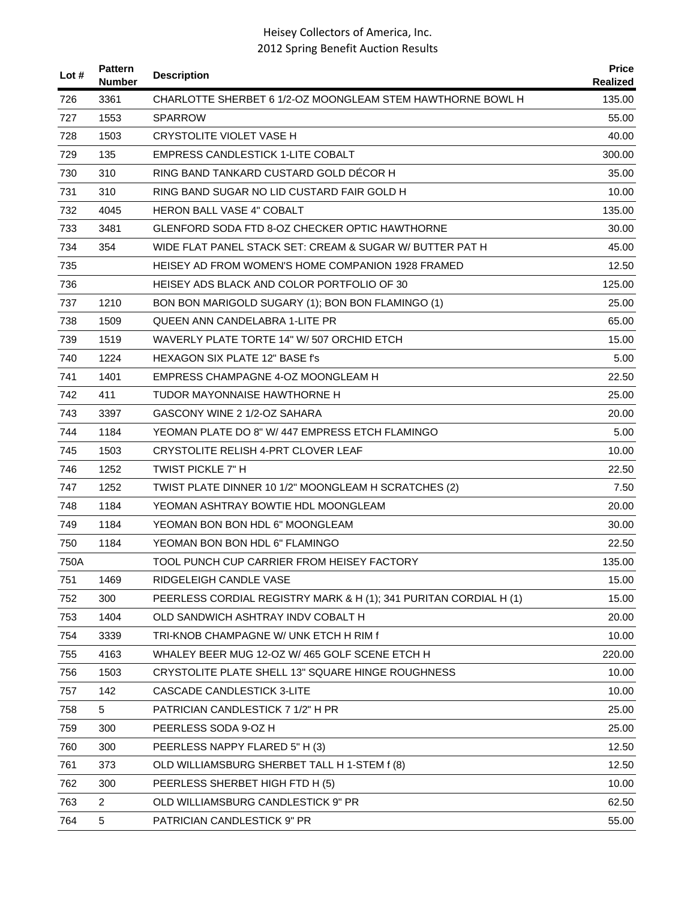| Lot # | Pattern Number | Description | Price Realized |
|---|---|---|---|
| 726 | 3361 | CHARLOTTE SHERBET 6 1/2-OZ MOONGLEAM STEM HAWTHORNE BOWL H | 135.00 |
| 727 | 1553 | SPARROW | 55.00 |
| 728 | 1503 | CRYSTOLITE VIOLET VASE H | 40.00 |
| 729 | 135 | EMPRESS CANDLESTICK 1-LITE COBALT | 300.00 |
| 730 | 310 | RING BAND TANKARD CUSTARD GOLD DÉCOR H | 35.00 |
| 731 | 310 | RING BAND SUGAR NO LID CUSTARD FAIR GOLD H | 10.00 |
| 732 | 4045 | HERON BALL VASE 4" COBALT | 135.00 |
| 733 | 3481 | GLENFORD SODA FTD 8-OZ CHECKER OPTIC HAWTHORNE | 30.00 |
| 734 | 354 | WIDE FLAT PANEL STACK SET: CREAM & SUGAR W/ BUTTER PAT H | 45.00 |
| 735 | | HEISEY AD FROM WOMEN'S HOME COMPANION 1928 FRAMED | 12.50 |
| 736 | | HEISEY ADS BLACK AND COLOR PORTFOLIO OF 30 | 125.00 |
| 737 | 1210 | BON BON MARIGOLD SUGARY (1); BON BON FLAMINGO (1) | 25.00 |
| 738 | 1509 | QUEEN ANN CANDELABRA 1-LITE PR | 65.00 |
| 739 | 1519 | WAVERLY PLATE TORTE 14" W/ 507 ORCHID ETCH | 15.00 |
| 740 | 1224 | HEXAGON SIX PLATE 12" BASE f's | 5.00 |
| 741 | 1401 | EMPRESS CHAMPAGNE 4-OZ MOONGLEAM H | 22.50 |
| 742 | 411 | TUDOR MAYONNAISE HAWTHORNE H | 25.00 |
| 743 | 3397 | GASCONY WINE 2 1/2-OZ SAHARA | 20.00 |
| 744 | 1184 | YEOMAN PLATE DO 8" W/ 447 EMPRESS ETCH FLAMINGO | 5.00 |
| 745 | 1503 | CRYSTOLITE RELISH 4-PRT CLOVER LEAF | 10.00 |
| 746 | 1252 | TWIST PICKLE 7" H | 22.50 |
| 747 | 1252 | TWIST PLATE DINNER 10 1/2" MOONGLEAM H SCRATCHES (2) | 7.50 |
| 748 | 1184 | YEOMAN ASHTRAY BOWTIE HDL MOONGLEAM | 20.00 |
| 749 | 1184 | YEOMAN BON BON HDL 6" MOONGLEAM | 30.00 |
| 750 | 1184 | YEOMAN BON BON HDL 6" FLAMINGO | 22.50 |
| 750A | | TOOL PUNCH CUP CARRIER FROM HEISEY FACTORY | 135.00 |
| 751 | 1469 | RIDGELEIGH CANDLE VASE | 15.00 |
| 752 | 300 | PEERLESS CORDIAL REGISTRY MARK & H (1); 341 PURITAN CORDIAL H (1) | 15.00 |
| 753 | 1404 | OLD SANDWICH ASHTRAY INDV COBALT H | 20.00 |
| 754 | 3339 | TRI-KNOB CHAMPAGNE W/ UNK ETCH H RIM f | 10.00 |
| 755 | 4163 | WHALEY BEER MUG 12-OZ W/ 465 GOLF SCENE ETCH H | 220.00 |
| 756 | 1503 | CRYSTOLITE PLATE SHELL 13" SQUARE HINGE ROUGHNESS | 10.00 |
| 757 | 142 | CASCADE CANDLESTICK 3-LITE | 10.00 |
| 758 | 5 | PATRICIAN CANDLESTICK 7 1/2" H PR | 25.00 |
| 759 | 300 | PEERLESS SODA 9-OZ H | 25.00 |
| 760 | 300 | PEERLESS NAPPY FLARED 5" H (3) | 12.50 |
| 761 | 373 | OLD WILLIAMSBURG SHERBET TALL H 1-STEM f (8) | 12.50 |
| 762 | 300 | PEERLESS SHERBET HIGH FTD H (5) | 10.00 |
| 763 | 2 | OLD WILLIAMSBURG CANDLESTICK 9" PR | 62.50 |
| 764 | 5 | PATRICIAN CANDLESTICK 9" PR | 55.00 |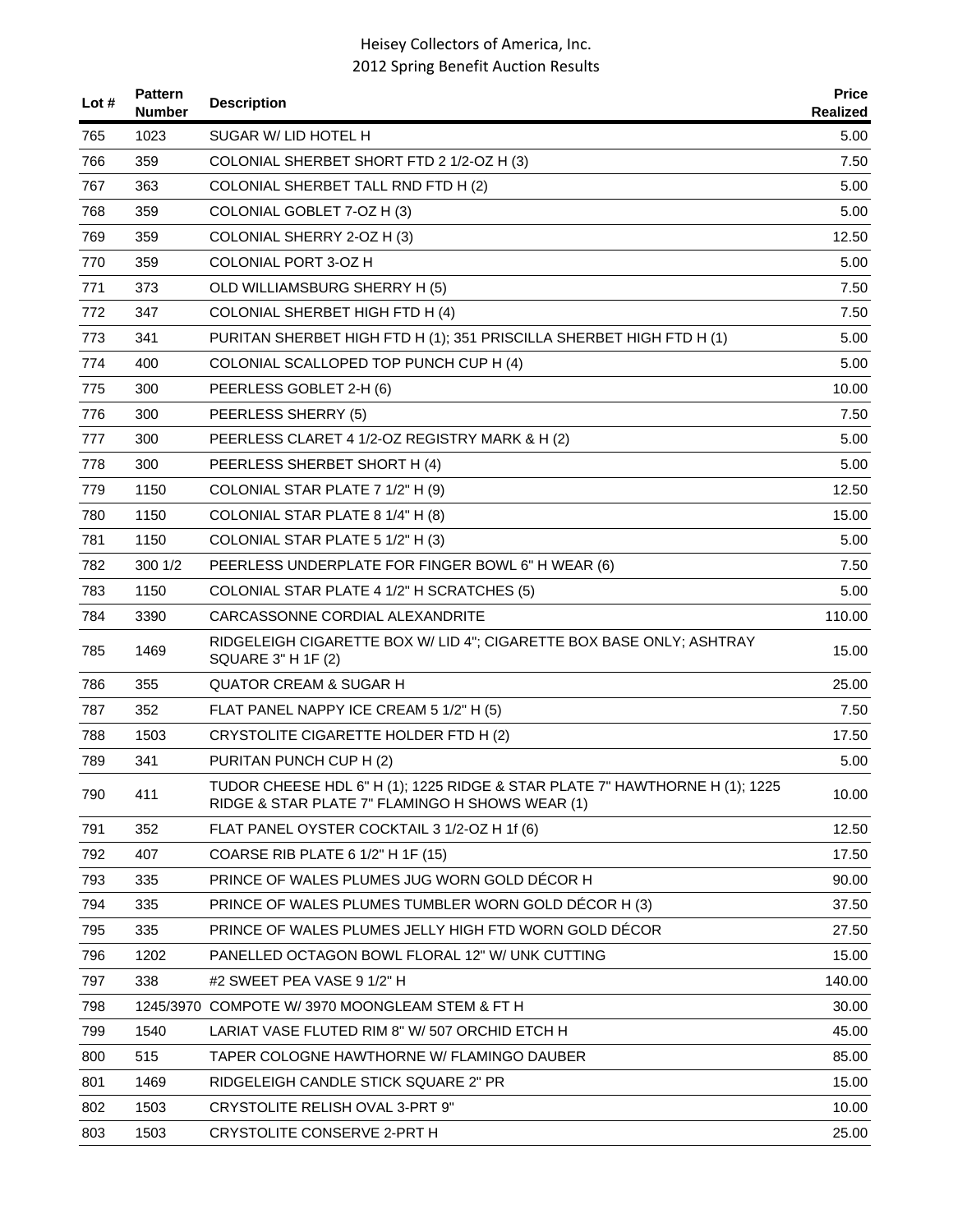| Lot # | Pattern Number | Description | Price Realized |
|---|---|---|---|
| 765 | 1023 | SUGAR W/ LID HOTEL H | 5.00 |
| 766 | 359 | COLONIAL SHERBET SHORT FTD 2 1/2-OZ H (3) | 7.50 |
| 767 | 363 | COLONIAL SHERBET TALL RND FTD H (2) | 5.00 |
| 768 | 359 | COLONIAL GOBLET 7-OZ H (3) | 5.00 |
| 769 | 359 | COLONIAL SHERRY 2-OZ H (3) | 12.50 |
| 770 | 359 | COLONIAL PORT 3-OZ H | 5.00 |
| 771 | 373 | OLD WILLIAMSBURG SHERRY H (5) | 7.50 |
| 772 | 347 | COLONIAL SHERBET HIGH FTD H (4) | 7.50 |
| 773 | 341 | PURITAN SHERBET HIGH FTD H (1); 351 PRISCILLA SHERBET HIGH FTD H (1) | 5.00 |
| 774 | 400 | COLONIAL SCALLOPED TOP PUNCH CUP H (4) | 5.00 |
| 775 | 300 | PEERLESS GOBLET 2-H (6) | 10.00 |
| 776 | 300 | PEERLESS SHERRY (5) | 7.50 |
| 777 | 300 | PEERLESS CLARET 4 1/2-OZ REGISTRY MARK & H (2) | 5.00 |
| 778 | 300 | PEERLESS SHERBET SHORT H (4) | 5.00 |
| 779 | 1150 | COLONIAL STAR PLATE 7 1/2" H (9) | 12.50 |
| 780 | 1150 | COLONIAL STAR PLATE 8 1/4" H (8) | 15.00 |
| 781 | 1150 | COLONIAL STAR PLATE 5 1/2" H (3) | 5.00 |
| 782 | 300 1/2 | PEERLESS UNDERPLATE FOR FINGER BOWL 6" H WEAR (6) | 7.50 |
| 783 | 1150 | COLONIAL STAR PLATE 4 1/2" H SCRATCHES (5) | 5.00 |
| 784 | 3390 | CARCASSONNE CORDIAL ALEXANDRITE | 110.00 |
| 785 | 1469 | RIDGELEIGH CIGARETTE BOX W/ LID 4"; CIGARETTE BOX BASE ONLY; ASHTRAY SQUARE 3" H 1F (2) | 15.00 |
| 786 | 355 | QUATOR CREAM & SUGAR H | 25.00 |
| 787 | 352 | FLAT PANEL NAPPY ICE CREAM 5 1/2" H (5) | 7.50 |
| 788 | 1503 | CRYSTOLITE CIGARETTE HOLDER FTD H (2) | 17.50 |
| 789 | 341 | PURITAN PUNCH CUP H (2) | 5.00 |
| 790 | 411 | TUDOR CHEESE HDL 6" H (1); 1225 RIDGE & STAR PLATE 7" HAWTHORNE H (1); 1225 RIDGE & STAR PLATE 7" FLAMINGO H SHOWS WEAR (1) | 10.00 |
| 791 | 352 | FLAT PANEL OYSTER COCKTAIL 3 1/2-OZ H 1f (6) | 12.50 |
| 792 | 407 | COARSE RIB PLATE 6 1/2" H 1F (15) | 17.50 |
| 793 | 335 | PRINCE OF WALES PLUMES JUG WORN GOLD DÉCOR H | 90.00 |
| 794 | 335 | PRINCE OF WALES PLUMES TUMBLER WORN GOLD DÉCOR H (3) | 37.50 |
| 795 | 335 | PRINCE OF WALES PLUMES JELLY HIGH FTD WORN GOLD DÉCOR | 27.50 |
| 796 | 1202 | PANELLED OCTAGON BOWL FLORAL 12" W/ UNK CUTTING | 15.00 |
| 797 | 338 | #2 SWEET PEA VASE 9 1/2" H | 140.00 |
| 798 | 1245/3970 | COMPOTE W/ 3970 MOONGLEAM STEM & FT H | 30.00 |
| 799 | 1540 | LARIAT VASE FLUTED RIM 8" W/ 507 ORCHID ETCH H | 45.00 |
| 800 | 515 | TAPER COLOGNE HAWTHORNE W/ FLAMINGO DAUBER | 85.00 |
| 801 | 1469 | RIDGELEIGH CANDLE STICK SQUARE 2" PR | 15.00 |
| 802 | 1503 | CRYSTOLITE RELISH OVAL 3-PRT 9" | 10.00 |
| 803 | 1503 | CRYSTOLITE CONSERVE 2-PRT H | 25.00 |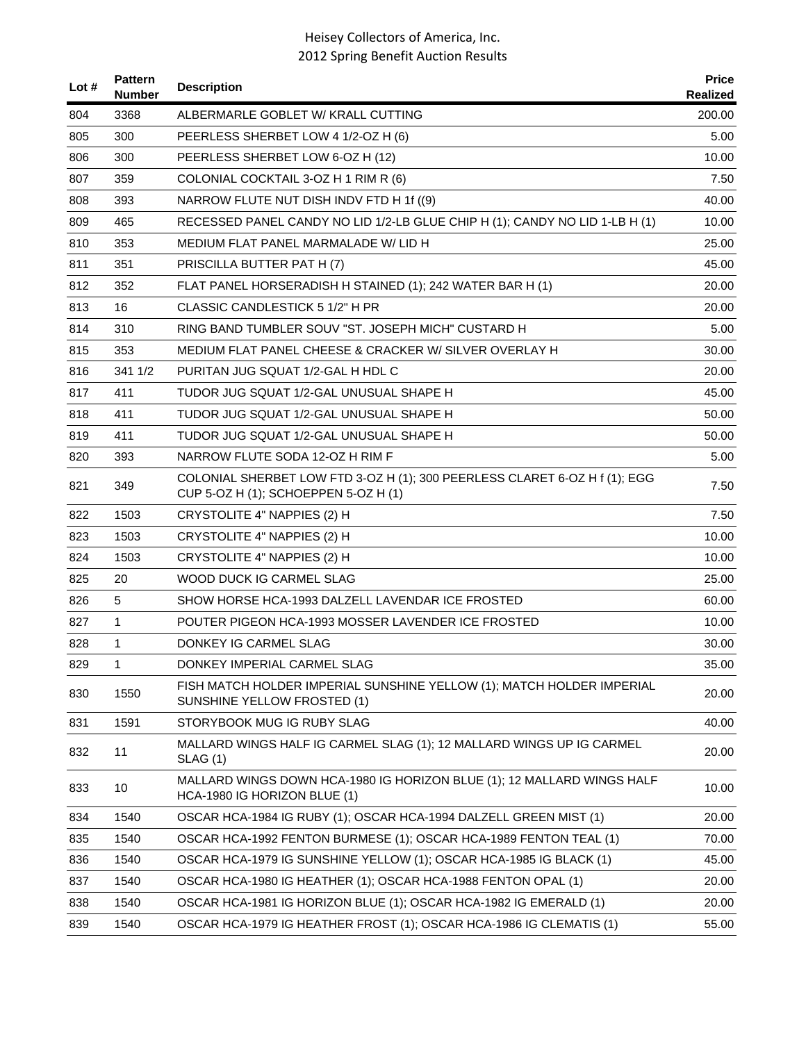# Heisey Collectors of America, Inc.
## 2012 Spring Benefit Auction Results

| Lot # | Pattern Number | Description | Price Realized |
|---|---|---|---|
| 804 | 3368 | ALBERMARLE GOBLET W/ KRALL CUTTING | 200.00 |
| 805 | 300 | PEERLESS SHERBET LOW 4 1/2-OZ H (6) | 5.00 |
| 806 | 300 | PEERLESS SHERBET LOW 6-OZ H (12) | 10.00 |
| 807 | 359 | COLONIAL COCKTAIL 3-OZ H 1 RIM R (6) | 7.50 |
| 808 | 393 | NARROW FLUTE NUT DISH INDV FTD H 1f ((9) | 40.00 |
| 809 | 465 | RECESSED PANEL CANDY NO LID 1/2-LB GLUE CHIP H (1); CANDY NO LID 1-LB H (1) | 10.00 |
| 810 | 353 | MEDIUM FLAT PANEL MARMALADE W/ LID H | 25.00 |
| 811 | 351 | PRISCILLA BUTTER PAT H (7) | 45.00 |
| 812 | 352 | FLAT PANEL HORSERADISH H STAINED (1); 242 WATER BAR H (1) | 20.00 |
| 813 | 16 | CLASSIC CANDLESTICK 5 1/2" H PR | 20.00 |
| 814 | 310 | RING BAND TUMBLER SOUV "ST. JOSEPH MICH" CUSTARD H | 5.00 |
| 815 | 353 | MEDIUM FLAT PANEL CHEESE & CRACKER W/ SILVER OVERLAY H | 30.00 |
| 816 | 341 1/2 | PURITAN JUG SQUAT 1/2-GAL H HDL C | 20.00 |
| 817 | 411 | TUDOR JUG SQUAT 1/2-GAL UNUSUAL SHAPE H | 45.00 |
| 818 | 411 | TUDOR JUG SQUAT 1/2-GAL UNUSUAL SHAPE H | 50.00 |
| 819 | 411 | TUDOR JUG SQUAT 1/2-GAL UNUSUAL SHAPE H | 50.00 |
| 820 | 393 | NARROW FLUTE SODA 12-OZ H RIM F | 5.00 |
| 821 | 349 | COLONIAL SHERBET LOW FTD 3-OZ H (1); 300 PEERLESS CLARET 6-OZ H f (1); EGG CUP 5-OZ H (1); SCHOEPPEN 5-OZ H (1) | 7.50 |
| 822 | 1503 | CRYSTOLITE 4" NAPPIES (2) H | 7.50 |
| 823 | 1503 | CRYSTOLITE 4" NAPPIES (2) H | 10.00 |
| 824 | 1503 | CRYSTOLITE 4" NAPPIES (2) H | 10.00 |
| 825 | 20 | WOOD DUCK IG CARMEL SLAG | 25.00 |
| 826 | 5 | SHOW HORSE HCA-1993 DALZELL LAVENDAR ICE FROSTED | 60.00 |
| 827 | 1 | POUTER PIGEON HCA-1993 MOSSER LAVENDER ICE FROSTED | 10.00 |
| 828 | 1 | DONKEY IG CARMEL SLAG | 30.00 |
| 829 | 1 | DONKEY IMPERIAL CARMEL SLAG | 35.00 |
| 830 | 1550 | FISH MATCH HOLDER IMPERIAL SUNSHINE YELLOW (1); MATCH HOLDER IMPERIAL SUNSHINE YELLOW FROSTED (1) | 20.00 |
| 831 | 1591 | STORYBOOK MUG IG RUBY SLAG | 40.00 |
| 832 | 11 | MALLARD WINGS HALF IG CARMEL SLAG (1); 12 MALLARD WINGS UP IG CARMEL SLAG (1) | 20.00 |
| 833 | 10 | MALLARD WINGS DOWN HCA-1980 IG HORIZON BLUE (1); 12 MALLARD WINGS HALF HCA-1980 IG HORIZON BLUE (1) | 10.00 |
| 834 | 1540 | OSCAR HCA-1984 IG RUBY (1); OSCAR HCA-1994 DALZELL GREEN MIST (1) | 20.00 |
| 835 | 1540 | OSCAR HCA-1992 FENTON BURMESE (1); OSCAR HCA-1989 FENTON TEAL (1) | 70.00 |
| 836 | 1540 | OSCAR HCA-1979 IG SUNSHINE YELLOW (1); OSCAR HCA-1985 IG BLACK (1) | 45.00 |
| 837 | 1540 | OSCAR HCA-1980 IG HEATHER (1); OSCAR HCA-1988 FENTON OPAL (1) | 20.00 |
| 838 | 1540 | OSCAR HCA-1981 IG HORIZON BLUE (1); OSCAR HCA-1982 IG EMERALD (1) | 20.00 |
| 839 | 1540 | OSCAR HCA-1979 IG HEATHER FROST (1); OSCAR HCA-1986 IG CLEMATIS (1) | 55.00 |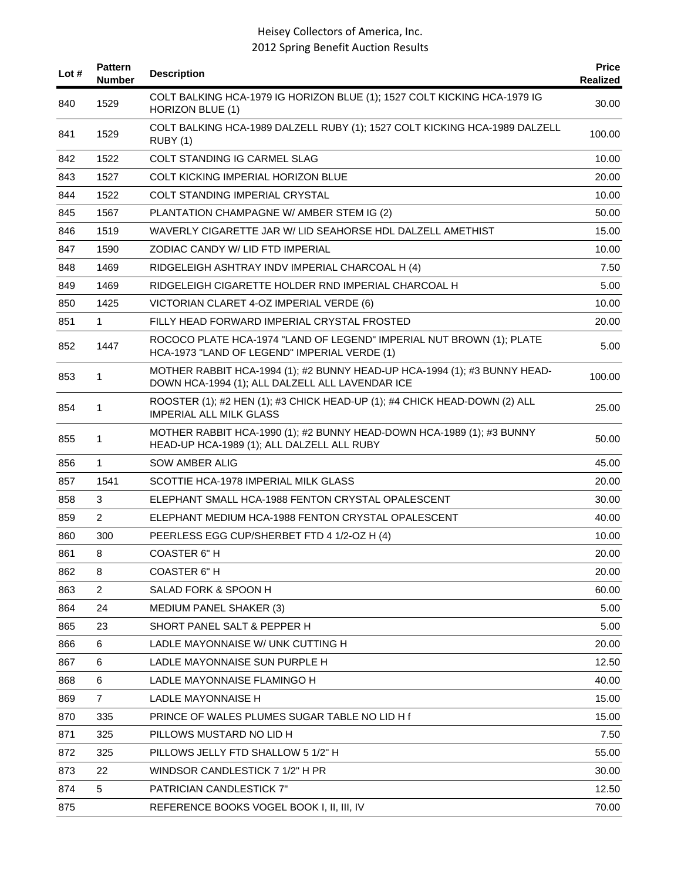| Lot # | Pattern Number | Description | Price Realized |
|---|---|---|---|
| 840 | 1529 | COLT BALKING HCA-1979 IG HORIZON BLUE (1); 1527 COLT KICKING HCA-1979 IG HORIZON BLUE (1) | 30.00 |
| 841 | 1529 | COLT BALKING HCA-1989 DALZELL RUBY (1); 1527 COLT KICKING HCA-1989 DALZELL RUBY (1) | 100.00 |
| 842 | 1522 | COLT STANDING IG CARMEL SLAG | 10.00 |
| 843 | 1527 | COLT KICKING IMPERIAL HORIZON BLUE | 20.00 |
| 844 | 1522 | COLT STANDING IMPERIAL CRYSTAL | 10.00 |
| 845 | 1567 | PLANTATION CHAMPAGNE W/ AMBER STEM IG (2) | 50.00 |
| 846 | 1519 | WAVERLY CIGARETTE JAR W/ LID SEAHORSE HDL DALZELL AMETHIST | 15.00 |
| 847 | 1590 | ZODIAC CANDY W/ LID FTD IMPERIAL | 10.00 |
| 848 | 1469 | RIDGELEIGH ASHTRAY INDV IMPERIAL CHARCOAL H (4) | 7.50 |
| 849 | 1469 | RIDGELEIGH CIGARETTE HOLDER RND IMPERIAL CHARCOAL H | 5.00 |
| 850 | 1425 | VICTORIAN CLARET 4-OZ IMPERIAL VERDE (6) | 10.00 |
| 851 | 1 | FILLY HEAD FORWARD IMPERIAL CRYSTAL FROSTED | 20.00 |
| 852 | 1447 | ROCOCO PLATE HCA-1974 "LAND OF LEGEND" IMPERIAL NUT BROWN (1); PLATE HCA-1973 "LAND OF LEGEND" IMPERIAL VERDE (1) | 5.00 |
| 853 | 1 | MOTHER RABBIT HCA-1994 (1); #2 BUNNY HEAD-UP HCA-1994 (1); #3 BUNNY HEAD-DOWN HCA-1994 (1); ALL DALZELL ALL LAVENDAR ICE | 100.00 |
| 854 | 1 | ROOSTER (1); #2 HEN (1); #3 CHICK HEAD-UP (1); #4 CHICK HEAD-DOWN (2) ALL IMPERIAL ALL MILK GLASS | 25.00 |
| 855 | 1 | MOTHER RABBIT HCA-1990 (1); #2 BUNNY HEAD-DOWN HCA-1989 (1); #3 BUNNY HEAD-UP HCA-1989 (1); ALL DALZELL ALL RUBY | 50.00 |
| 856 | 1 | SOW AMBER ALIG | 45.00 |
| 857 | 1541 | SCOTTIE HCA-1978 IMPERIAL MILK GLASS | 20.00 |
| 858 | 3 | ELEPHANT SMALL HCA-1988 FENTON CRYSTAL OPALESCENT | 30.00 |
| 859 | 2 | ELEPHANT MEDIUM HCA-1988 FENTON CRYSTAL OPALESCENT | 40.00 |
| 860 | 300 | PEERLESS EGG CUP/SHERBET FTD 4 1/2-OZ H (4) | 10.00 |
| 861 | 8 | COASTER 6" H | 20.00 |
| 862 | 8 | COASTER 6" H | 20.00 |
| 863 | 2 | SALAD FORK & SPOON H | 60.00 |
| 864 | 24 | MEDIUM PANEL SHAKER (3) | 5.00 |
| 865 | 23 | SHORT PANEL SALT & PEPPER H | 5.00 |
| 866 | 6 | LADLE MAYONNAISE W/ UNK CUTTING H | 20.00 |
| 867 | 6 | LADLE MAYONNAISE SUN PURPLE H | 12.50 |
| 868 | 6 | LADLE MAYONNAISE FLAMINGO H | 40.00 |
| 869 | 7 | LADLE MAYONNAISE H | 15.00 |
| 870 | 335 | PRINCE OF WALES PLUMES SUGAR TABLE NO LID H f | 15.00 |
| 871 | 325 | PILLOWS MUSTARD NO LID H | 7.50 |
| 872 | 325 | PILLOWS JELLY FTD SHALLOW 5 1/2" H | 55.00 |
| 873 | 22 | WINDSOR CANDLESTICK 7 1/2" H PR | 30.00 |
| 874 | 5 | PATRICIAN CANDLESTICK 7" | 12.50 |
| 875 | | REFERENCE BOOKS VOGEL BOOK I, II, III, IV | 70.00 |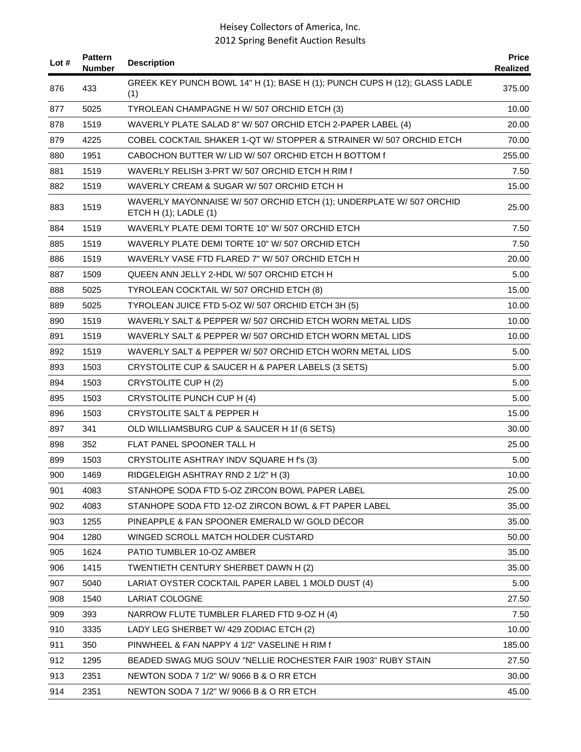| Lot # | Pattern Number | Description | Price Realized |
|---|---|---|---|
| 876 | 433 | GREEK KEY PUNCH BOWL 14" H (1); BASE H (1); PUNCH CUPS H (12); GLASS LADLE (1) | 375.00 |
| 877 | 5025 | TYROLEAN CHAMPAGNE H W/ 507 ORCHID ETCH (3) | 10.00 |
| 878 | 1519 | WAVERLY PLATE SALAD 8" W/ 507 ORCHID ETCH 2-PAPER LABEL (4) | 20.00 |
| 879 | 4225 | COBEL COCKTAIL SHAKER 1-QT W/ STOPPER & STRAINER W/ 507 ORCHID ETCH | 70.00 |
| 880 | 1951 | CABOCHON BUTTER W/ LID W/ 507 ORCHID ETCH H BOTTOM f | 255.00 |
| 881 | 1519 | WAVERLY RELISH 3-PRT W/ 507 ORCHID ETCH H RIM f | 7.50 |
| 882 | 1519 | WAVERLY CREAM & SUGAR W/ 507 ORCHID ETCH H | 15.00 |
| 883 | 1519 | WAVERLY MAYONNAISE W/ 507 ORCHID ETCH (1); UNDERPLATE W/ 507 ORCHID ETCH H (1); LADLE (1) | 25.00 |
| 884 | 1519 | WAVERLY PLATE DEMI TORTE 10" W/ 507 ORCHID ETCH | 7.50 |
| 885 | 1519 | WAVERLY PLATE DEMI TORTE 10" W/ 507 ORCHID ETCH | 7.50 |
| 886 | 1519 | WAVERLY VASE FTD FLARED 7" W/ 507 ORCHID ETCH H | 20.00 |
| 887 | 1509 | QUEEN ANN JELLY 2-HDL W/ 507 ORCHID ETCH H | 5.00 |
| 888 | 5025 | TYROLEAN COCKTAIL W/ 507 ORCHID ETCH (8) | 15.00 |
| 889 | 5025 | TYROLEAN JUICE FTD 5-OZ W/ 507 ORCHID ETCH 3H (5) | 10.00 |
| 890 | 1519 | WAVERLY SALT & PEPPER W/ 507 ORCHID ETCH WORN METAL LIDS | 10.00 |
| 891 | 1519 | WAVERLY SALT & PEPPER W/ 507 ORCHID ETCH WORN METAL LIDS | 10.00 |
| 892 | 1519 | WAVERLY SALT & PEPPER W/ 507 ORCHID ETCH WORN METAL LIDS | 5.00 |
| 893 | 1503 | CRYSTOLITE CUP & SAUCER H & PAPER LABELS (3 SETS) | 5.00 |
| 894 | 1503 | CRYSTOLITE CUP H (2) | 5.00 |
| 895 | 1503 | CRYSTOLITE PUNCH CUP H (4) | 5.00 |
| 896 | 1503 | CRYSTOLITE SALT & PEPPER H | 15.00 |
| 897 | 341 | OLD WILLIAMSBURG CUP & SAUCER H 1f (6 SETS) | 30.00 |
| 898 | 352 | FLAT PANEL SPOONER TALL H | 25.00 |
| 899 | 1503 | CRYSTOLITE ASHTRAY INDV SQUARE H f's (3) | 5.00 |
| 900 | 1469 | RIDGELEIGH ASHTRAY RND 2 1/2" H (3) | 10.00 |
| 901 | 4083 | STANHOPE SODA FTD 5-OZ ZIRCON BOWL PAPER LABEL | 25.00 |
| 902 | 4083 | STANHOPE SODA FTD 12-OZ ZIRCON BOWL & FT PAPER LABEL | 35.00 |
| 903 | 1255 | PINEAPPLE & FAN SPOONER EMERALD W/ GOLD DÉCOR | 35.00 |
| 904 | 1280 | WINGED SCROLL MATCH HOLDER CUSTARD | 50.00 |
| 905 | 1624 | PATIO TUMBLER 10-OZ AMBER | 35.00 |
| 906 | 1415 | TWENTIETH CENTURY SHERBET DAWN H (2) | 35.00 |
| 907 | 5040 | LARIAT OYSTER COCKTAIL PAPER LABEL 1 MOLD DUST (4) | 5.00 |
| 908 | 1540 | LARIAT COLOGNE | 27.50 |
| 909 | 393 | NARROW FLUTE TUMBLER FLARED FTD 9-OZ H (4) | 7.50 |
| 910 | 3335 | LADY LEG SHERBET W/ 429 ZODIAC ETCH (2) | 10.00 |
| 911 | 350 | PINWHEEL & FAN NAPPY 4 1/2" VASELINE H RIM f | 185.00 |
| 912 | 1295 | BEADED SWAG MUG SOUV "NELLIE ROCHESTER FAIR 1903" RUBY STAIN | 27.50 |
| 913 | 2351 | NEWTON SODA 7 1/2" W/ 9066 B & O RR ETCH | 30.00 |
| 914 | 2351 | NEWTON SODA 7 1/2" W/ 9066 B & O RR ETCH | 45.00 |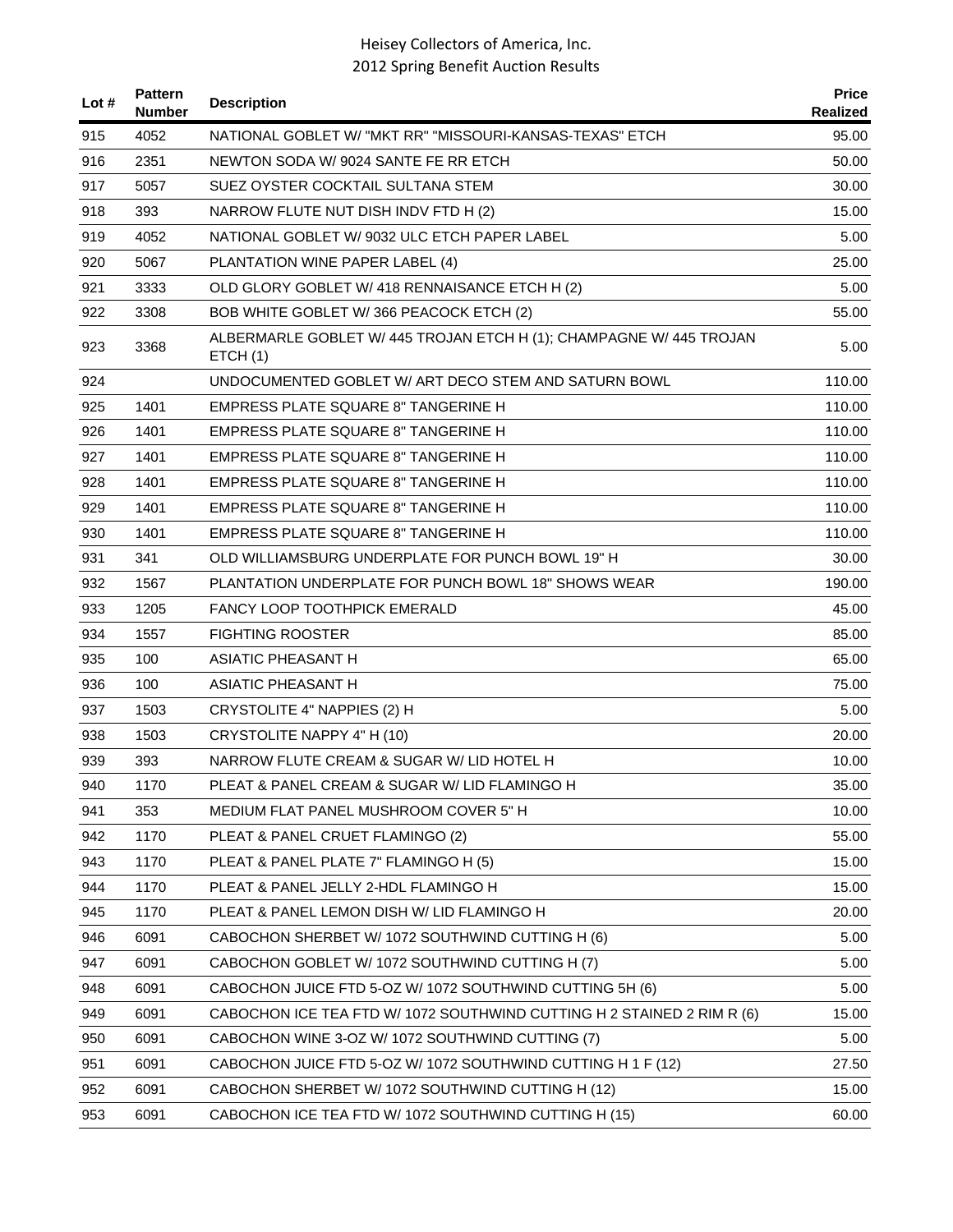| Lot # | Pattern Number | Description | Price Realized |
|---|---|---|---|
| 915 | 4052 | NATIONAL GOBLET W/ "MKT RR" "MISSOURI-KANSAS-TEXAS" ETCH | 95.00 |
| 916 | 2351 | NEWTON SODA W/ 9024 SANTE FE RR ETCH | 50.00 |
| 917 | 5057 | SUEZ OYSTER COCKTAIL SULTANA STEM | 30.00 |
| 918 | 393 | NARROW FLUTE NUT DISH INDV FTD H (2) | 15.00 |
| 919 | 4052 | NATIONAL GOBLET W/ 9032 ULC ETCH PAPER LABEL | 5.00 |
| 920 | 5067 | PLANTATION WINE PAPER LABEL (4) | 25.00 |
| 921 | 3333 | OLD GLORY GOBLET W/ 418 RENNAISANCE ETCH H (2) | 5.00 |
| 922 | 3308 | BOB WHITE GOBLET W/ 366 PEACOCK ETCH (2) | 55.00 |
| 923 | 3368 | ALBERMARLE GOBLET W/ 445 TROJAN ETCH H (1); CHAMPAGNE W/ 445 TROJAN ETCH (1) | 5.00 |
| 924 | | UNDOCUMENTED GOBLET W/ ART DECO STEM AND SATURN BOWL | 110.00 |
| 925 | 1401 | EMPRESS PLATE SQUARE 8" TANGERINE H | 110.00 |
| 926 | 1401 | EMPRESS PLATE SQUARE 8" TANGERINE H | 110.00 |
| 927 | 1401 | EMPRESS PLATE SQUARE 8" TANGERINE H | 110.00 |
| 928 | 1401 | EMPRESS PLATE SQUARE 8" TANGERINE H | 110.00 |
| 929 | 1401 | EMPRESS PLATE SQUARE 8" TANGERINE H | 110.00 |
| 930 | 1401 | EMPRESS PLATE SQUARE 8" TANGERINE H | 110.00 |
| 931 | 341 | OLD WILLIAMSBURG UNDERPLATE FOR PUNCH BOWL 19" H | 30.00 |
| 932 | 1567 | PLANTATION UNDERPLATE FOR PUNCH BOWL 18" SHOWS WEAR | 190.00 |
| 933 | 1205 | FANCY LOOP TOOTHPICK EMERALD | 45.00 |
| 934 | 1557 | FIGHTING ROOSTER | 85.00 |
| 935 | 100 | ASIATIC PHEASANT H | 65.00 |
| 936 | 100 | ASIATIC PHEASANT H | 75.00 |
| 937 | 1503 | CRYSTOLITE 4" NAPPIES (2) H | 5.00 |
| 938 | 1503 | CRYSTOLITE NAPPY 4" H (10) | 20.00 |
| 939 | 393 | NARROW FLUTE CREAM & SUGAR W/ LID HOTEL H | 10.00 |
| 940 | 1170 | PLEAT & PANEL CREAM & SUGAR W/ LID FLAMINGO H | 35.00 |
| 941 | 353 | MEDIUM FLAT PANEL MUSHROOM COVER 5" H | 10.00 |
| 942 | 1170 | PLEAT & PANEL CRUET FLAMINGO (2) | 55.00 |
| 943 | 1170 | PLEAT & PANEL PLATE 7" FLAMINGO H (5) | 15.00 |
| 944 | 1170 | PLEAT & PANEL JELLY 2-HDL FLAMINGO H | 15.00 |
| 945 | 1170 | PLEAT & PANEL LEMON DISH W/ LID FLAMINGO H | 20.00 |
| 946 | 6091 | CABOCHON SHERBET W/ 1072 SOUTHWIND CUTTING H (6) | 5.00 |
| 947 | 6091 | CABOCHON GOBLET W/ 1072 SOUTHWIND CUTTING H (7) | 5.00 |
| 948 | 6091 | CABOCHON JUICE FTD 5-OZ W/ 1072 SOUTHWIND CUTTING 5H (6) | 5.00 |
| 949 | 6091 | CABOCHON ICE TEA FTD W/ 1072 SOUTHWIND CUTTING H 2 STAINED 2 RIM R (6) | 15.00 |
| 950 | 6091 | CABOCHON WINE 3-OZ W/ 1072 SOUTHWIND CUTTING (7) | 5.00 |
| 951 | 6091 | CABOCHON JUICE FTD 5-OZ W/ 1072 SOUTHWIND CUTTING H 1 F (12) | 27.50 |
| 952 | 6091 | CABOCHON SHERBET W/ 1072 SOUTHWIND CUTTING H (12) | 15.00 |
| 953 | 6091 | CABOCHON ICE TEA FTD W/ 1072 SOUTHWIND CUTTING H (15) | 60.00 |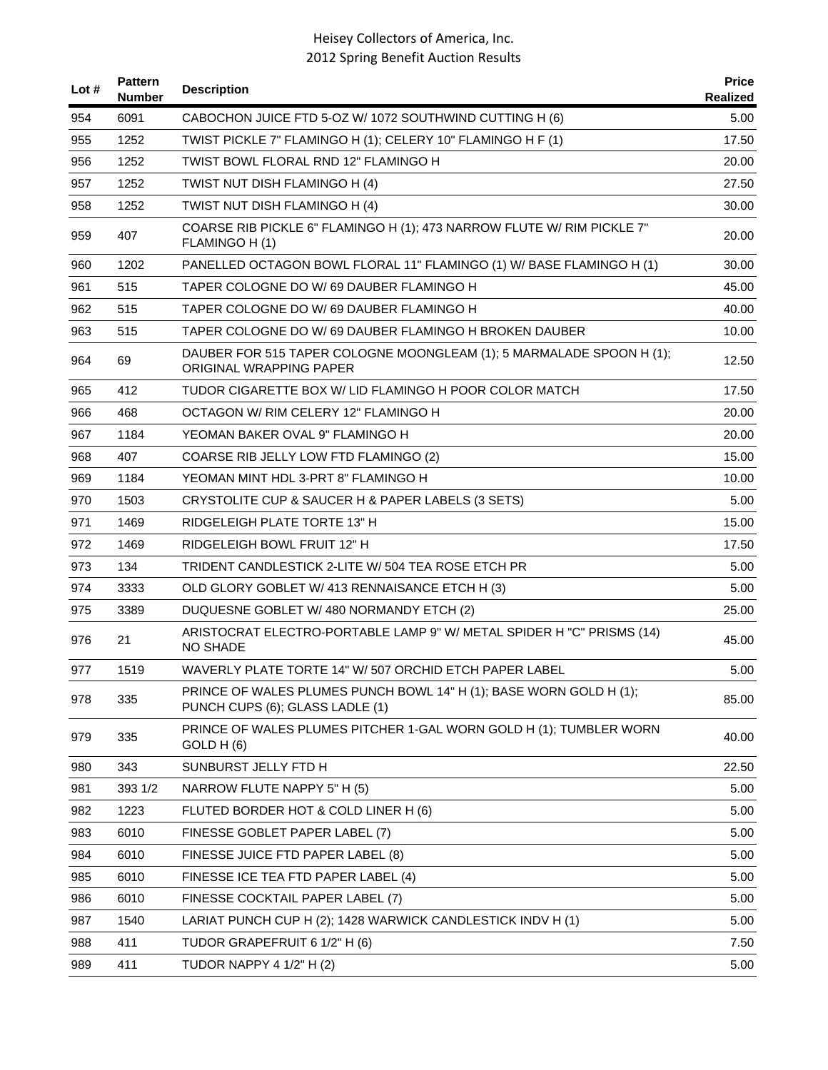# Heisey Collectors of America, Inc.
## 2012 Spring Benefit Auction Results

| Lot # | Pattern Number | Description | Price Realized |
|---|---|---|---|
| 954 | 6091 | CABOCHON JUICE FTD 5-OZ W/ 1072 SOUTHWIND CUTTING H (6) | 5.00 |
| 955 | 1252 | TWIST PICKLE 7" FLAMINGO H (1); CELERY 10" FLAMINGO H F (1) | 17.50 |
| 956 | 1252 | TWIST BOWL FLORAL RND 12" FLAMINGO H | 20.00 |
| 957 | 1252 | TWIST NUT DISH FLAMINGO H (4) | 27.50 |
| 958 | 1252 | TWIST NUT DISH FLAMINGO H (4) | 30.00 |
| 959 | 407 | COARSE RIB PICKLE 6" FLAMINGO H (1); 473 NARROW FLUTE W/ RIM PICKLE 7" FLAMINGO H (1) | 20.00 |
| 960 | 1202 | PANELLED OCTAGON BOWL FLORAL 11" FLAMINGO (1) W/ BASE FLAMINGO H (1) | 30.00 |
| 961 | 515 | TAPER COLOGNE DO W/ 69 DAUBER FLAMINGO H | 45.00 |
| 962 | 515 | TAPER COLOGNE DO W/ 69 DAUBER FLAMINGO H | 40.00 |
| 963 | 515 | TAPER COLOGNE DO W/ 69 DAUBER FLAMINGO H BROKEN DAUBER | 10.00 |
| 964 | 69 | DAUBER FOR 515 TAPER COLOGNE MOONGLEAM (1); 5 MARMALADE SPOON H (1); ORIGINAL WRAPPING PAPER | 12.50 |
| 965 | 412 | TUDOR CIGARETTE BOX W/ LID FLAMINGO H POOR COLOR MATCH | 17.50 |
| 966 | 468 | OCTAGON W/ RIM CELERY 12" FLAMINGO H | 20.00 |
| 967 | 1184 | YEOMAN BAKER OVAL 9" FLAMINGO H | 20.00 |
| 968 | 407 | COARSE RIB JELLY LOW FTD FLAMINGO (2) | 15.00 |
| 969 | 1184 | YEOMAN MINT HDL 3-PRT 8" FLAMINGO H | 10.00 |
| 970 | 1503 | CRYSTOLITE CUP & SAUCER H & PAPER LABELS (3 SETS) | 5.00 |
| 971 | 1469 | RIDGELEIGH PLATE TORTE 13" H | 15.00 |
| 972 | 1469 | RIDGELEIGH BOWL FRUIT 12" H | 17.50 |
| 973 | 134 | TRIDENT CANDLESTICK 2-LITE W/ 504 TEA ROSE ETCH PR | 5.00 |
| 974 | 3333 | OLD GLORY GOBLET W/ 413 RENNAISANCE ETCH H (3) | 5.00 |
| 975 | 3389 | DUQUESNE GOBLET W/ 480 NORMANDY ETCH (2) | 25.00 |
| 976 | 21 | ARISTOCRAT ELECTRO-PORTABLE LAMP 9" W/ METAL SPIDER H "C" PRISMS (14) NO SHADE | 45.00 |
| 977 | 1519 | WAVERLY PLATE TORTE 14" W/ 507 ORCHID ETCH PAPER LABEL | 5.00 |
| 978 | 335 | PRINCE OF WALES PLUMES PUNCH BOWL 14" H (1); BASE WORN GOLD H (1); PUNCH CUPS (6); GLASS LADLE (1) | 85.00 |
| 979 | 335 | PRINCE OF WALES PLUMES PITCHER 1-GAL WORN GOLD H (1); TUMBLER WORN GOLD H (6) | 40.00 |
| 980 | 343 | SUNBURST JELLY FTD H | 22.50 |
| 981 | 393 1/2 | NARROW FLUTE NAPPY 5" H (5) | 5.00 |
| 982 | 1223 | FLUTED BORDER HOT & COLD LINER H (6) | 5.00 |
| 983 | 6010 | FINESSE GOBLET PAPER LABEL (7) | 5.00 |
| 984 | 6010 | FINESSE JUICE FTD PAPER LABEL (8) | 5.00 |
| 985 | 6010 | FINESSE ICE TEA FTD PAPER LABEL (4) | 5.00 |
| 986 | 6010 | FINESSE COCKTAIL PAPER LABEL (7) | 5.00 |
| 987 | 1540 | LARIAT PUNCH CUP H (2); 1428 WARWICK CANDLESTICK INDV H (1) | 5.00 |
| 988 | 411 | TUDOR GRAPEFRUIT 6 1/2" H (6) | 7.50 |
| 989 | 411 | TUDOR NAPPY 4 1/2" H (2) | 5.00 |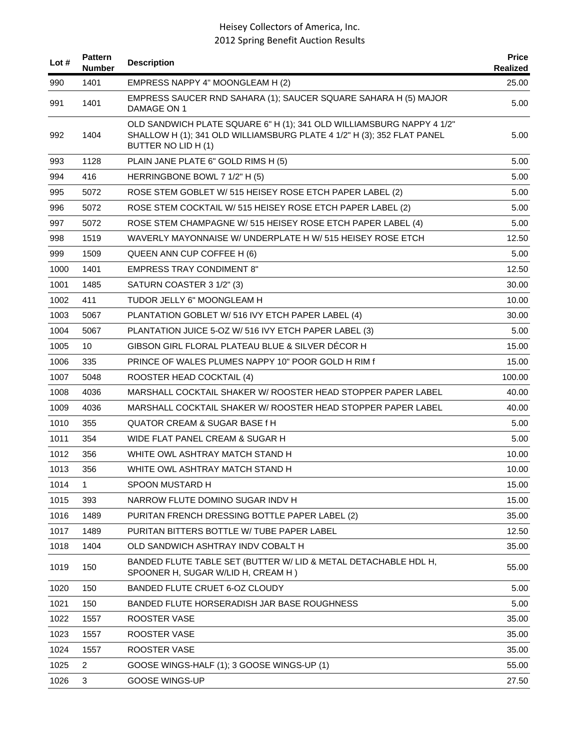| Lot # | Pattern Number | Description | Price Realized |
|---|---|---|---|
| 990 | 1401 | EMPRESS NAPPY 4" MOONGLEAM H (2) | 25.00 |
| 991 | 1401 | EMPRESS SAUCER RND SAHARA (1); SAUCER SQUARE SAHARA H (5) MAJOR DAMAGE ON 1 | 5.00 |
| 992 | 1404 | OLD SANDWICH PLATE SQUARE 6" H (1); 341 OLD WILLIAMSBURG NAPPY 4 1/2" SHALLOW H (1); 341 OLD WILLIAMSBURG PLATE 4 1/2" H (3); 352 FLAT PANEL BUTTER NO LID H (1) | 5.00 |
| 993 | 1128 | PLAIN JANE PLATE 6" GOLD RIMS H (5) | 5.00 |
| 994 | 416 | HERRINGBONE BOWL 7 1/2" H (5) | 5.00 |
| 995 | 5072 | ROSE STEM GOBLET W/ 515 HEISEY ROSE ETCH PAPER LABEL (2) | 5.00 |
| 996 | 5072 | ROSE STEM COCKTAIL W/ 515 HEISEY ROSE ETCH PAPER LABEL (2) | 5.00 |
| 997 | 5072 | ROSE STEM CHAMPAGNE W/ 515 HEISEY ROSE ETCH PAPER LABEL (4) | 5.00 |
| 998 | 1519 | WAVERLY MAYONNAISE W/ UNDERPLATE H W/ 515 HEISEY ROSE ETCH | 12.50 |
| 999 | 1509 | QUEEN ANN CUP COFFEE H (6) | 5.00 |
| 1000 | 1401 | EMPRESS TRAY CONDIMENT 8" | 12.50 |
| 1001 | 1485 | SATURN COASTER 3 1/2" (3) | 30.00 |
| 1002 | 411 | TUDOR JELLY 6" MOONGLEAM H | 10.00 |
| 1003 | 5067 | PLANTATION GOBLET W/ 516 IVY ETCH PAPER LABEL (4) | 30.00 |
| 1004 | 5067 | PLANTATION JUICE 5-OZ W/ 516 IVY ETCH PAPER LABEL (3) | 5.00 |
| 1005 | 10 | GIBSON GIRL FLORAL PLATEAU BLUE & SILVER DÉCOR H | 15.00 |
| 1006 | 335 | PRINCE OF WALES PLUMES NAPPY 10" POOR GOLD H RIM f | 15.00 |
| 1007 | 5048 | ROOSTER HEAD COCKTAIL (4) | 100.00 |
| 1008 | 4036 | MARSHALL COCKTAIL SHAKER W/ ROOSTER HEAD STOPPER PAPER LABEL | 40.00 |
| 1009 | 4036 | MARSHALL COCKTAIL SHAKER W/ ROOSTER HEAD STOPPER PAPER LABEL | 40.00 |
| 1010 | 355 | QUATOR CREAM & SUGAR BASE f H | 5.00 |
| 1011 | 354 | WIDE FLAT PANEL CREAM & SUGAR H | 5.00 |
| 1012 | 356 | WHITE OWL ASHTRAY MATCH STAND H | 10.00 |
| 1013 | 356 | WHITE OWL ASHTRAY MATCH STAND H | 10.00 |
| 1014 | 1 | SPOON MUSTARD H | 15.00 |
| 1015 | 393 | NARROW FLUTE DOMINO SUGAR INDV H | 15.00 |
| 1016 | 1489 | PURITAN FRENCH DRESSING BOTTLE PAPER LABEL (2) | 35.00 |
| 1017 | 1489 | PURITAN BITTERS BOTTLE W/ TUBE PAPER LABEL | 12.50 |
| 1018 | 1404 | OLD SANDWICH ASHTRAY INDV COBALT H | 35.00 |
| 1019 | 150 | BANDED FLUTE TABLE SET (BUTTER W/ LID & METAL DETACHABLE HDL H, SPOONER H, SUGAR W/LID H, CREAM H ) | 55.00 |
| 1020 | 150 | BANDED FLUTE CRUET 6-OZ CLOUDY | 5.00 |
| 1021 | 150 | BANDED FLUTE HORSERADISH JAR BASE ROUGHNESS | 5.00 |
| 1022 | 1557 | ROOSTER VASE | 35.00 |
| 1023 | 1557 | ROOSTER VASE | 35.00 |
| 1024 | 1557 | ROOSTER VASE | 35.00 |
| 1025 | 2 | GOOSE WINGS-HALF (1); 3 GOOSE WINGS-UP (1) | 55.00 |
| 1026 | 3 | GOOSE WINGS-UP | 27.50 |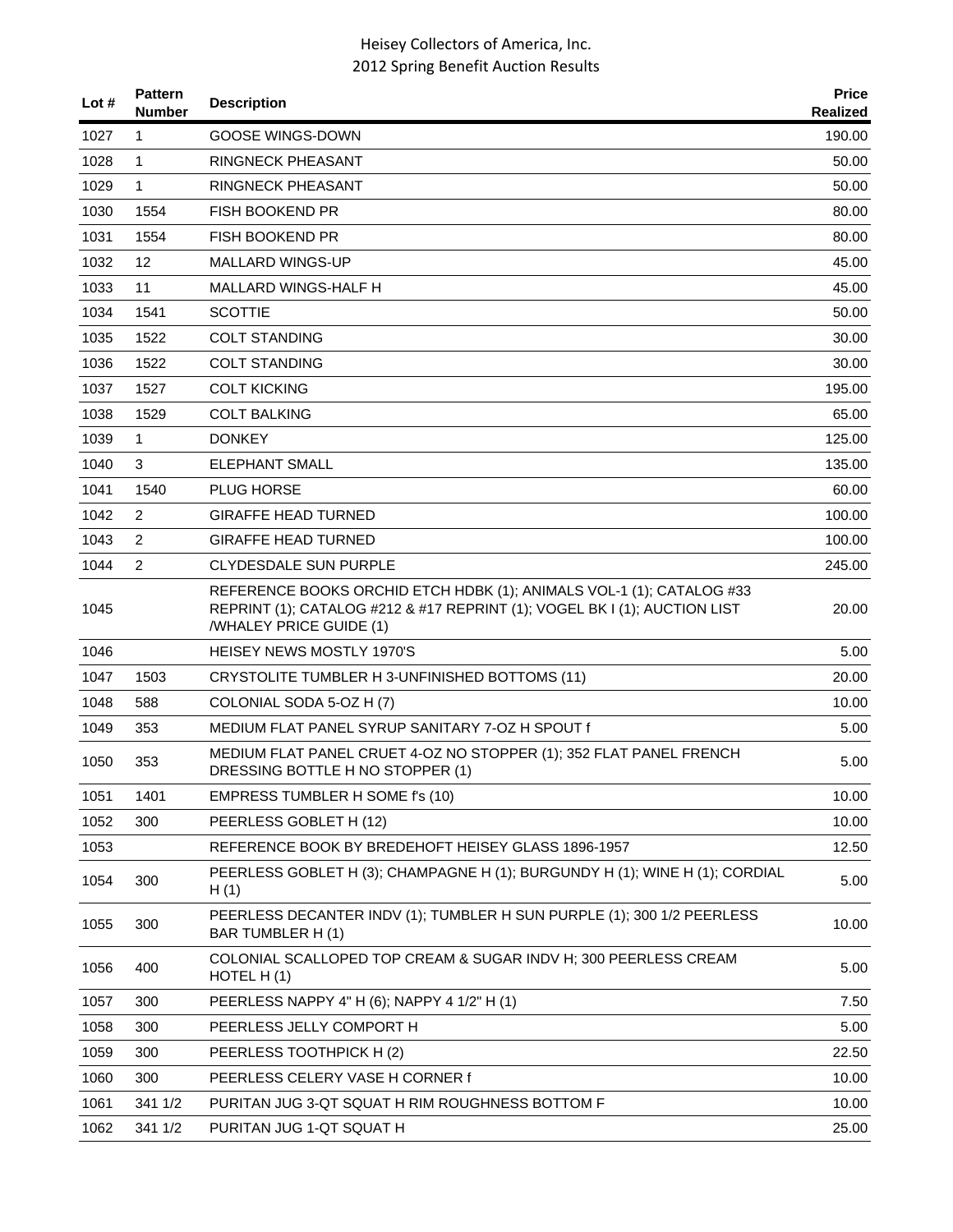| Lot # | Pattern Number | Description | Price Realized |
|---|---|---|---|
| 1027 | 1 | GOOSE WINGS-DOWN | 190.00 |
| 1028 | 1 | RINGNECK PHEASANT | 50.00 |
| 1029 | 1 | RINGNECK PHEASANT | 50.00 |
| 1030 | 1554 | FISH BOOKEND PR | 80.00 |
| 1031 | 1554 | FISH BOOKEND PR | 80.00 |
| 1032 | 12 | MALLARD WINGS-UP | 45.00 |
| 1033 | 11 | MALLARD WINGS-HALF H | 45.00 |
| 1034 | 1541 | SCOTTIE | 50.00 |
| 1035 | 1522 | COLT STANDING | 30.00 |
| 1036 | 1522 | COLT STANDING | 30.00 |
| 1037 | 1527 | COLT KICKING | 195.00 |
| 1038 | 1529 | COLT BALKING | 65.00 |
| 1039 | 1 | DONKEY | 125.00 |
| 1040 | 3 | ELEPHANT SMALL | 135.00 |
| 1041 | 1540 | PLUG HORSE | 60.00 |
| 1042 | 2 | GIRAFFE HEAD TURNED | 100.00 |
| 1043 | 2 | GIRAFFE HEAD TURNED | 100.00 |
| 1044 | 2 | CLYDESDALE SUN PURPLE | 245.00 |
| 1045 | | REFERENCE BOOKS ORCHID ETCH HDBK (1); ANIMALS VOL-1 (1); CATALOG #33 REPRINT (1); CATALOG #212 & #17 REPRINT (1); VOGEL BK I (1); AUCTION LIST /WHALEY PRICE GUIDE (1) | 20.00 |
| 1046 | | HEISEY NEWS MOSTLY 1970'S | 5.00 |
| 1047 | 1503 | CRYSTOLITE TUMBLER H 3-UNFINISHED BOTTOMS (11) | 20.00 |
| 1048 | 588 | COLONIAL SODA 5-OZ H (7) | 10.00 |
| 1049 | 353 | MEDIUM FLAT PANEL SYRUP SANITARY 7-OZ H SPOUT f | 5.00 |
| 1050 | 353 | MEDIUM FLAT PANEL CRUET 4-OZ NO STOPPER (1); 352 FLAT PANEL FRENCH DRESSING BOTTLE H NO STOPPER (1) | 5.00 |
| 1051 | 1401 | EMPRESS TUMBLER H SOME f's (10) | 10.00 |
| 1052 | 300 | PEERLESS GOBLET H (12) | 10.00 |
| 1053 | | REFERENCE BOOK BY BREDEHOFT HEISEY GLASS 1896-1957 | 12.50 |
| 1054 | 300 | PEERLESS GOBLET H (3); CHAMPAGNE H (1); BURGUNDY H (1); WINE H (1); CORDIAL H (1) | 5.00 |
| 1055 | 300 | PEERLESS DECANTER INDV (1); TUMBLER H SUN PURPLE (1); 300 1/2 PEERLESS BAR TUMBLER H (1) | 10.00 |
| 1056 | 400 | COLONIAL SCALLOPED TOP CREAM & SUGAR INDV H; 300 PEERLESS CREAM HOTEL H (1) | 5.00 |
| 1057 | 300 | PEERLESS NAPPY 4" H (6); NAPPY 4 1/2" H (1) | 7.50 |
| 1058 | 300 | PEERLESS JELLY COMPORT H | 5.00 |
| 1059 | 300 | PEERLESS TOOTHPICK H (2) | 22.50 |
| 1060 | 300 | PEERLESS CELERY VASE H CORNER f | 10.00 |
| 1061 | 341 1/2 | PURITAN JUG 3-QT SQUAT H RIM ROUGHNESS BOTTOM F | 10.00 |
| 1062 | 341 1/2 | PURITAN JUG 1-QT SQUAT H | 25.00 |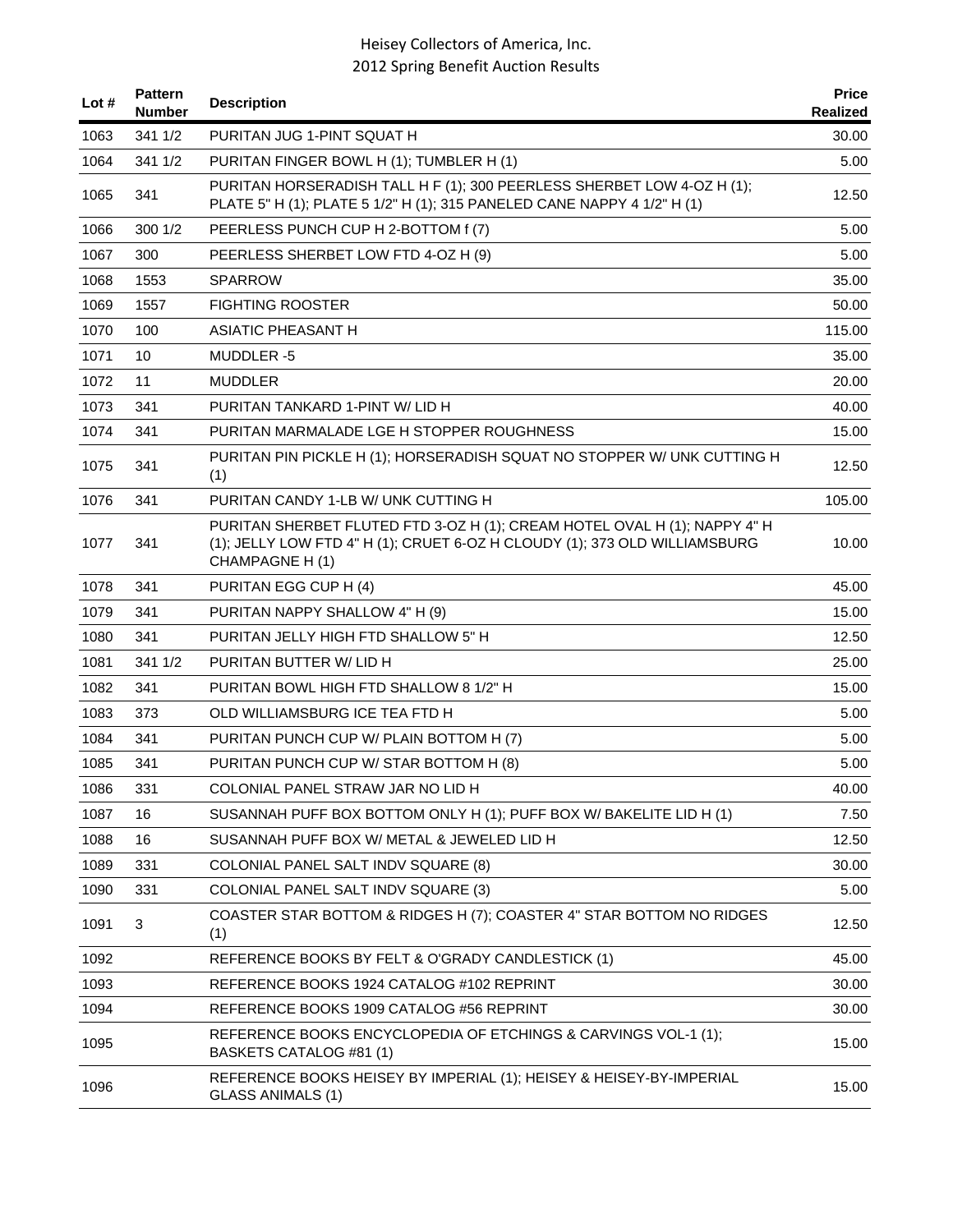| Lot # | Pattern Number | Description | Price Realized |
|---|---|---|---|
| 1063 | 341 1/2 | PURITAN JUG 1-PINT SQUAT H | 30.00 |
| 1064 | 341 1/2 | PURITAN FINGER BOWL H (1); TUMBLER H (1) | 5.00 |
| 1065 | 341 | PURITAN HORSERADISH TALL H F (1); 300 PEERLESS SHERBET LOW 4-OZ H (1); PLATE 5" H (1); PLATE 5 1/2" H (1); 315 PANELED CANE NAPPY 4 1/2" H (1) | 12.50 |
| 1066 | 300 1/2 | PEERLESS PUNCH CUP H 2-BOTTOM f (7) | 5.00 |
| 1067 | 300 | PEERLESS SHERBET LOW FTD 4-OZ H (9) | 5.00 |
| 1068 | 1553 | SPARROW | 35.00 |
| 1069 | 1557 | FIGHTING ROOSTER | 50.00 |
| 1070 | 100 | ASIATIC PHEASANT H | 115.00 |
| 1071 | 10 | MUDDLER -5 | 35.00 |
| 1072 | 11 | MUDDLER | 20.00 |
| 1073 | 341 | PURITAN TANKARD 1-PINT W/ LID H | 40.00 |
| 1074 | 341 | PURITAN MARMALADE LGE H STOPPER ROUGHNESS | 15.00 |
| 1075 | 341 | PURITAN PIN PICKLE H (1); HORSERADISH SQUAT NO STOPPER W/ UNK CUTTING H (1) | 12.50 |
| 1076 | 341 | PURITAN CANDY 1-LB W/ UNK CUTTING H | 105.00 |
| 1077 | 341 | PURITAN SHERBET FLUTED FTD 3-OZ H (1); CREAM HOTEL OVAL H (1); NAPPY 4" H (1); JELLY LOW FTD 4" H (1); CRUET 6-OZ H CLOUDY (1); 373 OLD WILLIAMSBURG CHAMPAGNE H (1) | 10.00 |
| 1078 | 341 | PURITAN EGG CUP H (4) | 45.00 |
| 1079 | 341 | PURITAN NAPPY SHALLOW 4" H (9) | 15.00 |
| 1080 | 341 | PURITAN JELLY HIGH FTD SHALLOW 5" H | 12.50 |
| 1081 | 341 1/2 | PURITAN BUTTER W/ LID H | 25.00 |
| 1082 | 341 | PURITAN BOWL HIGH FTD SHALLOW 8 1/2" H | 15.00 |
| 1083 | 373 | OLD WILLIAMSBURG ICE TEA FTD H | 5.00 |
| 1084 | 341 | PURITAN PUNCH CUP W/ PLAIN BOTTOM H (7) | 5.00 |
| 1085 | 341 | PURITAN PUNCH CUP W/ STAR BOTTOM H (8) | 5.00 |
| 1086 | 331 | COLONIAL PANEL STRAW JAR NO LID H | 40.00 |
| 1087 | 16 | SUSANNAH PUFF BOX BOTTOM ONLY H (1); PUFF BOX W/ BAKELITE LID H (1) | 7.50 |
| 1088 | 16 | SUSANNAH PUFF BOX W/ METAL & JEWELED LID H | 12.50 |
| 1089 | 331 | COLONIAL PANEL SALT INDV SQUARE (8) | 30.00 |
| 1090 | 331 | COLONIAL PANEL SALT INDV SQUARE (3) | 5.00 |
| 1091 | 3 | COASTER STAR BOTTOM & RIDGES H (7); COASTER 4" STAR BOTTOM NO RIDGES (1) | 12.50 |
| 1092 | | REFERENCE BOOKS BY FELT & O'GRADY CANDLESTICK (1) | 45.00 |
| 1093 | | REFERENCE BOOKS 1924 CATALOG #102 REPRINT | 30.00 |
| 1094 | | REFERENCE BOOKS 1909 CATALOG #56 REPRINT | 30.00 |
| 1095 | | REFERENCE BOOKS ENCYCLOPEDIA OF ETCHINGS & CARVINGS VOL-1 (1); BASKETS CATALOG #81 (1) | 15.00 |
| 1096 | | REFERENCE BOOKS HEISEY BY IMPERIAL (1); HEISEY & HEISEY-BY-IMPERIAL GLASS ANIMALS (1) | 15.00 |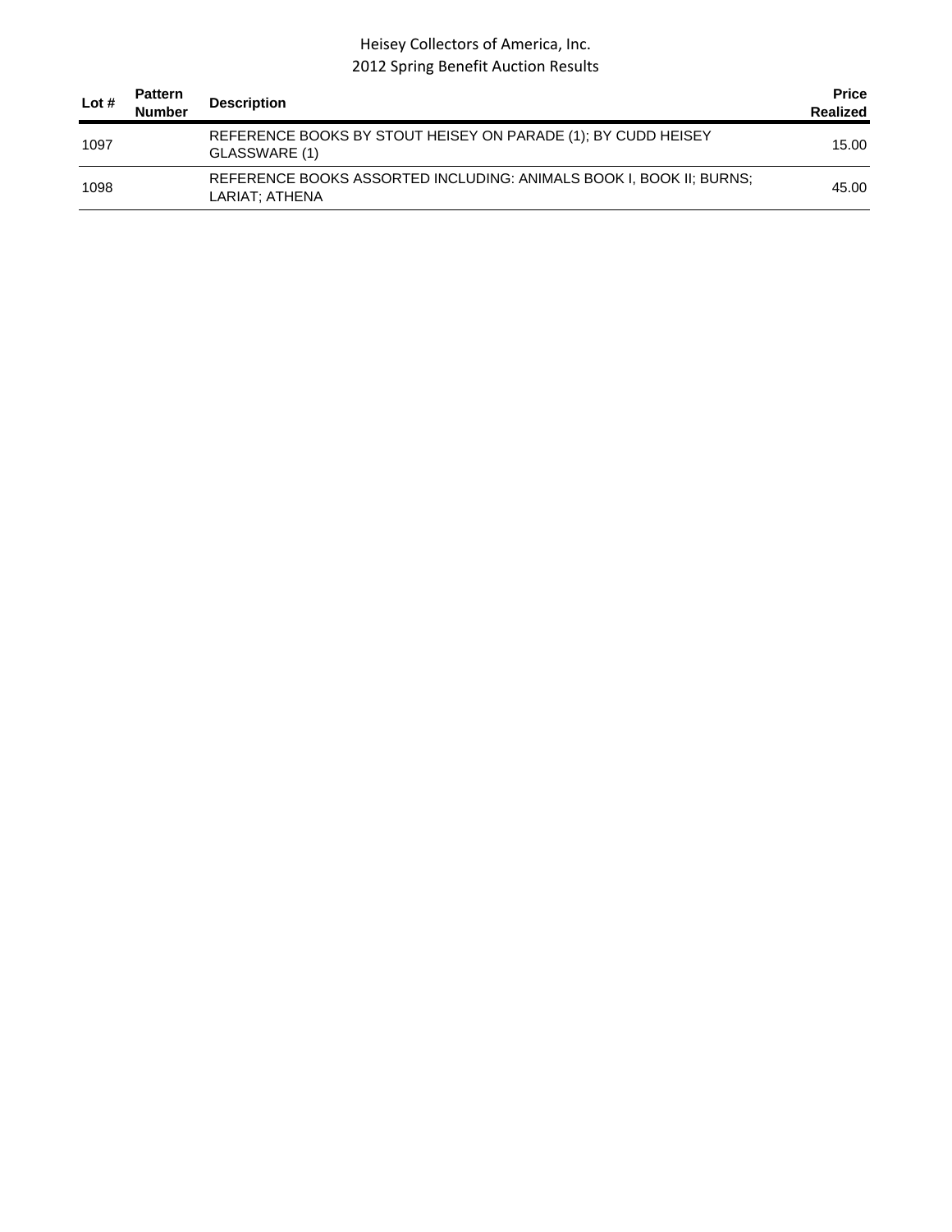| Lot # | Pattern Number | Description | Price Realized |
|---|---|---|---|
| 1097 | | REFERENCE BOOKS BY STOUT HEISEY ON PARADE (1); BY CUDD HEISEY GLASSWARE (1) | 15.00 |
| 1098 | | REFERENCE BOOKS ASSORTED INCLUDING: ANIMALS BOOK I, BOOK II; BURNS; LARIAT; ATHENA | 45.00 |